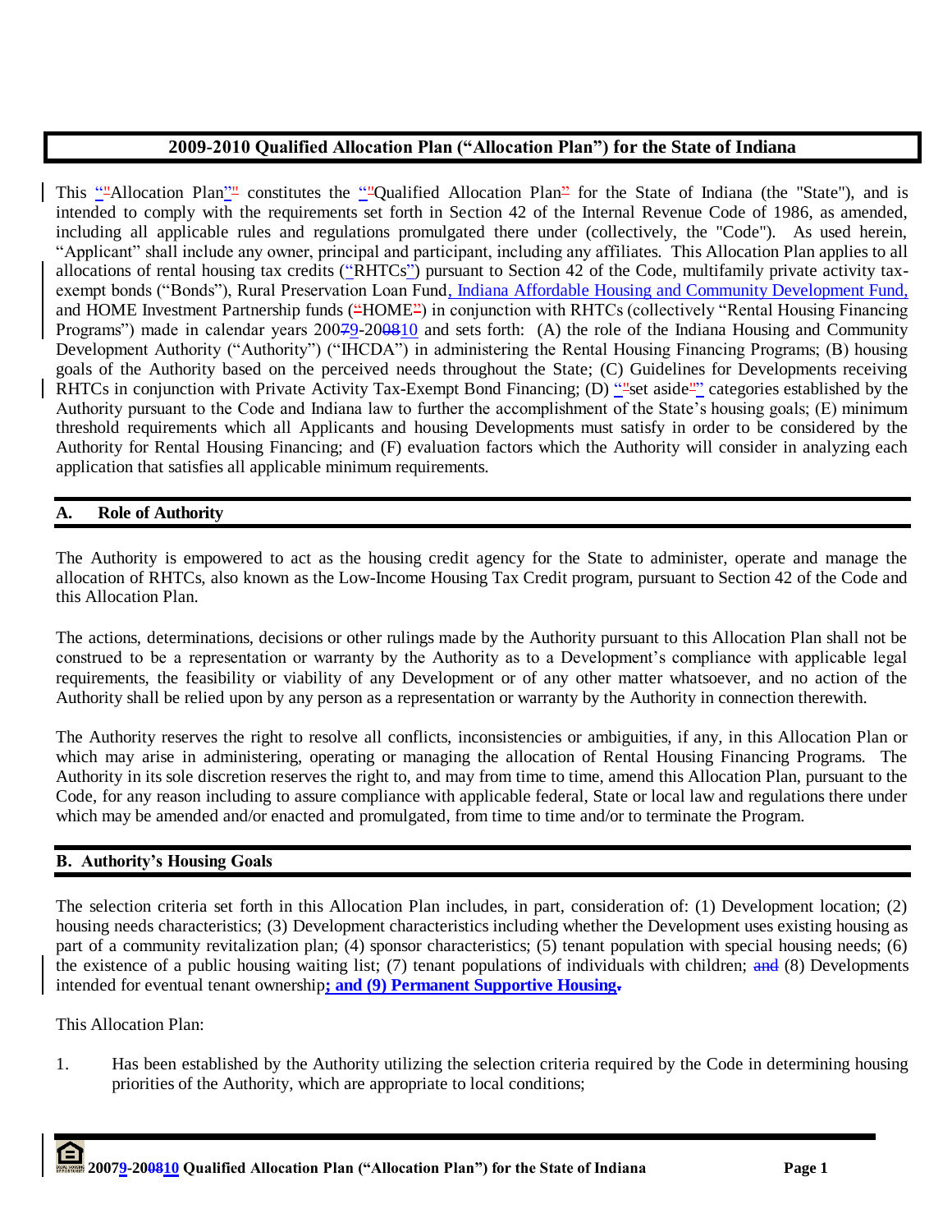# 2009-2010 Qualified Allocation Plan ("Allocation Plan") for the State of Indiana

This "Allocation Plan" constitutes the "Qualified Allocation Plan" for the State of Indiana (the "State"), and is intended to comply with the requirements set forth in Section 42 of the Internal Revenue Code of 1986, as amended, including all applicable rules and regulations promulgated there under (collectively, the "Code"). As used herein, "Applicant" shall include any owner, principal and participant, including any affiliates. This Allocation Plan applies to all allocations of rental housing tax credits ("RHTCs") pursuant to Section 42 of the Code, multifamily private activity tax-exempt bonds ("Bonds"), Rural Preservation Loan Fund, Indiana Affordable Housing and Community Development Fund, and HOME Investment Partnership funds ("HOME") in conjunction with RHTCs (collectively "Rental Housing Financing Programs") made in calendar years 2009-2010 and sets forth: (A) the role of the Indiana Housing and Community Development Authority ("Authority") ("IHCDA") in administering the Rental Housing Financing Programs; (B) housing goals of the Authority based on the perceived needs throughout the State; (C) Guidelines for Developments receiving RHTCs in conjunction with Private Activity Tax-Exempt Bond Financing; (D) "set aside" categories established by the Authority pursuant to the Code and Indiana law to further the accomplishment of the State's housing goals; (E) minimum threshold requirements which all Applicants and housing Developments must satisfy in order to be considered by the Authority for Rental Housing Financing; and (F) evaluation factors which the Authority will consider in analyzing each application that satisfies all applicable minimum requirements.

## A. Role of Authority

The Authority is empowered to act as the housing credit agency for the State to administer, operate and manage the allocation of RHTCs, also known as the Low-Income Housing Tax Credit program, pursuant to Section 42 of the Code and this Allocation Plan.

The actions, determinations, decisions or other rulings made by the Authority pursuant to this Allocation Plan shall not be construed to be a representation or warranty by the Authority as to a Development's compliance with applicable legal requirements, the feasibility or viability of any Development or of any other matter whatsoever, and no action of the Authority shall be relied upon by any person as a representation or warranty by the Authority in connection therewith.

The Authority reserves the right to resolve all conflicts, inconsistencies or ambiguities, if any, in this Allocation Plan or which may arise in administering, operating or managing the allocation of Rental Housing Financing Programs. The Authority in its sole discretion reserves the right to, and may from time to time, amend this Allocation Plan, pursuant to the Code, for any reason including to assure compliance with applicable federal, State or local law and regulations there under which may be amended and/or enacted and promulgated, from time to time and/or to terminate the Program.

## B. Authority's Housing Goals

The selection criteria set forth in this Allocation Plan includes, in part, consideration of: (1) Development location; (2) housing needs characteristics; (3) Development characteristics including whether the Development uses existing housing as part of a community revitalization plan; (4) sponsor characteristics; (5) tenant population with special housing needs; (6) the existence of a public housing waiting list; (7) tenant populations of individuals with children; (8) Developments intended for eventual tenant ownership**; and (9) Permanent Supportive Housing**.

This Allocation Plan:

1. Has been established by the Authority utilizing the selection criteria required by the Code in determining housing priorities of the Authority, which are appropriate to local conditions;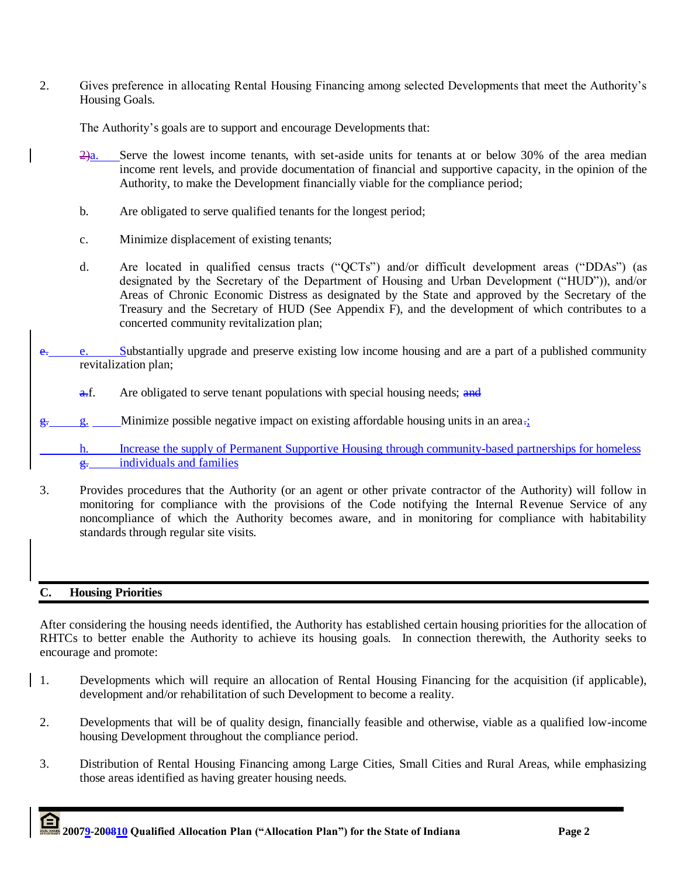2. Gives preference in allocating Rental Housing Financing among selected Developments that meet the Authority's Housing Goals.

   The Authority's goals are to support and encourage Developments that:

   a. Serve the lowest income tenants, with set-aside units for tenants at or below 30% of the area median income rent levels, and provide documentation of financial and supportive capacity, in the opinion of the Authority, to make the Development financially viable for the compliance period;

   b. Are obligated to serve qualified tenants for the longest period;

   c. Minimize displacement of existing tenants;

   d. Are located in qualified census tracts ("QCTs") and/or difficult development areas ("DDAs") (as designated by the Secretary of the Department of Housing and Urban Development ("HUD")), and/or Areas of Chronic Economic Distress as designated by the State and approved by the Secretary of the Treasury and the Secretary of HUD (See Appendix F), and the development of which contributes to a concerted community revitalization plan;

   e. Substantially upgrade and preserve existing low income housing and are a part of a published community revitalization plan;

   f. Are obligated to serve tenant populations with special housing needs;

   g. Minimize possible negative impact on existing affordable housing units in an area;

   h. Increase the supply of Permanent Supportive Housing through community-based partnerships for homeless individuals and families

3. Provides procedures that the Authority (or an agent or other private contractor of the Authority) will follow in monitoring for compliance with the provisions of the Code notifying the Internal Revenue Service of any noncompliance of which the Authority becomes aware, and in monitoring for compliance with habitability standards through regular site visits.

## C. Housing Priorities

After considering the housing needs identified, the Authority has established certain housing priorities for the allocation of RHTCs to better enable the Authority to achieve its housing goals. In connection therewith, the Authority seeks to encourage and promote:

1. Developments which will require an allocation of Rental Housing Financing for the acquisition (if applicable), development and/or rehabilitation of such Development to become a reality.

2. Developments that will be of quality design, financially feasible and otherwise, viable as a qualified low-income housing Development throughout the compliance period.

3. Distribution of Rental Housing Financing among Large Cities, Small Cities and Rural Areas, while emphasizing those areas identified as having greater housing needs.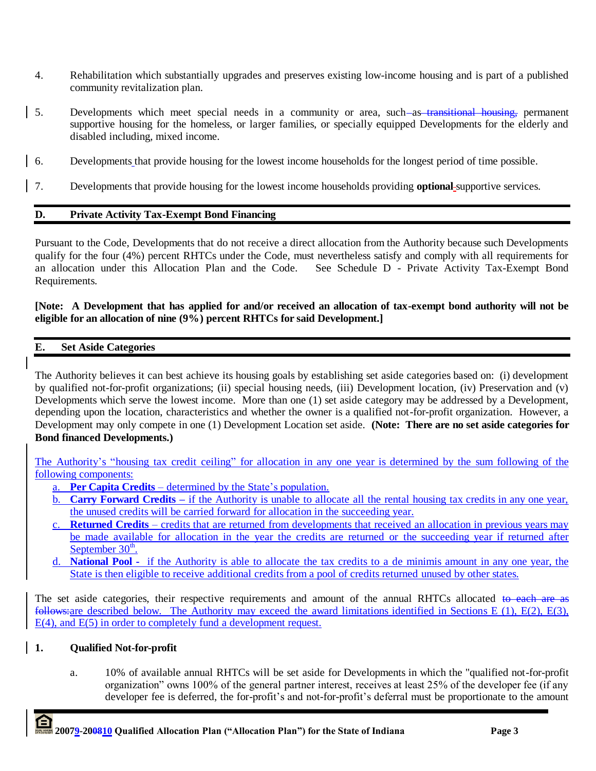4. Rehabilitation which substantially upgrades and preserves existing low-income housing and is part of a published community revitalization plan.

5. Developments which meet special needs in a community or area, such as ~~transitional housing,~~ permanent supportive housing for the homeless, or larger families, or specially equipped Developments for the elderly and disabled including, mixed income.

6. Developments that provide housing for the lowest income households for the longest period of time possible.

7. Developments that provide housing for the lowest income households providing **optional** supportive services.

## D. Private Activity Tax-Exempt Bond Financing

Pursuant to the Code, Developments that do not receive a direct allocation from the Authority because such Developments qualify for the four (4%) percent RHTCs under the Code, must nevertheless satisfy and comply with all requirements for an allocation under this Allocation Plan and the Code. See Schedule D - Private Activity Tax-Exempt Bond Requirements.

**[Note: A Development that has applied for and/or received an allocation of tax-exempt bond authority will not be eligible for an allocation of nine (9%) percent RHTCs for said Development.]**

## E. Set Aside Categories

The Authority believes it can best achieve its housing goals by establishing set aside categories based on: (i) development by qualified not-for-profit organizations; (ii) special housing needs, (iii) Development location, (iv) Preservation and (v) Developments which serve the lowest income. More than one (1) set aside category may be addressed by a Development, depending upon the location, characteristics and whether the owner is a qualified not-for-profit organization. However, a Development may only compete in one (1) Development Location set aside. **(Note: There are no set aside categories for Bond financed Developments.)**

The Authority's "housing tax credit ceiling" for allocation in any one year is determined by the sum following of the following components:

a. **Per Capita Credits** – determined by the State's population.
b. **Carry Forward Credits** – if the Authority is unable to allocate all the rental housing tax credits in any one year, the unused credits will be carried forward for allocation in the succeeding year.
c. **Returned Credits** – credits that are returned from developments that received an allocation in previous years may be made available for allocation in the year the credits are returned or the succeeding year if returned after September 30th.
d. **National Pool** - if the Authority is able to allocate the tax credits to a de minimis amount in any one year, the State is then eligible to receive additional credits from a pool of credits returned unused by other states.

The set aside categories, their respective requirements and amount of the annual RHTCs allocated ~~to each are as follows:~~ are described below. The Authority may exceed the award limitations identified in Sections E (1), E(2), E(3), E(4), and E(5) in order to completely fund a development request.

### 1. Qualified Not-for-profit

a. 10% of available annual RHTCs will be set aside for Developments in which the "qualified not-for-profit organization" owns 100% of the general partner interest, receives at least 25% of the developer fee (if any developer fee is deferred, the for-profit's and not-for-profit's deferral must be proportionate to the amount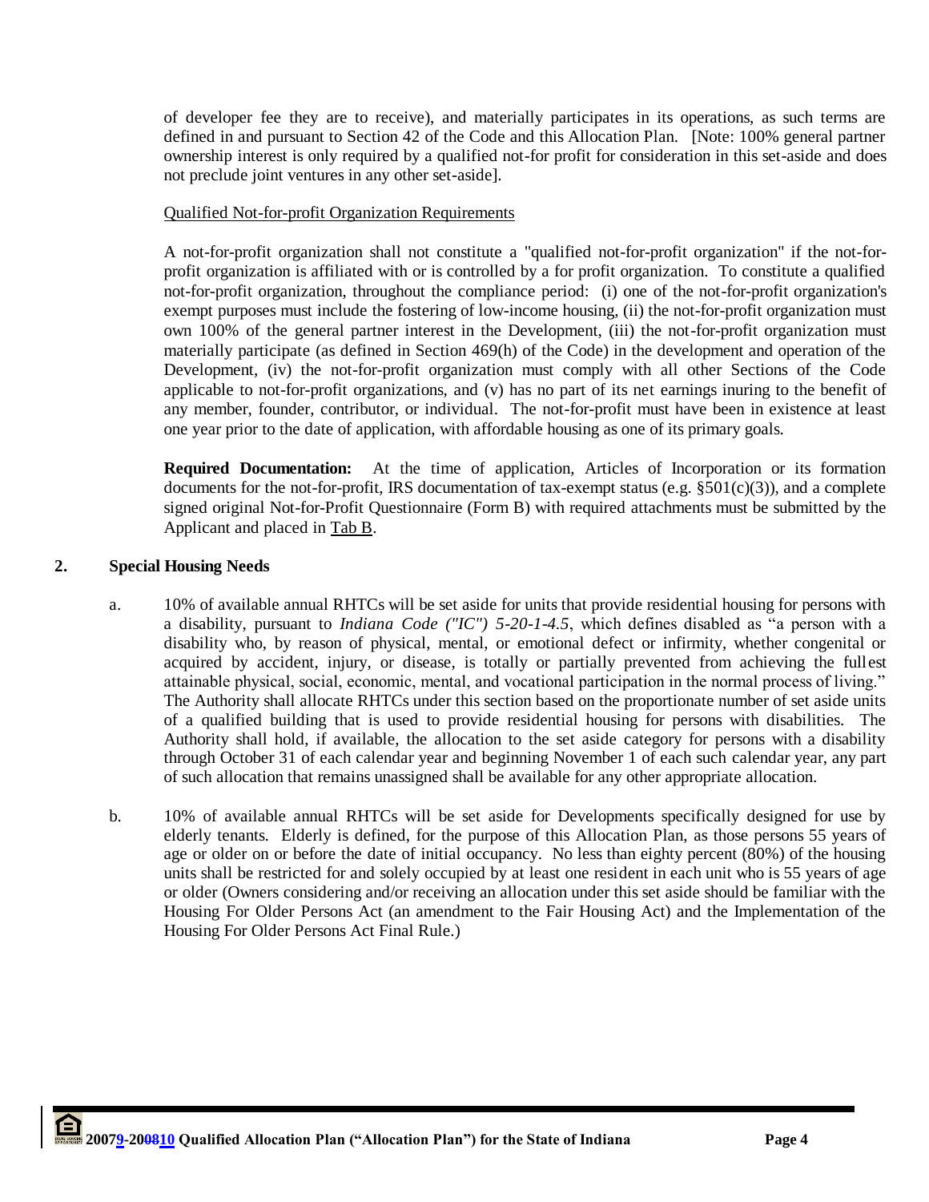of developer fee they are to receive), and materially participates in its operations, as such terms are defined in and pursuant to Section 42 of the Code and this Allocation Plan. [Note: 100% general partner ownership interest is only required by a qualified not-for profit for consideration in this set-aside and does not preclude joint ventures in any other set-aside].

Qualified Not-for-profit Organization Requirements

A not-for-profit organization shall not constitute a "qualified not-for-profit organization" if the not-for-profit organization is affiliated with or is controlled by a for profit organization. To constitute a qualified not-for-profit organization, throughout the compliance period: (i) one of the not-for-profit organization's exempt purposes must include the fostering of low-income housing, (ii) the not-for-profit organization must own 100% of the general partner interest in the Development, (iii) the not-for-profit organization must materially participate (as defined in Section 469(h) of the Code) in the development and operation of the Development, (iv) the not-for-profit organization must comply with all other Sections of the Code applicable to not-for-profit organizations, and (v) has no part of its net earnings inuring to the benefit of any member, founder, contributor, or individual. The not-for-profit must have been in existence at least one year prior to the date of application, with affordable housing as one of its primary goals.

**Required Documentation:** At the time of application, Articles of Incorporation or its formation documents for the not-for-profit, IRS documentation of tax-exempt status (e.g. §501(c)(3)), and a complete signed original Not-for-Profit Questionnaire (Form B) with required attachments must be submitted by the Applicant and placed in Tab B.

## 2. Special Housing Needs

a. 10% of available annual RHTCs will be set aside for units that provide residential housing for persons with a disability, pursuant to *Indiana Code ("IC") 5-20-1-4.5*, which defines disabled as "a person with a disability who, by reason of physical, mental, or emotional defect or infirmity, whether congenital or acquired by accident, injury, or disease, is totally or partially prevented from achieving the fullest attainable physical, social, economic, mental, and vocational participation in the normal process of living." The Authority shall allocate RHTCs under this section based on the proportionate number of set aside units of a qualified building that is used to provide residential housing for persons with disabilities. The Authority shall hold, if available, the allocation to the set aside category for persons with a disability through October 31 of each calendar year and beginning November 1 of each such calendar year, any part of such allocation that remains unassigned shall be available for any other appropriate allocation.

b. 10% of available annual RHTCs will be set aside for Developments specifically designed for use by elderly tenants. Elderly is defined, for the purpose of this Allocation Plan, as those persons 55 years of age or older on or before the date of initial occupancy. No less than eighty percent (80%) of the housing units shall be restricted for and solely occupied by at least one resident in each unit who is 55 years of age or older (Owners considering and/or receiving an allocation under this set aside should be familiar with the Housing For Older Persons Act (an amendment to the Fair Housing Act) and the Implementation of the Housing For Older Persons Act Final Rule.)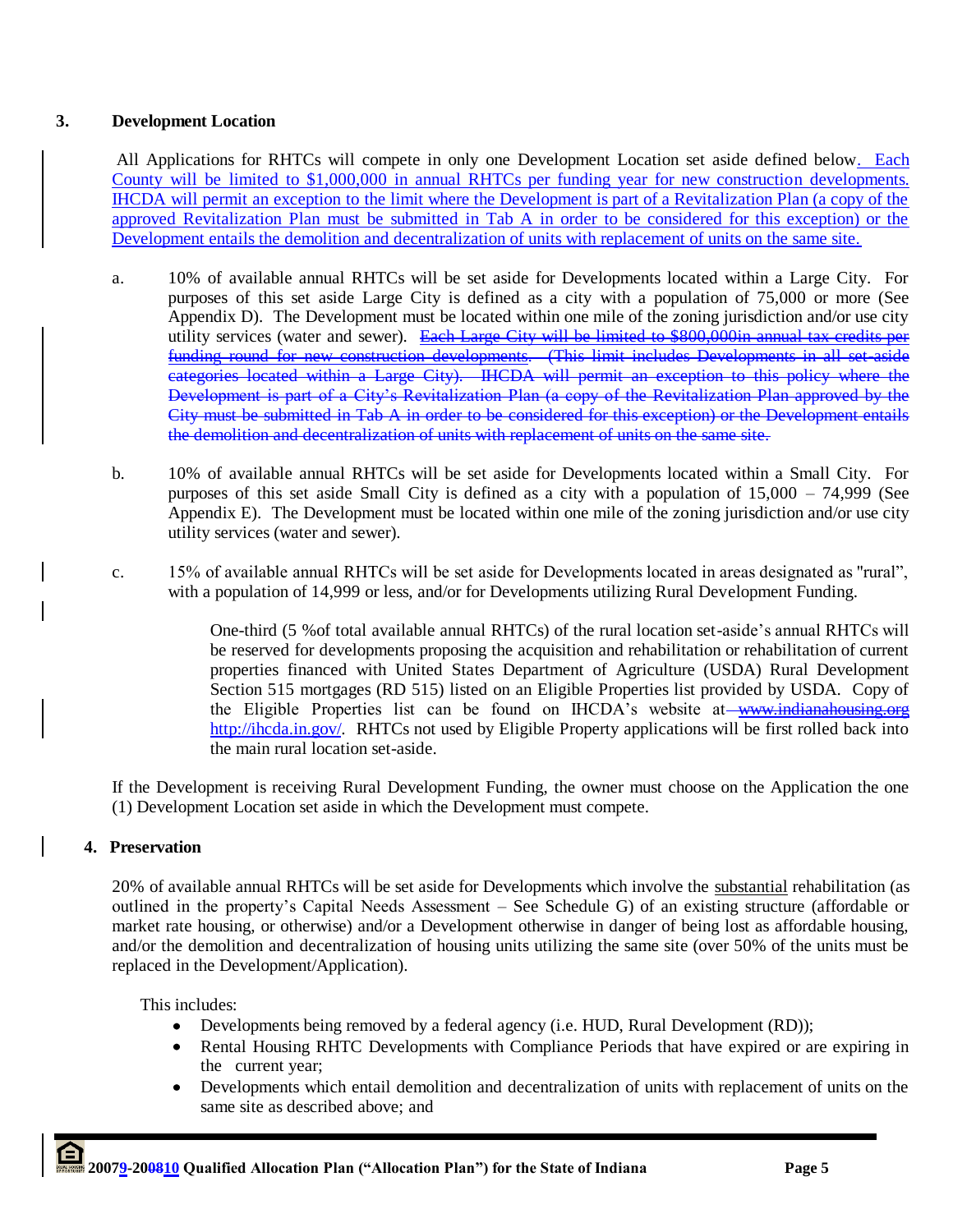### 3. Development Location

All Applications for RHTCs will compete in only one Development Location set aside defined below. Each County will be limited to $1,000,000 in annual RHTCs per funding year for new construction developments. IHCDA will permit an exception to the limit where the Development is part of a Revitalization Plan (a copy of the approved Revitalization Plan must be submitted in Tab A in order to be considered for this exception) or the Development entails the demolition and decentralization of units with replacement of units on the same site.

a. 10% of available annual RHTCs will be set aside for Developments located within a Large City. For purposes of this set aside Large City is defined as a city with a population of 75,000 or more (See Appendix D). The Development must be located within one mile of the zoning jurisdiction and/or use city utility services (water and sewer). ~~Each Large City will be limited to $800,000in annual tax credits per funding round for new construction developments. (This limit includes Developments in all set-aside categories located within a Large City). IHCDA will permit an exception to this policy where the Development is part of a City's Revitalization Plan (a copy of the Revitalization Plan approved by the City must be submitted in Tab A in order to be considered for this exception) or the Development entails the demolition and decentralization of units with replacement of units on the same site.~~

b. 10% of available annual RHTCs will be set aside for Developments located within a Small City. For purposes of this set aside Small City is defined as a city with a population of 15,000 – 74,999 (See Appendix E). The Development must be located within one mile of the zoning jurisdiction and/or use city utility services (water and sewer).

c. 15% of available annual RHTCs will be set aside for Developments located in areas designated as "rural", with a population of 14,999 or less, and/or for Developments utilizing Rural Development Funding.

   One-third (5 %of total available annual RHTCs) of the rural location set-aside's annual RHTCs will be reserved for developments proposing the acquisition and rehabilitation or rehabilitation of current properties financed with United States Department of Agriculture (USDA) Rural Development Section 515 mortgages (RD 515) listed on an Eligible Properties list provided by USDA. Copy of the Eligible Properties list can be found on IHCDA's website at ~~www.indianahousing.org~~ http://ihcda.in.gov/. RHTCs not used by Eligible Property applications will be first rolled back into the main rural location set-aside.

If the Development is receiving Rural Development Funding, the owner must choose on the Application the one (1) Development Location set aside in which the Development must compete.

### 4. Preservation

20% of available annual RHTCs will be set aside for Developments which involve the substantial rehabilitation (as outlined in the property's Capital Needs Assessment – See Schedule G) of an existing structure (affordable or market rate housing, or otherwise) and/or a Development otherwise in danger of being lost as affordable housing, and/or the demolition and decentralization of housing units utilizing the same site (over 50% of the units must be replaced in the Development/Application).

This includes:

- Developments being removed by a federal agency (i.e. HUD, Rural Development (RD));
- Rental Housing RHTC Developments with Compliance Periods that have expired or are expiring in the current year;
- Developments which entail demolition and decentralization of units with replacement of units on the same site as described above; and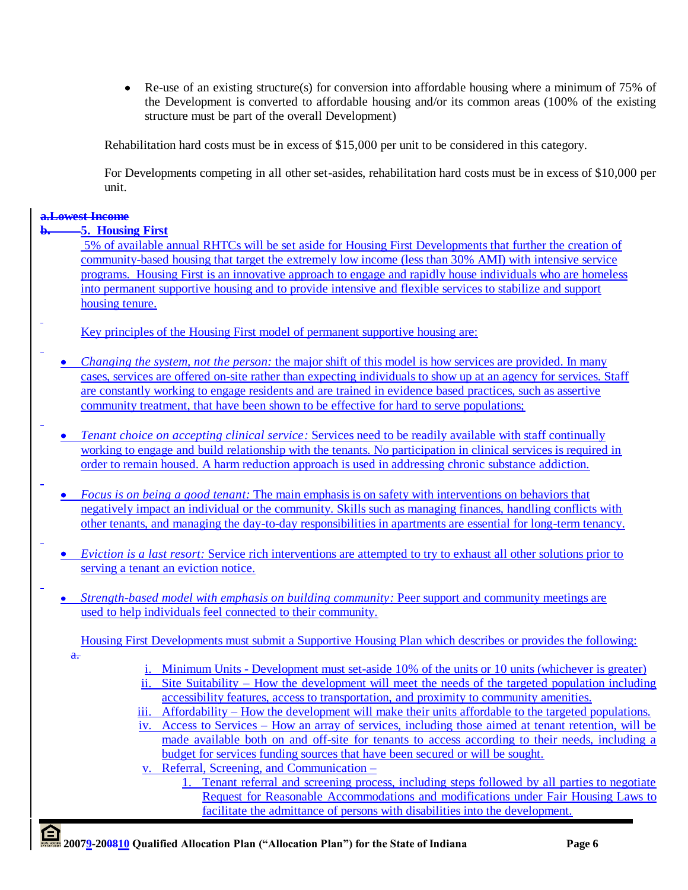- Re-use of an existing structure(s) for conversion into affordable housing where a minimum of 75% of the Development is converted to affordable housing and/or its common areas (100% of the existing structure must be part of the overall Development)

Rehabilitation hard costs must be in excess of $15,000 per unit to be considered in this category.

For Developments competing in all other set-asides, rehabilitation hard costs must be in excess of $10,000 per unit.

~~a.Lowest Income~~

~~b.~~ **5. Housing First**

5% of available annual RHTCs will be set aside for Housing First Developments that further the creation of community-based housing that target the extremely low income (less than 30% AMI) with intensive service programs. Housing First is an innovative approach to engage and rapidly house individuals who are homeless into permanent supportive housing and to provide intensive and flexible services to stabilize and support housing tenure.

Key principles of the Housing First model of permanent supportive housing are:

- *Changing the system, not the person:* the major shift of this model is how services are provided. In many cases, services are offered on-site rather than expecting individuals to show up at an agency for services. Staff are constantly working to engage residents and are trained in evidence based practices, such as assertive community treatment, that have been shown to be effective for hard to serve populations;

- *Tenant choice on accepting clinical service:* Services need to be readily available with staff continually working to engage and build relationship with the tenants. No participation in clinical services is required in order to remain housed. A harm reduction approach is used in addressing chronic substance addiction.

- *Focus is on being a good tenant:* The main emphasis is on safety with interventions on behaviors that negatively impact an individual or the community. Skills such as managing finances, handling conflicts with other tenants, and managing the day-to-day responsibilities in apartments are essential for long-term tenancy.

- *Eviction is a last resort:* Service rich interventions are attempted to try to exhaust all other solutions prior to serving a tenant an eviction notice.

- *Strength-based model with emphasis on building community:* Peer support and community meetings are used to help individuals feel connected to their community.

Housing First Developments must submit a Supportive Housing Plan which describes or provides the following:

~~a.~~

i. Minimum Units - Development must set-aside 10% of the units or 10 units (whichever is greater)

ii. Site Suitability – How the development will meet the needs of the targeted population including accessibility features, access to transportation, and proximity to community amenities.

iii. Affordability – How the development will make their units affordable to the targeted populations.

iv. Access to Services – How an array of services, including those aimed at tenant retention, will be made available both on and off-site for tenants to access according to their needs, including a budget for services funding sources that have been secured or will be sought.

v. Referral, Screening, and Communication –

1. Tenant referral and screening process, including steps followed by all parties to negotiate Request for Reasonable Accommodations and modifications under Fair Housing Laws to facilitate the admittance of persons with disabilities into the development.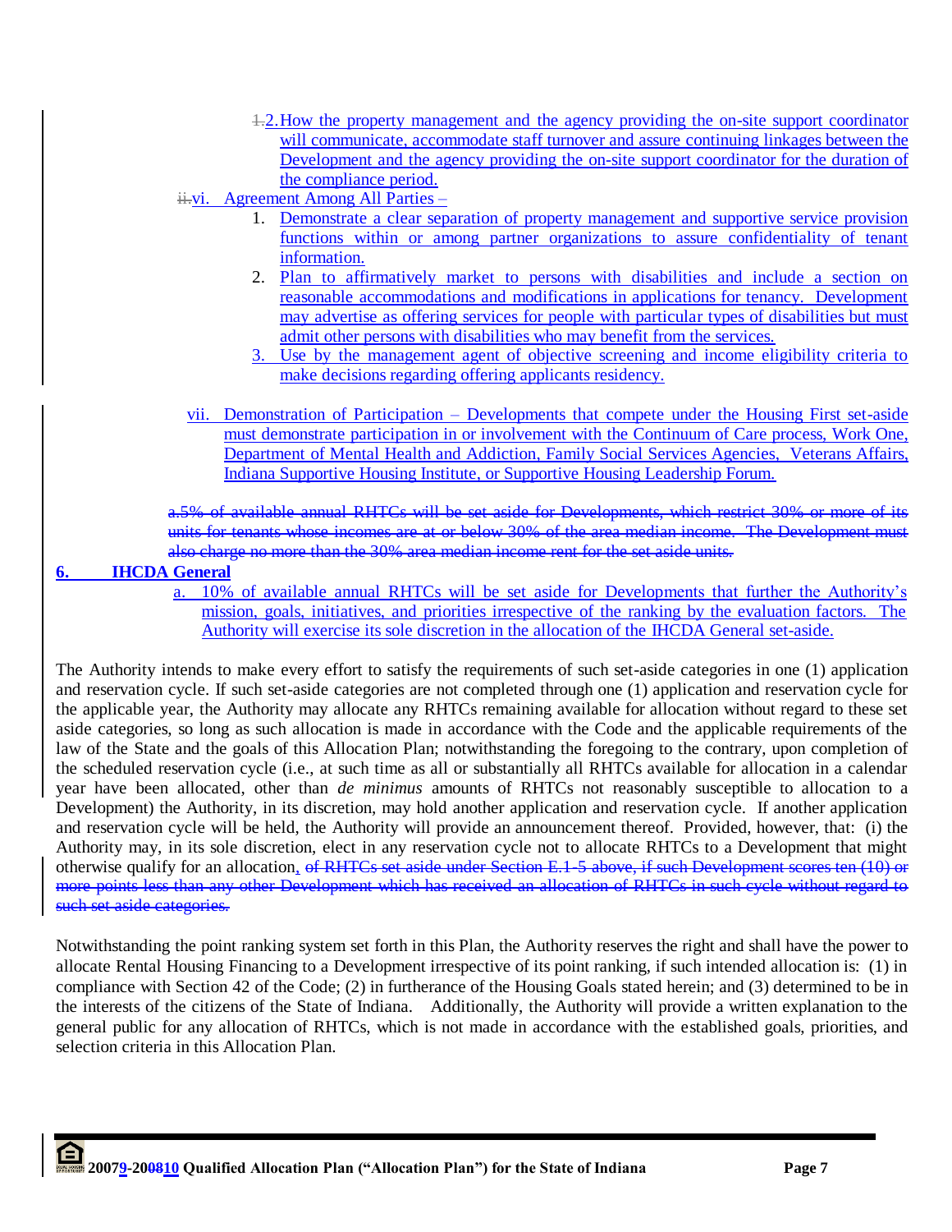1.2. How the property management and the agency providing the on-site support coordinator will communicate, accommodate staff turnover and assure continuing linkages between the Development and the agency providing the on-site support coordinator for the duration of the compliance period.

ii.vi. Agreement Among All Parties –

1. Demonstrate a clear separation of property management and supportive service provision functions within or among partner organizations to assure confidentiality of tenant information.
2. Plan to affirmatively market to persons with disabilities and include a section on reasonable accommodations and modifications in applications for tenancy. Development may advertise as offering services for people with particular types of disabilities but must admit other persons with disabilities who may benefit from the services.
3. Use by the management agent of objective screening and income eligibility criteria to make decisions regarding offering applicants residency.

vii. Demonstration of Participation – Developments that compete under the Housing First set-aside must demonstrate participation in or involvement with the Continuum of Care process, Work One, Department of Mental Health and Addiction, Family Social Services Agencies, Veterans Affairs, Indiana Supportive Housing Institute, or Supportive Housing Leadership Forum.

~~a. 5% of available annual RHTCs will be set aside for Developments, which restrict 30% or more of its units for tenants whose incomes are at or below 30% of the area median income. The Development must also charge no more than the 30% area median income rent for the set aside units.~~

## 6. IHCDA General

a. 10% of available annual RHTCs will be set aside for Developments that further the Authority's mission, goals, initiatives, and priorities irrespective of the ranking by the evaluation factors. The Authority will exercise its sole discretion in the allocation of the IHCDA General set-aside.

The Authority intends to make every effort to satisfy the requirements of such set-aside categories in one (1) application and reservation cycle. If such set-aside categories are not completed through one (1) application and reservation cycle for the applicable year, the Authority may allocate any RHTCs remaining available for allocation without regard to these set aside categories, so long as such allocation is made in accordance with the Code and the applicable requirements of the law of the State and the goals of this Allocation Plan; notwithstanding the foregoing to the contrary, upon completion of the scheduled reservation cycle (i.e., at such time as all or substantially all RHTCs available for allocation in a calendar year have been allocated, other than *de minimus* amounts of RHTCs not reasonably susceptible to allocation to a Development) the Authority, in its discretion, may hold another application and reservation cycle. If another application and reservation cycle will be held, the Authority will provide an announcement thereof. Provided, however, that: (i) the Authority may, in its sole discretion, elect in any reservation cycle not to allocate RHTCs to a Development that might otherwise qualify for an allocation, ~~of RHTCs set aside under Section E.1-5 above, if such Development scores ten (10) or more points less than any other Development which has received an allocation of RHTCs in such cycle without regard to such set aside categories.~~

Notwithstanding the point ranking system set forth in this Plan, the Authority reserves the right and shall have the power to allocate Rental Housing Financing to a Development irrespective of its point ranking, if such intended allocation is: (1) in compliance with Section 42 of the Code; (2) in furtherance of the Housing Goals stated herein; and (3) determined to be in the interests of the citizens of the State of Indiana. Additionally, the Authority will provide a written explanation to the general public for any allocation of RHTCs, which is not made in accordance with the established goals, priorities, and selection criteria in this Allocation Plan.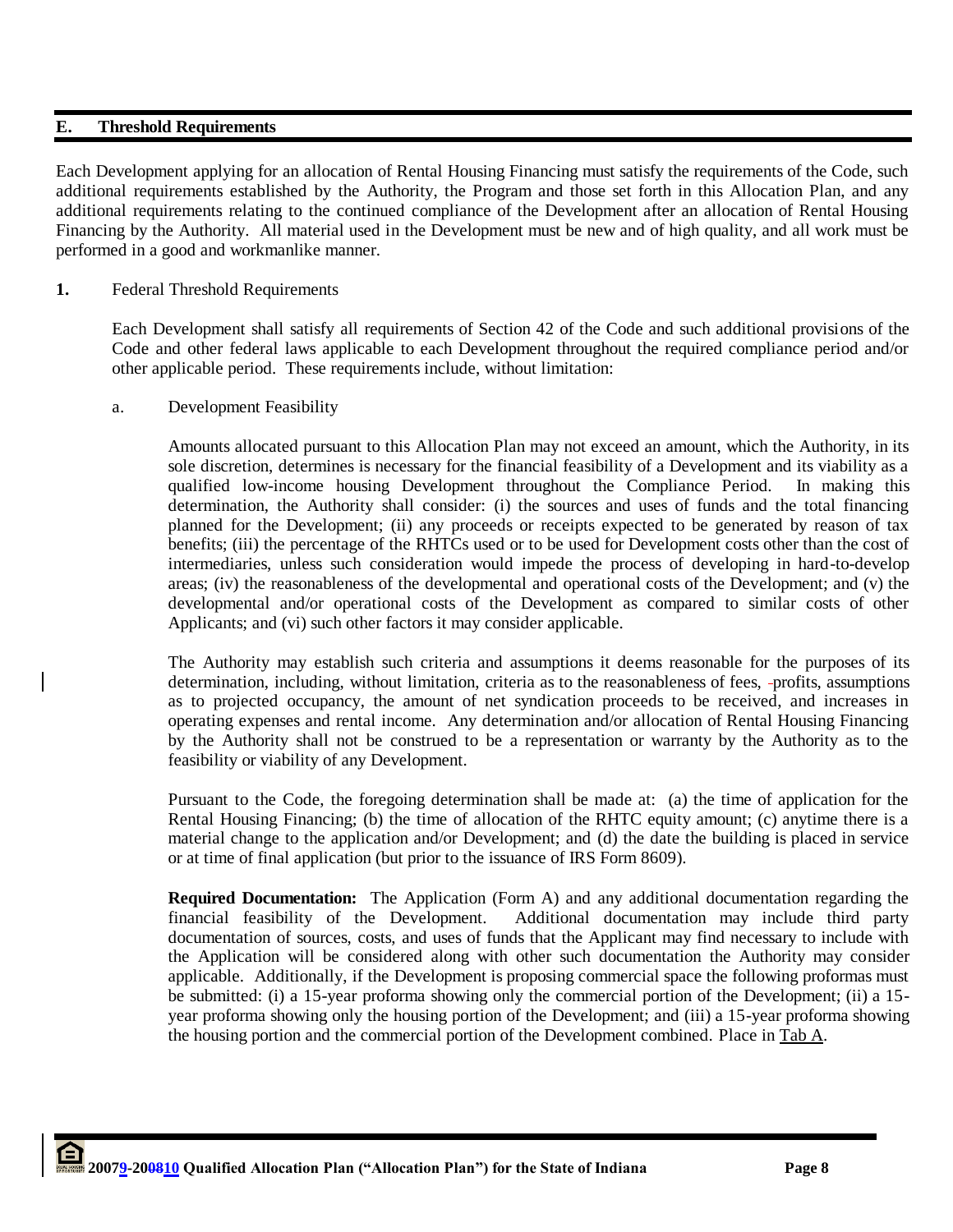## E. Threshold Requirements

Each Development applying for an allocation of Rental Housing Financing must satisfy the requirements of the Code, such additional requirements established by the Authority, the Program and those set forth in this Allocation Plan, and any additional requirements relating to the continued compliance of the Development after an allocation of Rental Housing Financing by the Authority. All material used in the Development must be new and of high quality, and all work must be performed in a good and workmanlike manner.

**1.** Federal Threshold Requirements

Each Development shall satisfy all requirements of Section 42 of the Code and such additional provisions of the Code and other federal laws applicable to each Development throughout the required compliance period and/or other applicable period. These requirements include, without limitation:

a. Development Feasibility

Amounts allocated pursuant to this Allocation Plan may not exceed an amount, which the Authority, in its sole discretion, determines is necessary for the financial feasibility of a Development and its viability as a qualified low-income housing Development throughout the Compliance Period. In making this determination, the Authority shall consider: (i) the sources and uses of funds and the total financing planned for the Development; (ii) any proceeds or receipts expected to be generated by reason of tax benefits; (iii) the percentage of the RHTCs used or to be used for Development costs other than the cost of intermediaries, unless such consideration would impede the process of developing in hard-to-develop areas; (iv) the reasonableness of the developmental and operational costs of the Development; and (v) the developmental and/or operational costs of the Development as compared to similar costs of other Applicants; and (vi) such other factors it may consider applicable.

The Authority may establish such criteria and assumptions it deems reasonable for the purposes of its determination, including, without limitation, criteria as to the reasonableness of fees, profits, assumptions as to projected occupancy, the amount of net syndication proceeds to be received, and increases in operating expenses and rental income. Any determination and/or allocation of Rental Housing Financing by the Authority shall not be construed to be a representation or warranty by the Authority as to the feasibility or viability of any Development.

Pursuant to the Code, the foregoing determination shall be made at: (a) the time of application for the Rental Housing Financing; (b) the time of allocation of the RHTC equity amount; (c) anytime there is a material change to the application and/or Development; and (d) the date the building is placed in service or at time of final application (but prior to the issuance of IRS Form 8609).

**Required Documentation:** The Application (Form A) and any additional documentation regarding the financial feasibility of the Development. Additional documentation may include third party documentation of sources, costs, and uses of funds that the Applicant may find necessary to include with the Application will be considered along with other such documentation the Authority may consider applicable. Additionally, if the Development is proposing commercial space the following proformas must be submitted: (i) a 15-year proforma showing only the commercial portion of the Development; (ii) a 15-year proforma showing only the housing portion of the Development; and (iii) a 15-year proforma showing the housing portion and the commercial portion of the Development combined. Place in Tab A.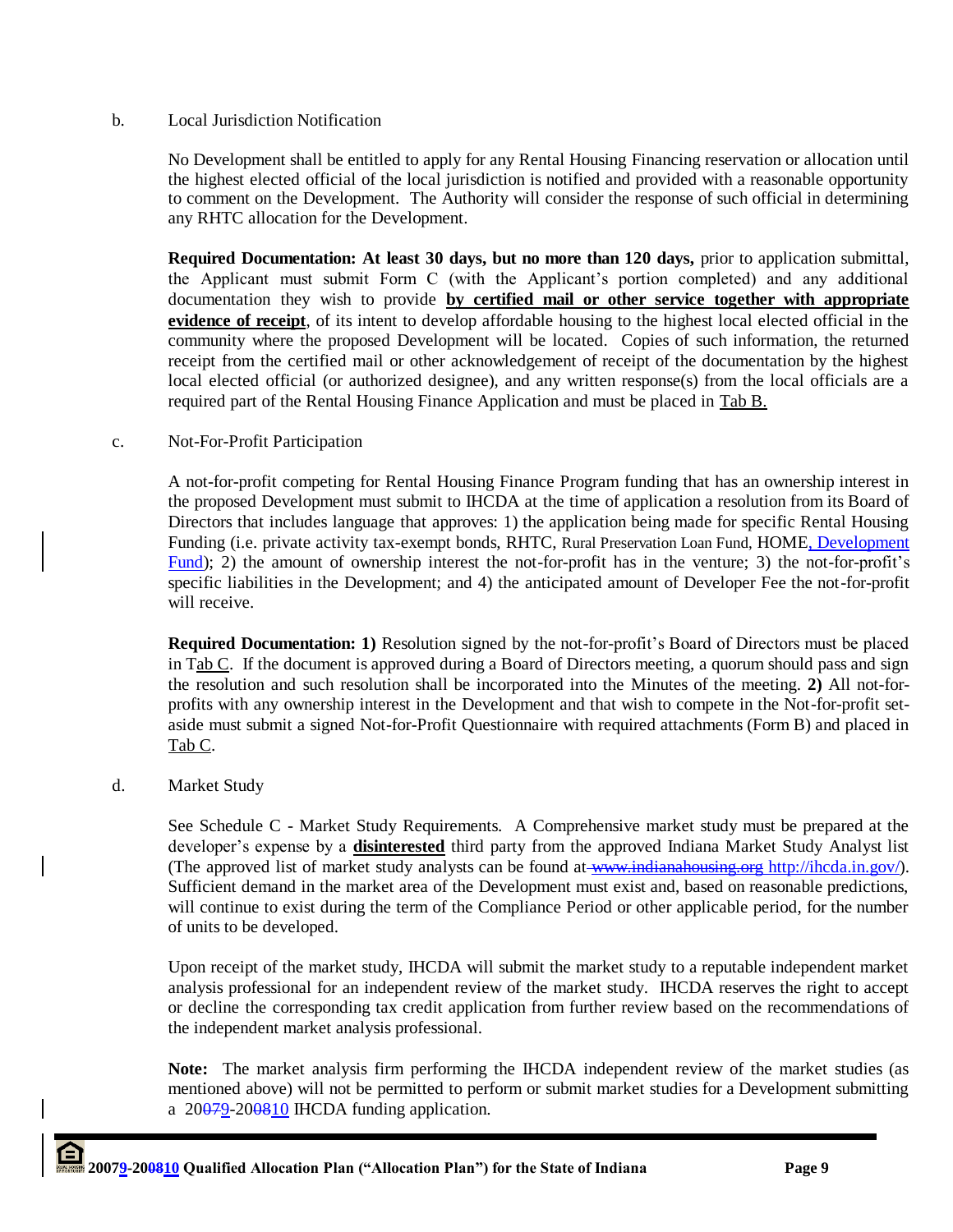b. Local Jurisdiction Notification

No Development shall be entitled to apply for any Rental Housing Financing reservation or allocation until the highest elected official of the local jurisdiction is notified and provided with a reasonable opportunity to comment on the Development. The Authority will consider the response of such official in determining any RHTC allocation for the Development.

**Required Documentation: At least 30 days, but no more than 120 days,** prior to application submittal, the Applicant must submit Form C (with the Applicant's portion completed) and any additional documentation they wish to provide **by certified mail or other service together with appropriate evidence of receipt**, of its intent to develop affordable housing to the highest local elected official in the community where the proposed Development will be located. Copies of such information, the returned receipt from the certified mail or other acknowledgement of receipt of the documentation by the highest local elected official (or authorized designee), and any written response(s) from the local officials are a required part of the Rental Housing Finance Application and must be placed in Tab B.

c. Not-For-Profit Participation

A not-for-profit competing for Rental Housing Finance Program funding that has an ownership interest in the proposed Development must submit to IHCDA at the time of application a resolution from its Board of Directors that includes language that approves: 1) the application being made for specific Rental Housing Funding (i.e. private activity tax-exempt bonds, RHTC, Rural Preservation Loan Fund, HOME, Development Fund); 2) the amount of ownership interest the not-for-profit has in the venture; 3) the not-for-profit's specific liabilities in the Development; and 4) the anticipated amount of Developer Fee the not-for-profit will receive.

**Required Documentation: 1)** Resolution signed by the not-for-profit's Board of Directors must be placed in Tab C. If the document is approved during a Board of Directors meeting, a quorum should pass and sign the resolution and such resolution shall be incorporated into the Minutes of the meeting. **2)** All not-for-profits with any ownership interest in the Development and that wish to compete in the Not-for-profit set-aside must submit a signed Not-for-Profit Questionnaire with required attachments (Form B) and placed in Tab C.

d. Market Study

See Schedule C - Market Study Requirements. A Comprehensive market study must be prepared at the developer's expense by a **disinterested** third party from the approved Indiana Market Study Analyst list (The approved list of market study analysts can be found at ~~www.indianahousing.org~~ http://ihcda.in.gov/). Sufficient demand in the market area of the Development must exist and, based on reasonable predictions, will continue to exist during the term of the Compliance Period or other applicable period, for the number of units to be developed.

Upon receipt of the market study, IHCDA will submit the market study to a reputable independent market analysis professional for an independent review of the market study. IHCDA reserves the right to accept or decline the corresponding tax credit application from further review based on the recommendations of the independent market analysis professional.

**Note:** The market analysis firm performing the IHCDA independent review of the market studies (as mentioned above) will not be permitted to perform or submit market studies for a Development submitting a 20~~07~~9-20~~08~~10 IHCDA funding application.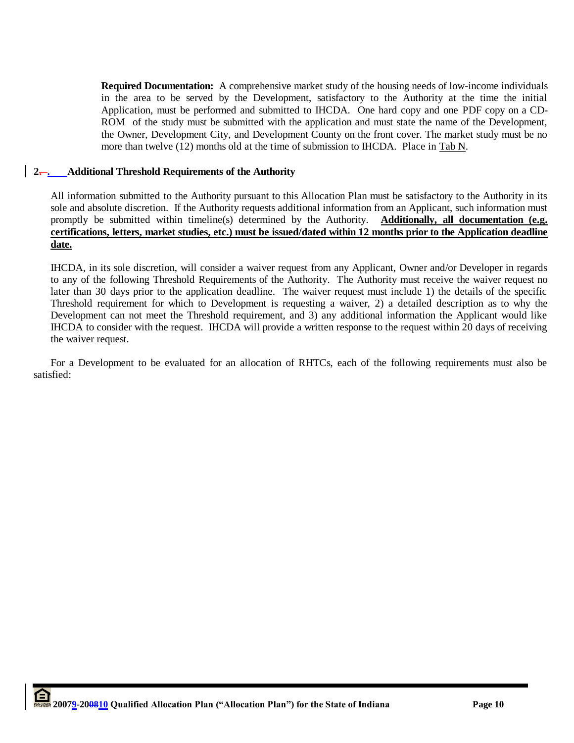**Required Documentation:** A comprehensive market study of the housing needs of low-income individuals in the area to be served by the Development, satisfactory to the Authority at the time the initial Application, must be performed and submitted to IHCDA. One hard copy and one PDF copy on a CD-ROM of the study must be submitted with the application and must state the name of the Development, the Owner, Development City, and Development County on the front cover. The market study must be no more than twelve (12) months old at the time of submission to IHCDA. Place in Tab N.

## 2. Additional Threshold Requirements of the Authority

All information submitted to the Authority pursuant to this Allocation Plan must be satisfactory to the Authority in its sole and absolute discretion. If the Authority requests additional information from an Applicant, such information must promptly be submitted within timeline(s) determined by the Authority. **Additionally, all documentation (e.g. certifications, letters, market studies, etc.) must be issued/dated within 12 months prior to the Application deadline date.**

IHCDA, in its sole discretion, will consider a waiver request from any Applicant, Owner and/or Developer in regards to any of the following Threshold Requirements of the Authority. The Authority must receive the waiver request no later than 30 days prior to the application deadline. The waiver request must include 1) the details of the specific Threshold requirement for which to Development is requesting a waiver, 2) a detailed description as to why the Development can not meet the Threshold requirement, and 3) any additional information the Applicant would like IHCDA to consider with the request. IHCDA will provide a written response to the request within 20 days of receiving the waiver request.

For a Development to be evaluated for an allocation of RHTCs, each of the following requirements must also be satisfied: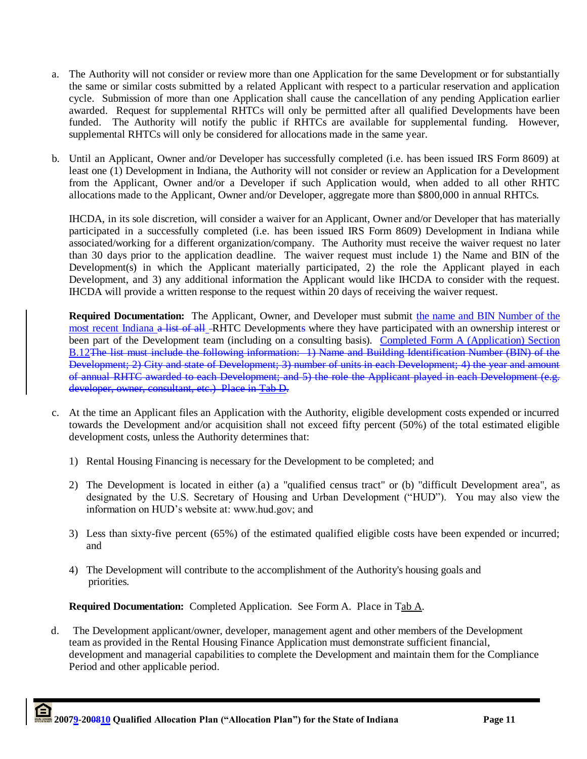a. The Authority will not consider or review more than one Application for the same Development or for substantially the same or similar costs submitted by a related Applicant with respect to a particular reservation and application cycle. Submission of more than one Application shall cause the cancellation of any pending Application earlier awarded. Request for supplemental RHTCs will only be permitted after all qualified Developments have been funded. The Authority will notify the public if RHTCs are available for supplemental funding. However, supplemental RHTCs will only be considered for allocations made in the same year.

b. Until an Applicant, Owner and/or Developer has successfully completed (i.e. has been issued IRS Form 8609) at least one (1) Development in Indiana, the Authority will not consider or review an Application for a Development from the Applicant, Owner and/or a Developer if such Application would, when added to all other RHTC allocations made to the Applicant, Owner and/or Developer, aggregate more than $800,000 in annual RHTCs.

   IHCDA, in its sole discretion, will consider a waiver for an Applicant, Owner and/or Developer that has materially participated in a successfully completed (i.e. has been issued IRS Form 8609) Development in Indiana while associated/working for a different organization/company. The Authority must receive the waiver request no later than 30 days prior to the application deadline. The waiver request must include 1) the Name and BIN of the Development(s) in which the Applicant materially participated, 2) the role the Applicant played in each Development, and 3) any additional information the Applicant would like IHCDA to consider with the request. IHCDA will provide a written response to the request within 20 days of receiving the waiver request.

   **Required Documentation:** The Applicant, Owner, and Developer must submit the name and BIN Number of the most recent Indiana ~~a list of all~~ RHTC Development~~s~~ where they have participated with an ownership interest or been part of the Development team (including on a consulting basis). Completed Form A (Application) Section B.12~~The list must include the following information: 1) Name and Building Identification Number (BIN) of the Development; 2) City and state of Development; 3) number of units in each Development; 4) the year and amount of annual RHTC awarded to each Development; and 5) the role the Applicant played in each Development (e.g. developer, owner, consultant, etc.) Place in Tab D.~~

c. At the time an Applicant files an Application with the Authority, eligible development costs expended or incurred towards the Development and/or acquisition shall not exceed fifty percent (50%) of the total estimated eligible development costs, unless the Authority determines that:

   1) Rental Housing Financing is necessary for the Development to be completed; and

   2) The Development is located in either (a) a "qualified census tract" or (b) "difficult Development area", as designated by the U.S. Secretary of Housing and Urban Development ("HUD"). You may also view the information on HUD's website at: www.hud.gov; and

   3) Less than sixty-five percent (65%) of the estimated qualified eligible costs have been expended or incurred; and

   4) The Development will contribute to the accomplishment of the Authority's housing goals and priorities.

   **Required Documentation:** Completed Application. See Form A. Place in Tab A.

d. The Development applicant/owner, developer, management agent and other members of the Development team as provided in the Rental Housing Finance Application must demonstrate sufficient financial, development and managerial capabilities to complete the Development and maintain them for the Compliance Period and other applicable period.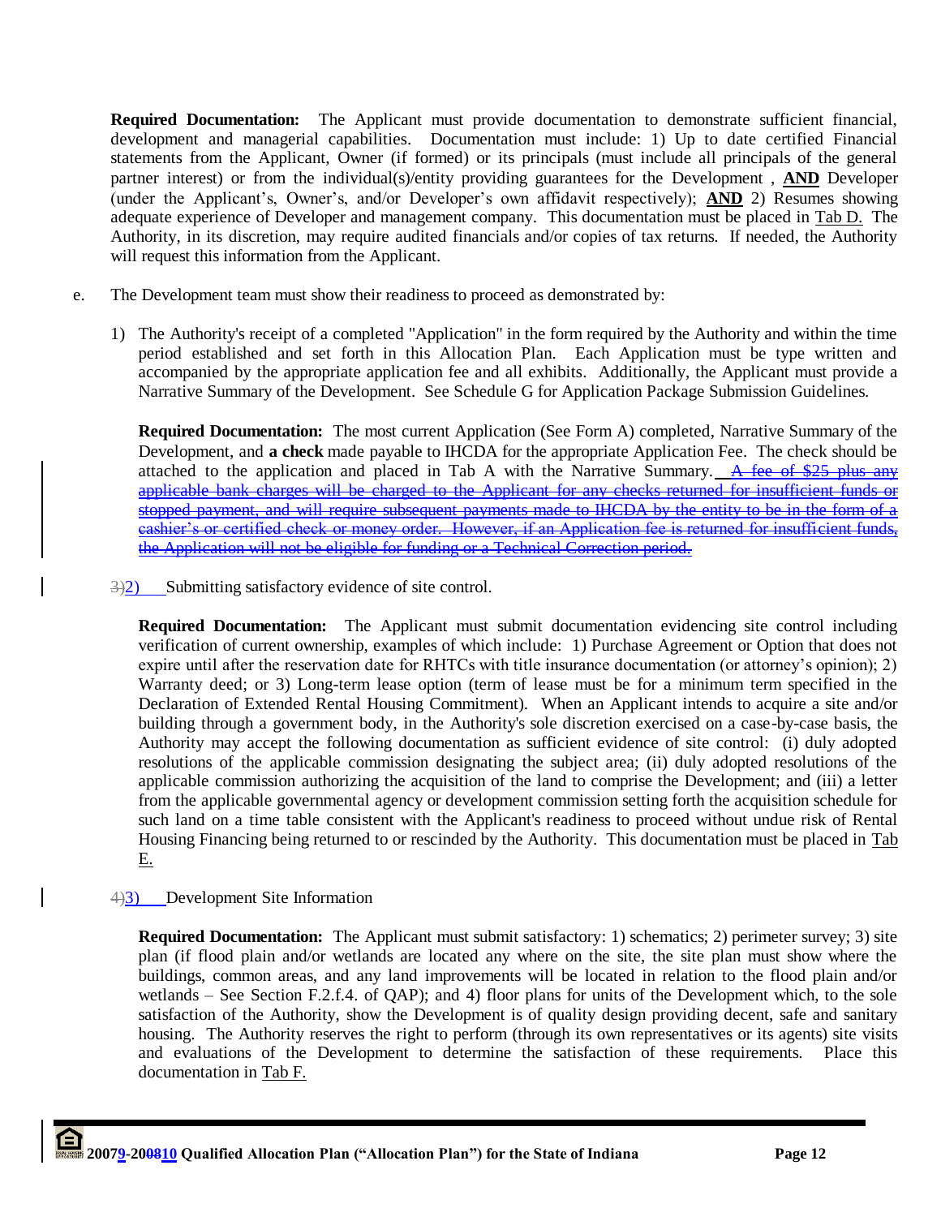**Required Documentation:** The Applicant must provide documentation to demonstrate sufficient financial, development and managerial capabilities. Documentation must include: 1) Up to date certified Financial statements from the Applicant, Owner (if formed) or its principals (must include all principals of the general partner interest) or from the individual(s)/entity providing guarantees for the Development , **AND** Developer (under the Applicant's, Owner's, and/or Developer's own affidavit respectively); **AND** 2) Resumes showing adequate experience of Developer and management company. This documentation must be placed in Tab D. The Authority, in its discretion, may require audited financials and/or copies of tax returns. If needed, the Authority will request this information from the Applicant.

e. The Development team must show their readiness to proceed as demonstrated by:

1) The Authority's receipt of a completed "Application" in the form required by the Authority and within the time period established and set forth in this Allocation Plan. Each Application must be type written and accompanied by the appropriate application fee and all exhibits. Additionally, the Applicant must provide a Narrative Summary of the Development. See Schedule G for Application Package Submission Guidelines.

**Required Documentation:** The most current Application (See Form A) completed, Narrative Summary of the Development, and **a check** made payable to IHCDA for the appropriate Application Fee. The check should be attached to the application and placed in Tab A with the Narrative Summary. ~~A fee of $25 plus any applicable bank charges will be charged to the Applicant for any checks returned for insufficient funds or stopped payment, and will require subsequent payments made to IHCDA by the entity to be in the form of a cashier's or certified check or money order. However, if an Application fee is returned for insufficient funds, the Application will not be eligible for funding or a Technical Correction period.~~

~~3)~~2) Submitting satisfactory evidence of site control.

**Required Documentation:** The Applicant must submit documentation evidencing site control including verification of current ownership, examples of which include: 1) Purchase Agreement or Option that does not expire until after the reservation date for RHTCs with title insurance documentation (or attorney's opinion); 2) Warranty deed; or 3) Long-term lease option (term of lease must be for a minimum term specified in the Declaration of Extended Rental Housing Commitment). When an Applicant intends to acquire a site and/or building through a government body, in the Authority's sole discretion exercised on a case-by-case basis, the Authority may accept the following documentation as sufficient evidence of site control: (i) duly adopted resolutions of the applicable commission designating the subject area; (ii) duly adopted resolutions of the applicable commission authorizing the acquisition of the land to comprise the Development; and (iii) a letter from the applicable governmental agency or development commission setting forth the acquisition schedule for such land on a time table consistent with the Applicant's readiness to proceed without undue risk of Rental Housing Financing being returned to or rescinded by the Authority. This documentation must be placed in Tab E.

~~4)~~3) Development Site Information

**Required Documentation:** The Applicant must submit satisfactory: 1) schematics; 2) perimeter survey; 3) site plan (if flood plain and/or wetlands are located any where on the site, the site plan must show where the buildings, common areas, and any land improvements will be located in relation to the flood plain and/or wetlands – See Section F.2.f.4. of QAP); and 4) floor plans for units of the Development which, to the sole satisfaction of the Authority, show the Development is of quality design providing decent, safe and sanitary housing. The Authority reserves the right to perform (through its own representatives or its agents) site visits and evaluations of the Development to determine the satisfaction of these requirements. Place this documentation in Tab F.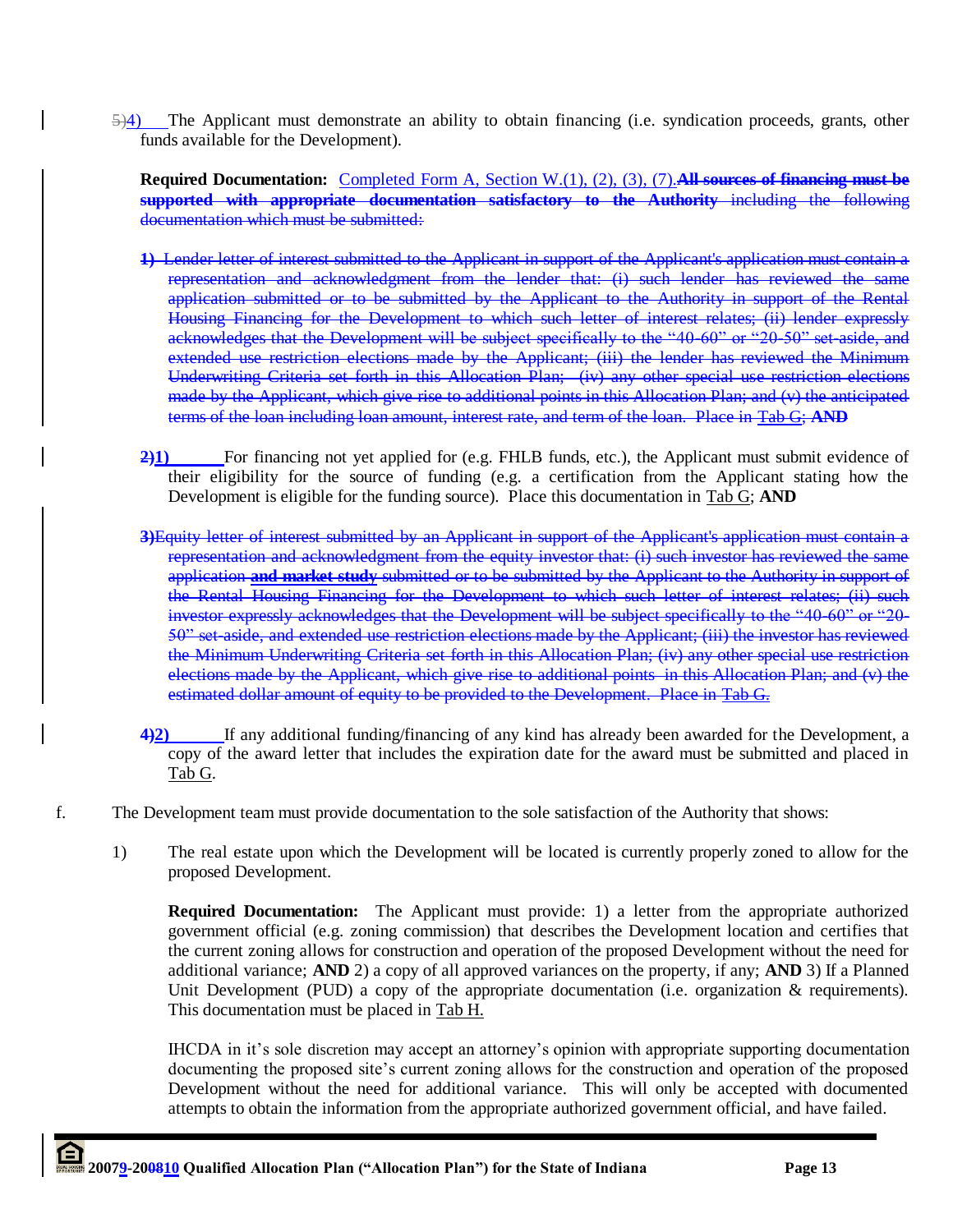5)4) The Applicant must demonstrate an ability to obtain financing (i.e. syndication proceeds, grants, other funds available for the Development).

**Required Documentation:** Completed Form A, Section W.(1), (2), (3), (7).~~**All sources of financing must be supported with appropriate documentation satisfactory to the Authority** including the following documentation which must be submitted:~~

~~**1)** Lender letter of interest submitted to the Applicant in support of the Applicant's application must contain a representation and acknowledgment from the lender that: (i) such lender has reviewed the same application submitted or to be submitted by the Applicant to the Authority in support of the Rental Housing Financing for the Development to which such letter of interest relates; (ii) lender expressly acknowledges that the Development will be subject specifically to the "40-60" or "20-50" set-aside, and extended use restriction elections made by the Applicant; (iii) the lender has reviewed the Minimum Underwriting Criteria set forth in this Allocation Plan; (iv) any other special use restriction elections made by the Applicant, which give rise to additional points in this Allocation Plan; and (v) the anticipated terms of the loan including loan amount, interest rate, and term of the loan. Place in Tab G; **AND**~~

**2)1)** For financing not yet applied for (e.g. FHLB funds, etc.), the Applicant must submit evidence of their eligibility for the source of funding (e.g. a certification from the Applicant stating how the Development is eligible for the funding source). Place this documentation in Tab G; **AND**

~~**3)**Equity letter of interest submitted by an Applicant in support of the Applicant's application must contain a representation and acknowledgment from the equity investor that: (i) such investor has reviewed the same application **and market study** submitted or to be submitted by the Applicant to the Authority in support of the Rental Housing Financing for the Development to which such letter of interest relates; (ii) such investor expressly acknowledges that the Development will be subject specifically to the "40-60" or "20-50" set-aside, and extended use restriction elections made by the Applicant; (iii) the investor has reviewed the Minimum Underwriting Criteria set forth in this Allocation Plan; (iv) any other special use restriction elections made by the Applicant, which give rise to additional points in this Allocation Plan; and (v) the estimated dollar amount of equity to be provided to the Development. Place in Tab G.~~

**4)2)** If any additional funding/financing of any kind has already been awarded for the Development, a copy of the award letter that includes the expiration date for the award must be submitted and placed in Tab G.

f. The Development team must provide documentation to the sole satisfaction of the Authority that shows:

1) The real estate upon which the Development will be located is currently properly zoned to allow for the proposed Development.

**Required Documentation:** The Applicant must provide: 1) a letter from the appropriate authorized government official (e.g. zoning commission) that describes the Development location and certifies that the current zoning allows for construction and operation of the proposed Development without the need for additional variance; **AND** 2) a copy of all approved variances on the property, if any; **AND** 3) If a Planned Unit Development (PUD) a copy of the appropriate documentation (i.e. organization & requirements). This documentation must be placed in Tab H.

IHCDA in it's sole discretion may accept an attorney's opinion with appropriate supporting documentation documenting the proposed site's current zoning allows for the construction and operation of the proposed Development without the need for additional variance. This will only be accepted with documented attempts to obtain the information from the appropriate authorized government official, and have failed.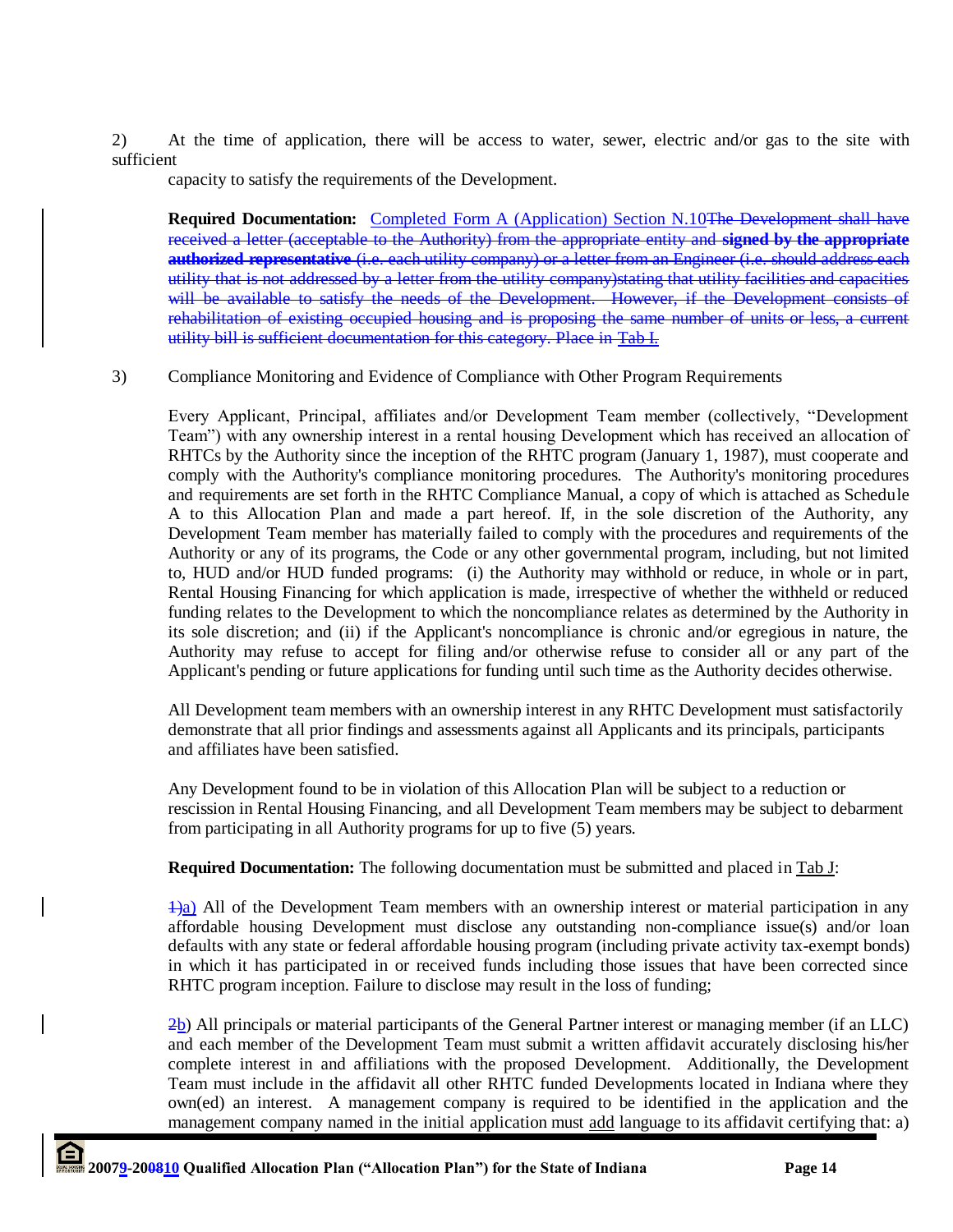2) At the time of application, there will be access to water, sewer, electric and/or gas to the site with sufficient capacity to satisfy the requirements of the Development.

**Required Documentation:** Completed Form A (Application) Section N.10~~The Development shall have received a letter (acceptable to the Authority) from the appropriate entity and **signed by the appropriate authorized representative** (i.e. each utility company) or a letter from an Engineer (i.e. should address each utility that is not addressed by a letter from the utility company)stating that utility facilities and capacities will be available to satisfy the needs of the Development. However, if the Development consists of rehabilitation of existing occupied housing and is proposing the same number of units or less, a current utility bill is sufficient documentation for this category. Place in Tab I.~~

3) Compliance Monitoring and Evidence of Compliance with Other Program Requirements

Every Applicant, Principal, affiliates and/or Development Team member (collectively, "Development Team") with any ownership interest in a rental housing Development which has received an allocation of RHTCs by the Authority since the inception of the RHTC program (January 1, 1987), must cooperate and comply with the Authority's compliance monitoring procedures. The Authority's monitoring procedures and requirements are set forth in the RHTC Compliance Manual, a copy of which is attached as Schedule A to this Allocation Plan and made a part hereof. If, in the sole discretion of the Authority, any Development Team member has materially failed to comply with the procedures and requirements of the Authority or any of its programs, the Code or any other governmental program, including, but not limited to, HUD and/or HUD funded programs: (i) the Authority may withhold or reduce, in whole or in part, Rental Housing Financing for which application is made, irrespective of whether the withheld or reduced funding relates to the Development to which the noncompliance relates as determined by the Authority in its sole discretion; and (ii) if the Applicant's noncompliance is chronic and/or egregious in nature, the Authority may refuse to accept for filing and/or otherwise refuse to consider all or any part of the Applicant's pending or future applications for funding until such time as the Authority decides otherwise.

All Development team members with an ownership interest in any RHTC Development must satisfactorily demonstrate that all prior findings and assessments against all Applicants and its principals, participants and affiliates have been satisfied.

Any Development found to be in violation of this Allocation Plan will be subject to a reduction or rescission in Rental Housing Financing, and all Development Team members may be subject to debarment from participating in all Authority programs for up to five (5) years.

**Required Documentation:** The following documentation must be submitted and placed in Tab J:

~~1)~~a) All of the Development Team members with an ownership interest or material participation in any affordable housing Development must disclose any outstanding non-compliance issue(s) and/or loan defaults with any state or federal affordable housing program (including private activity tax-exempt bonds) in which it has participated in or received funds including those issues that have been corrected since RHTC program inception. Failure to disclose may result in the loss of funding;

~~2~~b) All principals or material participants of the General Partner interest or managing member (if an LLC) and each member of the Development Team must submit a written affidavit accurately disclosing his/her complete interest in and affiliations with the proposed Development. Additionally, the Development Team must include in the affidavit all other RHTC funded Developments located in Indiana where they own(ed) an interest. A management company is required to be identified in the application and the management company named in the initial application must add language to its affidavit certifying that: a)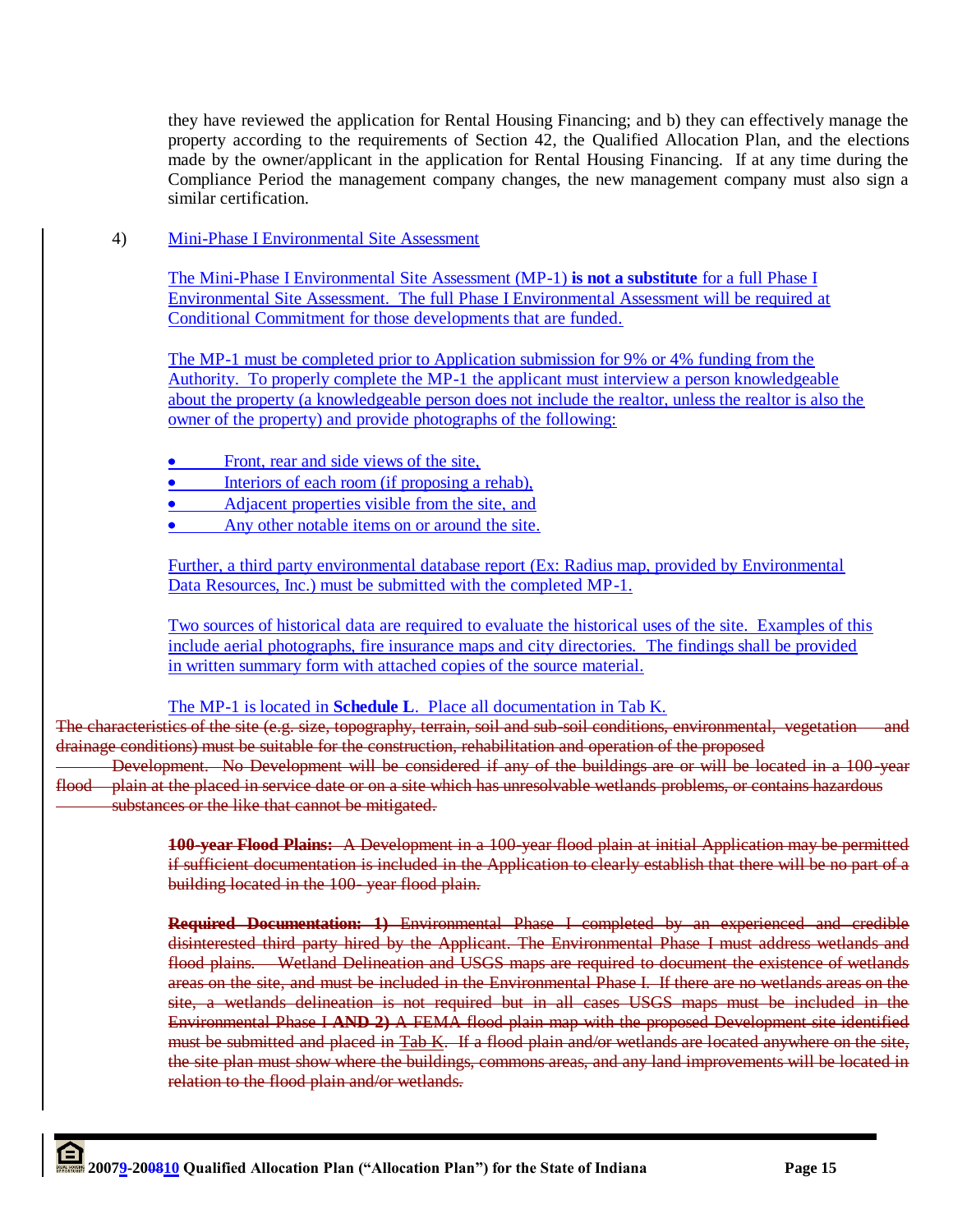they have reviewed the application for Rental Housing Financing; and b) they can effectively manage the property according to the requirements of Section 42, the Qualified Allocation Plan, and the elections made by the owner/applicant in the application for Rental Housing Financing. If at any time during the Compliance Period the management company changes, the new management company must also sign a similar certification.

4) Mini-Phase I Environmental Site Assessment

The Mini-Phase I Environmental Site Assessment (MP-1) **is not a substitute** for a full Phase I Environmental Site Assessment. The full Phase I Environmental Assessment will be required at Conditional Commitment for those developments that are funded.

The MP-1 must be completed prior to Application submission for 9% or 4% funding from the Authority. To properly complete the MP-1 the applicant must interview a person knowledgeable about the property (a knowledgeable person does not include the realtor, unless the realtor is also the owner of the property) and provide photographs of the following:

- Front, rear and side views of the site,
- Interiors of each room (if proposing a rehab),
- Adjacent properties visible from the site, and
- Any other notable items on or around the site.

Further, a third party environmental database report (Ex: Radius map, provided by Environmental Data Resources, Inc.) must be submitted with the completed MP-1.

Two sources of historical data are required to evaluate the historical uses of the site. Examples of this include aerial photographs, fire insurance maps and city directories. The findings shall be provided in written summary form with attached copies of the source material.

The MP-1 is located in **Schedule L**. Place all documentation in Tab K.

~~The characteristics of the site (e.g. size, topography, terrain, soil and sub-soil conditions, environmental, vegetation and drainage conditions) must be suitable for the construction, rehabilitation and operation of the proposed Development. No Development will be considered if any of the buildings are or will be located in a 100-year flood plain at the placed in service date or on a site which has unresolvable wetlands problems, or contains hazardous substances or the like that cannot be mitigated.~~

~~**100-year Flood Plains:** A Development in a 100-year flood plain at initial Application may be permitted if sufficient documentation is included in the Application to clearly establish that there will be no part of a building located in the 100- year flood plain.~~

~~**Required Documentation: 1)** Environmental Phase I completed by an experienced and credible disinterested third party hired by the Applicant. The Environmental Phase I must address wetlands and flood plains. Wetland Delineation and USGS maps are required to document the existence of wetlands areas on the site, and must be included in the Environmental Phase I. If there are no wetlands areas on the site, a wetlands delineation is not required but in all cases USGS maps must be included in the Environmental Phase I **AND 2)** A FEMA flood plain map with the proposed Development site identified must be submitted and placed in Tab K. If a flood plain and/or wetlands are located anywhere on the site, the site plan must show where the buildings, commons areas, and any land improvements will be located in relation to the flood plain and/or wetlands.~~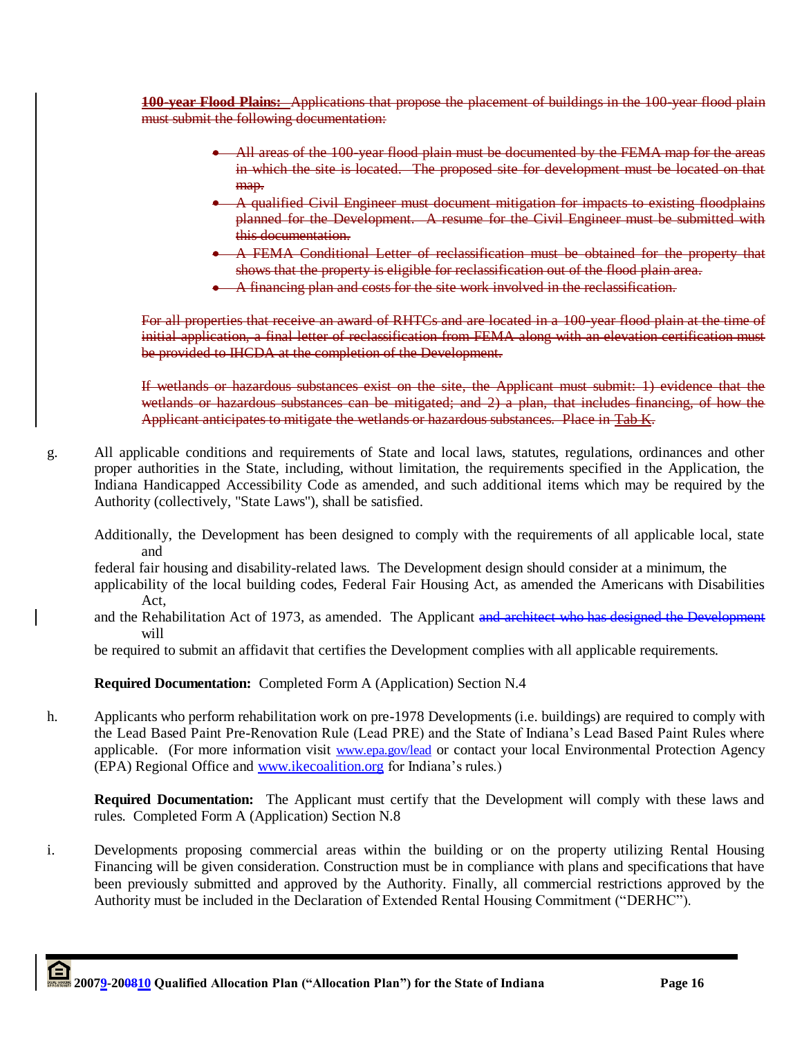~~**100-year Flood Plains:** Applications that propose the placement of buildings in the 100-year flood plain must submit the following documentation:~~

- ~~All areas of the 100-year flood plain must be documented by the FEMA map for the areas in which the site is located. The proposed site for development must be located on that map.~~
- ~~A qualified Civil Engineer must document mitigation for impacts to existing floodplains planned for the Development. A resume for the Civil Engineer must be submitted with this documentation.~~
- ~~A FEMA Conditional Letter of reclassification must be obtained for the property that shows that the property is eligible for reclassification out of the flood plain area.~~
- ~~A financing plan and costs for the site work involved in the reclassification.~~

~~For all properties that receive an award of RHTCs and are located in a 100-year flood plain at the time of initial application, a final letter of reclassification from FEMA along with an elevation certification must be provided to IHCDA at the completion of the Development.~~

~~If wetlands or hazardous substances exist on the site, the Applicant must submit: 1) evidence that the wetlands or hazardous substances can be mitigated; and 2) a plan, that includes financing, of how the Applicant anticipates to mitigate the wetlands or hazardous substances. Place in Tab K.~~

g. All applicable conditions and requirements of State and local laws, statutes, regulations, ordinances and other proper authorities in the State, including, without limitation, the requirements specified in the Application, the Indiana Handicapped Accessibility Code as amended, and such additional items which may be required by the Authority (collectively, "State Laws"), shall be satisfied.

Additionally, the Development has been designed to comply with the requirements of all applicable local, state and federal fair housing and disability-related laws. The Development design should consider at a minimum, the applicability of the local building codes, Federal Fair Housing Act, as amended the Americans with Disabilities Act, and the Rehabilitation Act of 1973, as amended. The Applicant ~~and architect who has designed the Development~~ will be required to submit an affidavit that certifies the Development complies with all applicable requirements.

**Required Documentation:** Completed Form A (Application) Section N.4

h. Applicants who perform rehabilitation work on pre-1978 Developments (i.e. buildings) are required to comply with the Lead Based Paint Pre-Renovation Rule (Lead PRE) and the State of Indiana's Lead Based Paint Rules where applicable. (For more information visit www.epa.gov/lead or contact your local Environmental Protection Agency (EPA) Regional Office and www.ikecoalition.org for Indiana's rules.)

**Required Documentation:** The Applicant must certify that the Development will comply with these laws and rules. Completed Form A (Application) Section N.8

i. Developments proposing commercial areas within the building or on the property utilizing Rental Housing Financing will be given consideration. Construction must be in compliance with plans and specifications that have been previously submitted and approved by the Authority. Finally, all commercial restrictions approved by the Authority must be included in the Declaration of Extended Rental Housing Commitment ("DERHC").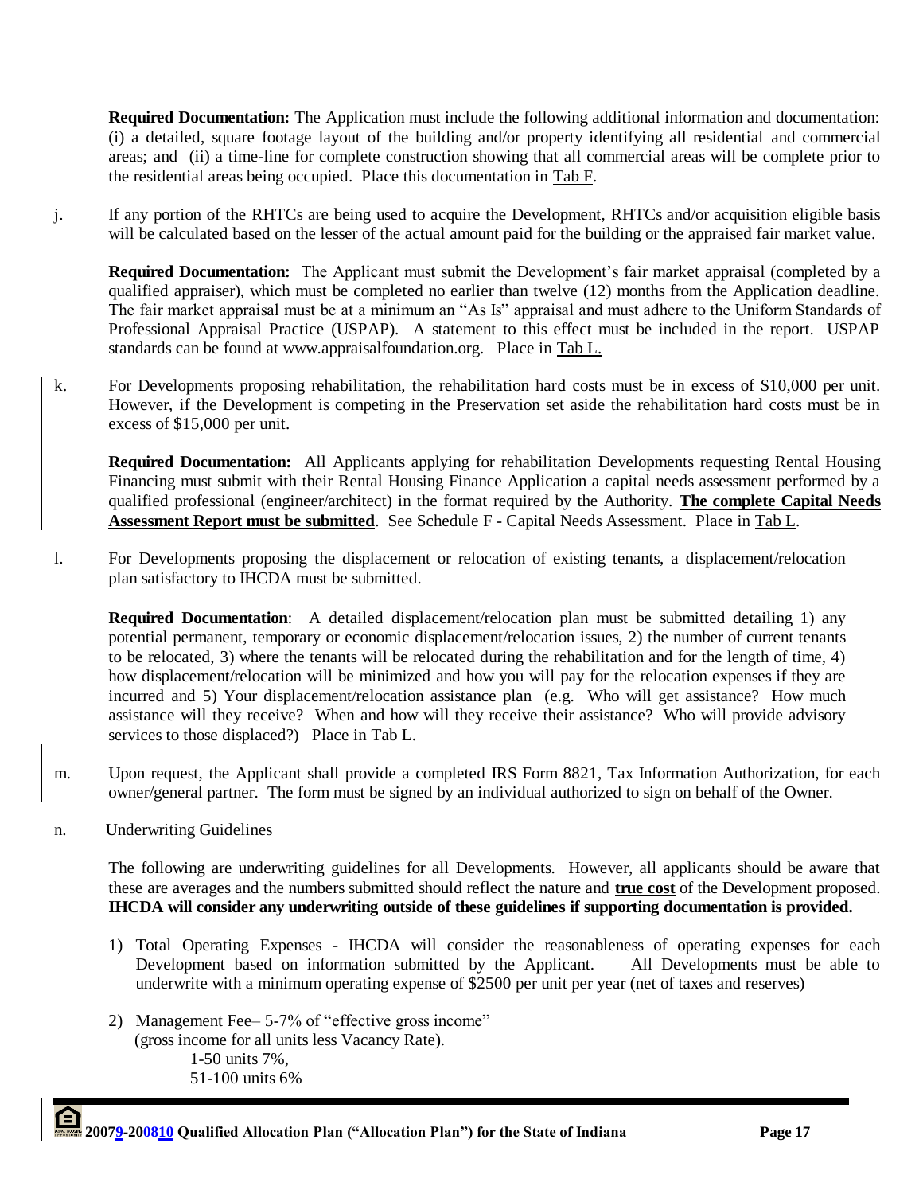**Required Documentation:** The Application must include the following additional information and documentation: (i) a detailed, square footage layout of the building and/or property identifying all residential and commercial areas; and (ii) a time-line for complete construction showing that all commercial areas will be complete prior to the residential areas being occupied. Place this documentation in Tab F.

j. If any portion of the RHTCs are being used to acquire the Development, RHTCs and/or acquisition eligible basis will be calculated based on the lesser of the actual amount paid for the building or the appraised fair market value.

**Required Documentation:** The Applicant must submit the Development's fair market appraisal (completed by a qualified appraiser), which must be completed no earlier than twelve (12) months from the Application deadline. The fair market appraisal must be at a minimum an "As Is" appraisal and must adhere to the Uniform Standards of Professional Appraisal Practice (USPAP). A statement to this effect must be included in the report. USPAP standards can be found at www.appraisalfoundation.org. Place in Tab L.

k. For Developments proposing rehabilitation, the rehabilitation hard costs must be in excess of $10,000 per unit. However, if the Development is competing in the Preservation set aside the rehabilitation hard costs must be in excess of $15,000 per unit.

**Required Documentation:** All Applicants applying for rehabilitation Developments requesting Rental Housing Financing must submit with their Rental Housing Finance Application a capital needs assessment performed by a qualified professional (engineer/architect) in the format required by the Authority. **The complete Capital Needs Assessment Report must be submitted**. See Schedule F - Capital Needs Assessment. Place in Tab L.

l. For Developments proposing the displacement or relocation of existing tenants, a displacement/relocation plan satisfactory to IHCDA must be submitted.

**Required Documentation**: A detailed displacement/relocation plan must be submitted detailing 1) any potential permanent, temporary or economic displacement/relocation issues, 2) the number of current tenants to be relocated, 3) where the tenants will be relocated during the rehabilitation and for the length of time, 4) how displacement/relocation will be minimized and how you will pay for the relocation expenses if they are incurred and 5) Your displacement/relocation assistance plan (e.g. Who will get assistance? How much assistance will they receive? When and how will they receive their assistance? Who will provide advisory services to those displaced?) Place in Tab L.

m. Upon request, the Applicant shall provide a completed IRS Form 8821, Tax Information Authorization, for each owner/general partner. The form must be signed by an individual authorized to sign on behalf of the Owner.

n. Underwriting Guidelines

The following are underwriting guidelines for all Developments. However, all applicants should be aware that these are averages and the numbers submitted should reflect the nature and **true cost** of the Development proposed. **IHCDA will consider any underwriting outside of these guidelines if supporting documentation is provided.**

1) Total Operating Expenses - IHCDA will consider the reasonableness of operating expenses for each Development based on information submitted by the Applicant. All Developments must be able to underwrite with a minimum operating expense of $2500 per unit per year (net of taxes and reserves)

2) Management Fee– 5-7% of "effective gross income" (gross income for all units less Vacancy Rate).
   1-50 units 7%,
   51-100 units 6%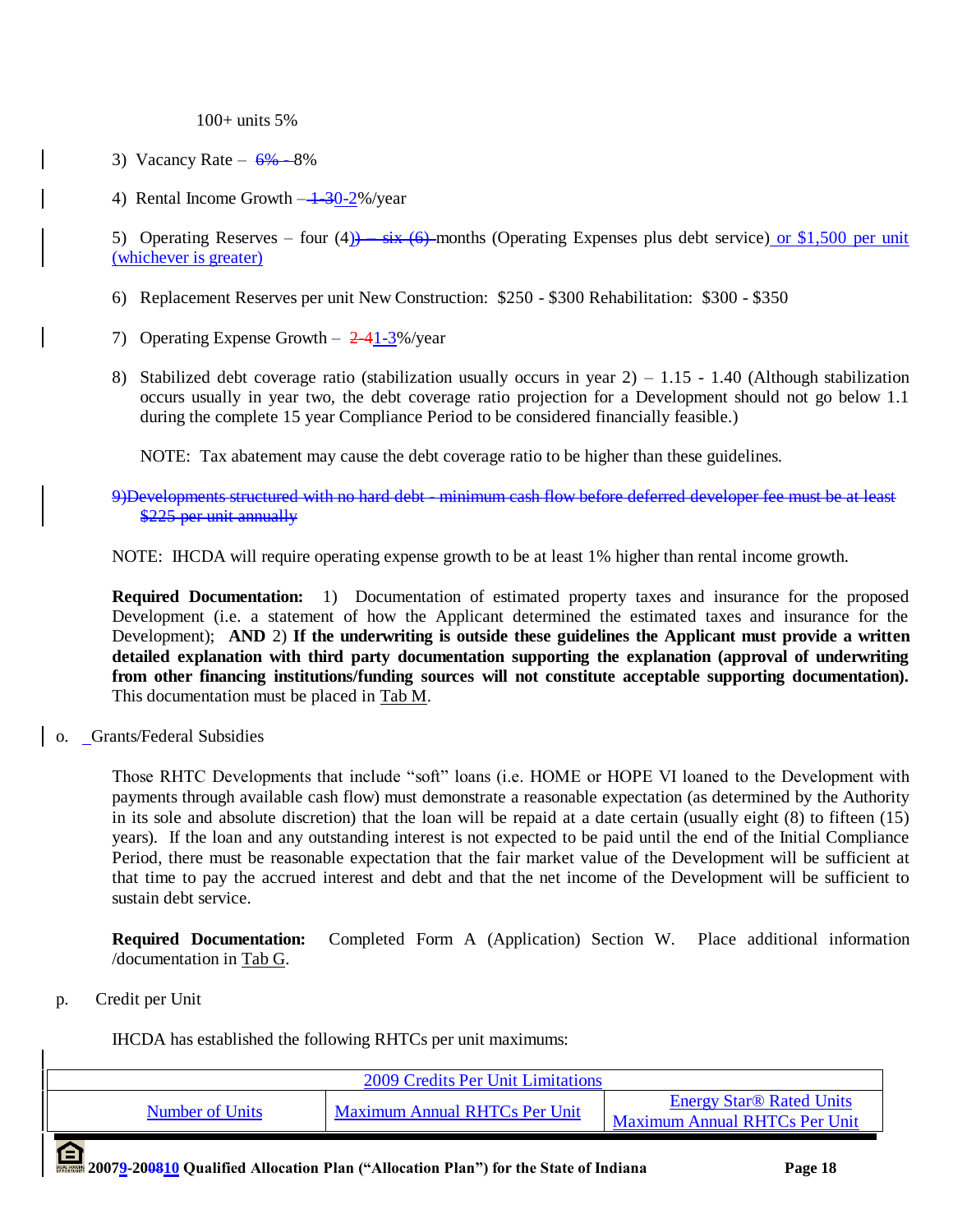100+ units 5%

3) Vacancy Rate – 6% - 8%

4) Rental Income Growth – 1-30-2%/year

5) Operating Reserves – four (4)) – six (6) months (Operating Expenses plus debt service) or $1,500 per unit (whichever is greater)

6) Replacement Reserves per unit New Construction: $250 - $300 Rehabilitation: $300 - $350

7) Operating Expense Growth – 2-41-3%/year

8) Stabilized debt coverage ratio (stabilization usually occurs in year 2) – 1.15 - 1.40 (Although stabilization occurs usually in year two, the debt coverage ratio projection for a Development should not go below 1.1 during the complete 15 year Compliance Period to be considered financially feasible.)

NOTE: Tax abatement may cause the debt coverage ratio to be higher than these guidelines.

~~9)Developments structured with no hard debt - minimum cash flow before deferred developer fee must be at least $225 per unit annually~~

NOTE: IHCDA will require operating expense growth to be at least 1% higher than rental income growth.

**Required Documentation:** 1) Documentation of estimated property taxes and insurance for the proposed Development (i.e. a statement of how the Applicant determined the estimated taxes and insurance for the Development); **AND** 2) **If the underwriting is outside these guidelines the Applicant must provide a written detailed explanation with third party documentation supporting the explanation (approval of underwriting from other financing institutions/funding sources will not constitute acceptable supporting documentation).** This documentation must be placed in Tab M.

o. Grants/Federal Subsidies

Those RHTC Developments that include "soft" loans (i.e. HOME or HOPE VI loaned to the Development with payments through available cash flow) must demonstrate a reasonable expectation (as determined by the Authority in its sole and absolute discretion) that the loan will be repaid at a date certain (usually eight (8) to fifteen (15) years). If the loan and any outstanding interest is not expected to be paid until the end of the Initial Compliance Period, there must be reasonable expectation that the fair market value of the Development will be sufficient at that time to pay the accrued interest and debt and that the net income of the Development will be sufficient to sustain debt service.

**Required Documentation:** Completed Form A (Application) Section W. Place additional information /documentation in Tab G.

p. Credit per Unit

IHCDA has established the following RHTCs per unit maximums:

| 2009 Credits Per Unit Limitations | | |
|---|---|---|
| Number of Units | Maximum Annual RHTCs Per Unit | Energy Star® Rated Units Maximum Annual RHTCs Per Unit |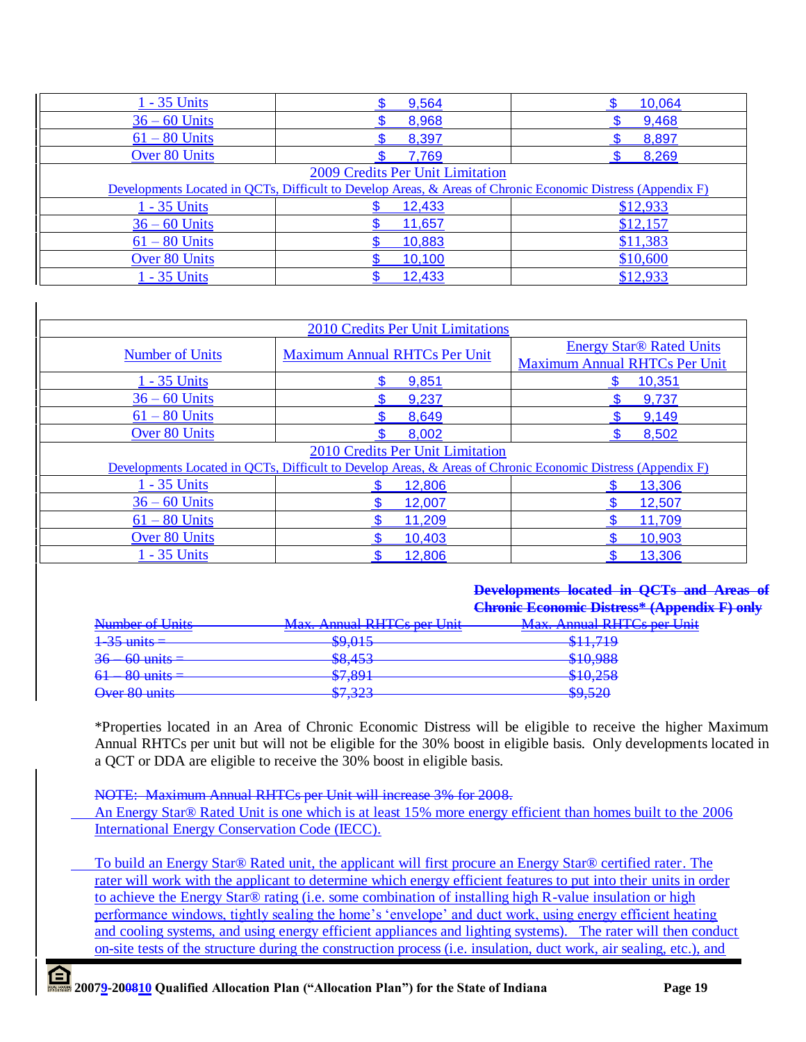| 1 - 35 Units | $ 9,564 | $ 10,064 |
|---|---|---|
| 36 – 60 Units | $ 8,968 | $ 9,468 |
| 61 – 80 Units | $ 8,397 | $ 8,897 |
| Over 80 Units | $ 7,769 | $ 8,269 |
| 2009 Credits Per Unit Limitation<br>Developments Located in QCTs, Difficult to Develop Areas, & Areas of Chronic Economic Distress (Appendix F) | | |
| 1 - 35 Units | $ 12,433 | $12,933 |
| 36 – 60 Units | $ 11,657 | $12,157 |
| 61 – 80 Units | $ 10,883 | $11,383 |
| Over 80 Units | $ 10,100 | $10,600 |
| 1 - 35 Units | $ 12,433 | $12,933 |

| 2010 Credits Per Unit Limitations | | |
|---|---|---|
| Number of Units | Maximum Annual RHTCs Per Unit | Energy Star® Rated Units Maximum Annual RHTCs Per Unit |
| 1 - 35 Units | $ 9,851 | $ 10,351 |
| 36 – 60 Units | $ 9,237 | $ 9,737 |
| 61 – 80 Units | $ 8,649 | $ 9,149 |
| Over 80 Units | $ 8,002 | $ 8,502 |
| 2010 Credits Per Unit Limitation<br>Developments Located in QCTs, Difficult to Develop Areas, & Areas of Chronic Economic Distress (Appendix F) | | |
| 1 - 35 Units | $ 12,806 | $ 13,306 |
| 36 – 60 Units | $ 12,007 | $ 12,507 |
| 61 – 80 Units | $ 11,209 | $ 11,709 |
| Over 80 Units | $ 10,403 | $ 10,903 |
| 1 - 35 Units | $ 12,806 | $ 13,306 |

| ~~Number of Units~~ | ~~Max. Annual RHTCs per Unit~~ | ~~Developments located in QCTs and Areas of Chronic Economic Distress* (Appendix F) only~~ ~~Max. Annual RHTCs per Unit~~ |
|---|---|---|
| ~~1-35 units =~~ | ~~$9,015~~ | ~~$11,719~~ |
| ~~36 – 60 units =~~ | ~~$8,453~~ | ~~$10,988~~ |
| ~~61 – 80 units =~~ | ~~$7,891~~ | ~~$10,258~~ |
| ~~Over 80 units~~ | ~~$7,323~~ | ~~$9,520~~ |

*Properties located in an Area of Chronic Economic Distress will be eligible to receive the higher Maximum Annual RHTCs per unit but will not be eligible for the 30% boost in eligible basis. Only developments located in a QCT or DDA are eligible to receive the 30% boost in eligible basis.

~~NOTE: Maximum Annual RHTCs per Unit will increase 3% for 2008.~~

An Energy Star® Rated Unit is one which is at least 15% more energy efficient than homes built to the 2006 International Energy Conservation Code (IECC).

To build an Energy Star® Rated unit, the applicant will first procure an Energy Star® certified rater. The rater will work with the applicant to determine which energy efficient features to put into their units in order to achieve the Energy Star® rating (i.e. some combination of installing high R-value insulation or high performance windows, tightly sealing the home's 'envelope' and duct work, using energy efficient heating and cooling systems, and using energy efficient appliances and lighting systems). The rater will then conduct on-site tests of the structure during the construction process (i.e. insulation, duct work, air sealing, etc.), and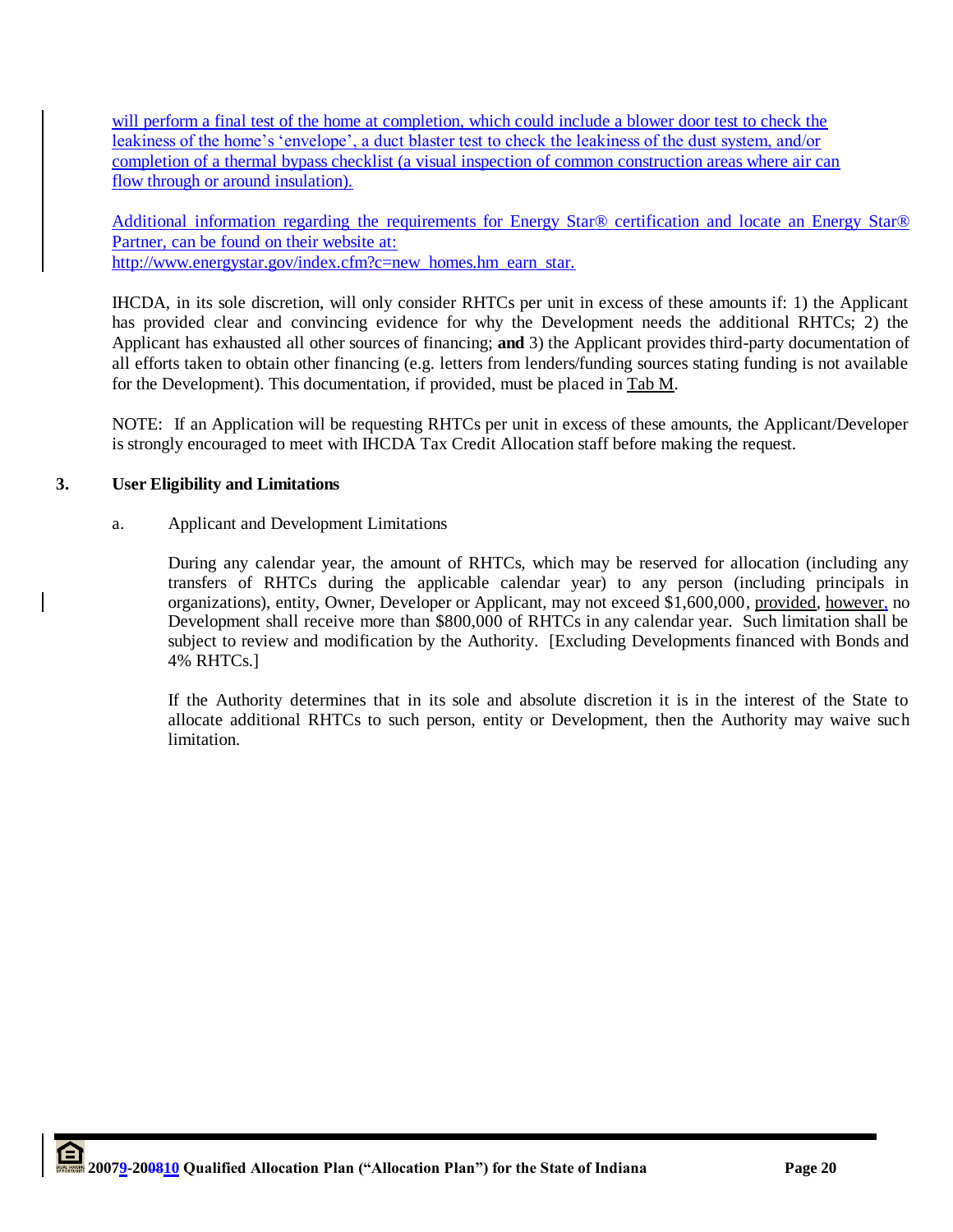will perform a final test of the home at completion, which could include a blower door test to check the leakiness of the home's 'envelope', a duct blaster test to check the leakiness of the dust system, and/or completion of a thermal bypass checklist (a visual inspection of common construction areas where air can flow through or around insulation).

Additional information regarding the requirements for Energy Star® certification and locate an Energy Star® Partner, can be found on their website at:
http://www.energystar.gov/index.cfm?c=new_homes.hm_earn_star.

IHCDA, in its sole discretion, will only consider RHTCs per unit in excess of these amounts if: 1) the Applicant has provided clear and convincing evidence for why the Development needs the additional RHTCs; 2) the Applicant has exhausted all other sources of financing; **and** 3) the Applicant provides third-party documentation of all efforts taken to obtain other financing (e.g. letters from lenders/funding sources stating funding is not available for the Development). This documentation, if provided, must be placed in Tab M.

NOTE: If an Application will be requesting RHTCs per unit in excess of these amounts, the Applicant/Developer is strongly encouraged to meet with IHCDA Tax Credit Allocation staff before making the request.

### 3. User Eligibility and Limitations

a. Applicant and Development Limitations

During any calendar year, the amount of RHTCs, which may be reserved for allocation (including any transfers of RHTCs during the applicable calendar year) to any person (including principals in organizations), entity, Owner, Developer or Applicant, may not exceed $1,600,000, provided, however, no Development shall receive more than $800,000 of RHTCs in any calendar year. Such limitation shall be subject to review and modification by the Authority. [Excluding Developments financed with Bonds and 4% RHTCs.]

If the Authority determines that in its sole and absolute discretion it is in the interest of the State to allocate additional RHTCs to such person, entity or Development, then the Authority may waive such limitation.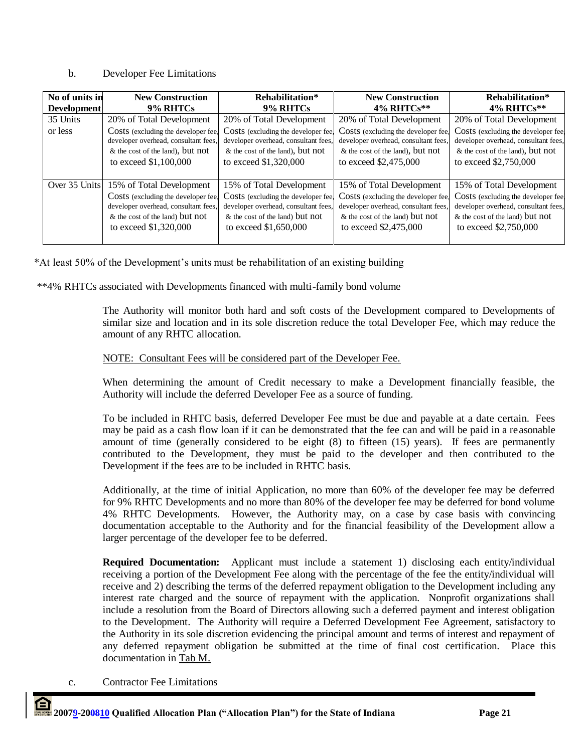b. Developer Fee Limitations

| No of units in Development | New Construction 9% RHTCs | Rehabilitation* 9% RHTCs | New Construction 4% RHTCs** | Rehabilitation* 4% RHTCs** |
|---|---|---|---|---|
| 35 Units or less | 20% of Total Development Costs (excluding the developer fee, developer overhead, consultant fees, & the cost of the land), but not to exceed $1,100,000 | 20% of Total Development Costs (excluding the developer fee, developer overhead, consultant fees, & the cost of the land), but not to exceed $1,320,000 | 20% of Total Development Costs (excluding the developer fee, developer overhead, consultant fees, & the cost of the land), but not to exceed $2,475,000 | 20% of Total Development Costs (excluding the developer fee, developer overhead, consultant fees, & the cost of the land), but not to exceed $2,750,000 |
| Over 35 Units | 15% of Total Development Costs (excluding the developer fee, developer overhead, consultant fees, & the cost of the land) but not to exceed $1,320,000 | 15% of Total Development Costs (excluding the developer fee, developer overhead, consultant fees, & the cost of the land) but not to exceed $1,650,000 | 15% of Total Development Costs (excluding the developer fee, developer overhead, consultant fees, & the cost of the land) but not to exceed $2,475,000 | 15% of Total Development Costs (excluding the developer fee, developer overhead, consultant fees, & the cost of the land) but not to exceed $2,750,000 |

*At least 50% of the Development's units must be rehabilitation of an existing building

**4% RHTCs associated with Developments financed with multi-family bond volume

The Authority will monitor both hard and soft costs of the Development compared to Developments of similar size and location and in its sole discretion reduce the total Developer Fee, which may reduce the amount of any RHTC allocation.

NOTE: Consultant Fees will be considered part of the Developer Fee.

When determining the amount of Credit necessary to make a Development financially feasible, the Authority will include the deferred Developer Fee as a source of funding.

To be included in RHTC basis, deferred Developer Fee must be due and payable at a date certain. Fees may be paid as a cash flow loan if it can be demonstrated that the fee can and will be paid in a reasonable amount of time (generally considered to be eight (8) to fifteen (15) years). If fees are permanently contributed to the Development, they must be paid to the developer and then contributed to the Development if the fees are to be included in RHTC basis.

Additionally, at the time of initial Application, no more than 60% of the developer fee may be deferred for 9% RHTC Developments and no more than 80% of the developer fee may be deferred for bond volume 4% RHTC Developments. However, the Authority may, on a case by case basis with convincing documentation acceptable to the Authority and for the financial feasibility of the Development allow a larger percentage of the developer fee to be deferred.

**Required Documentation:** Applicant must include a statement 1) disclosing each entity/individual receiving a portion of the Development Fee along with the percentage of the fee the entity/individual will receive and 2) describing the terms of the deferred repayment obligation to the Development including any interest rate charged and the source of repayment with the application. Nonprofit organizations shall include a resolution from the Board of Directors allowing such a deferred payment and interest obligation to the Development. The Authority will require a Deferred Development Fee Agreement, satisfactory to the Authority in its sole discretion evidencing the principal amount and terms of interest and repayment of any deferred repayment obligation be submitted at the time of final cost certification. Place this documentation in Tab M.

c. Contractor Fee Limitations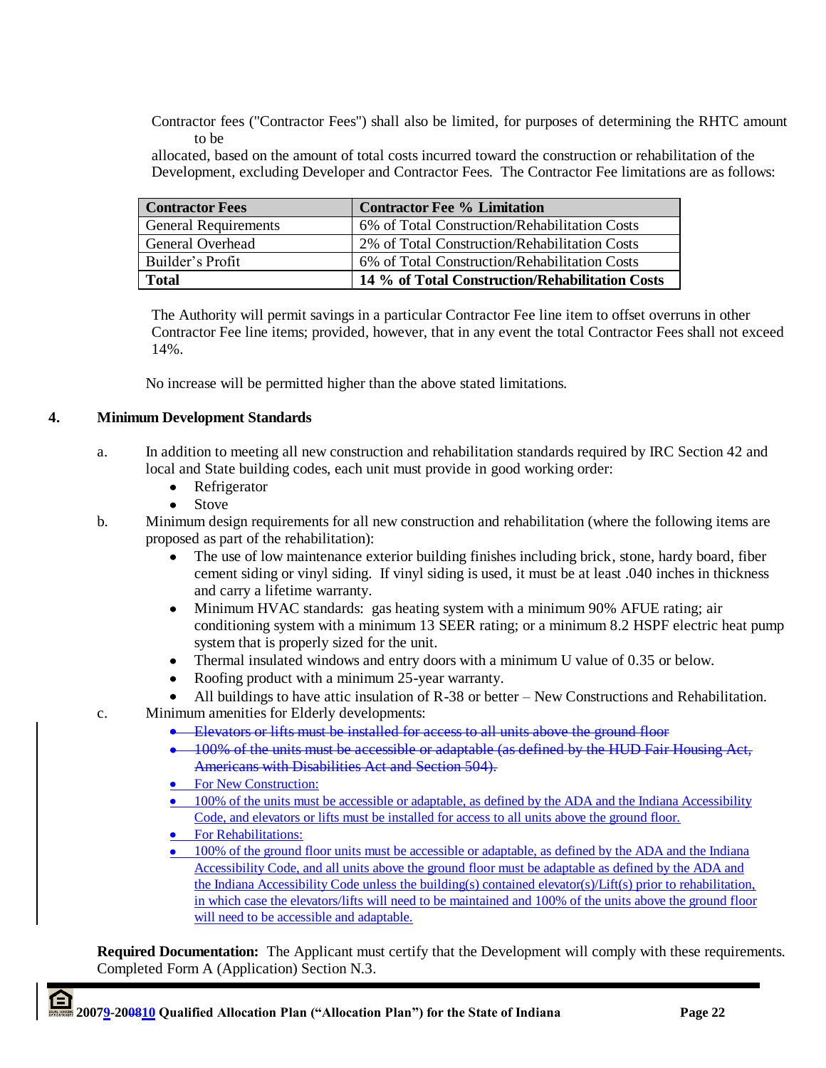Contractor fees ("Contractor Fees") shall also be limited, for purposes of determining the RHTC amount to be allocated, based on the amount of total costs incurred toward the construction or rehabilitation of the Development, excluding Developer and Contractor Fees. The Contractor Fee limitations are as follows:

| Contractor Fees | Contractor Fee % Limitation |
|---|---|
| General Requirements | 6% of Total Construction/Rehabilitation Costs |
| General Overhead | 2% of Total Construction/Rehabilitation Costs |
| Builder's Profit | 6% of Total Construction/Rehabilitation Costs |
| **Total** | **14 % of Total Construction/Rehabilitation Costs** |

The Authority will permit savings in a particular Contractor Fee line item to offset overruns in other Contractor Fee line items; provided, however, that in any event the total Contractor Fees shall not exceed 14%.

No increase will be permitted higher than the above stated limitations.

## 4. Minimum Development Standards

a. In addition to meeting all new construction and rehabilitation standards required by IRC Section 42 and local and State building codes, each unit must provide in good working order:
   - Refrigerator
   - Stove

b. Minimum design requirements for all new construction and rehabilitation (where the following items are proposed as part of the rehabilitation):
   - The use of low maintenance exterior building finishes including brick, stone, hardy board, fiber cement siding or vinyl siding. If vinyl siding is used, it must be at least .040 inches in thickness and carry a lifetime warranty.
   - Minimum HVAC standards: gas heating system with a minimum 90% AFUE rating; air conditioning system with a minimum 13 SEER rating; or a minimum 8.2 HSPF electric heat pump system that is properly sized for the unit.
   - Thermal insulated windows and entry doors with a minimum U value of 0.35 or below.
   - Roofing product with a minimum 25-year warranty.
   - All buildings to have attic insulation of R-38 or better – New Constructions and Rehabilitation.

c. Minimum amenities for Elderly developments:
   - ~~Elevators or lifts must be installed for access to all units above the ground floor~~
   - ~~100% of the units must be accessible or adaptable (as defined by the HUD Fair Housing Act, Americans with Disabilities Act and Section 504).~~
   - For New Construction:
   - 100% of the units must be accessible or adaptable, as defined by the ADA and the Indiana Accessibility Code, and elevators or lifts must be installed for access to all units above the ground floor.
   - For Rehabilitations:
   - 100% of the ground floor units must be accessible or adaptable, as defined by the ADA and the Indiana Accessibility Code, and all units above the ground floor must be adaptable as defined by the ADA and the Indiana Accessibility Code unless the building(s) contained elevator(s)/Lift(s) prior to rehabilitation, in which case the elevators/lifts will need to be maintained and 100% of the units above the ground floor will need to be accessible and adaptable.

**Required Documentation:** The Applicant must certify that the Development will comply with these requirements. Completed Form A (Application) Section N.3.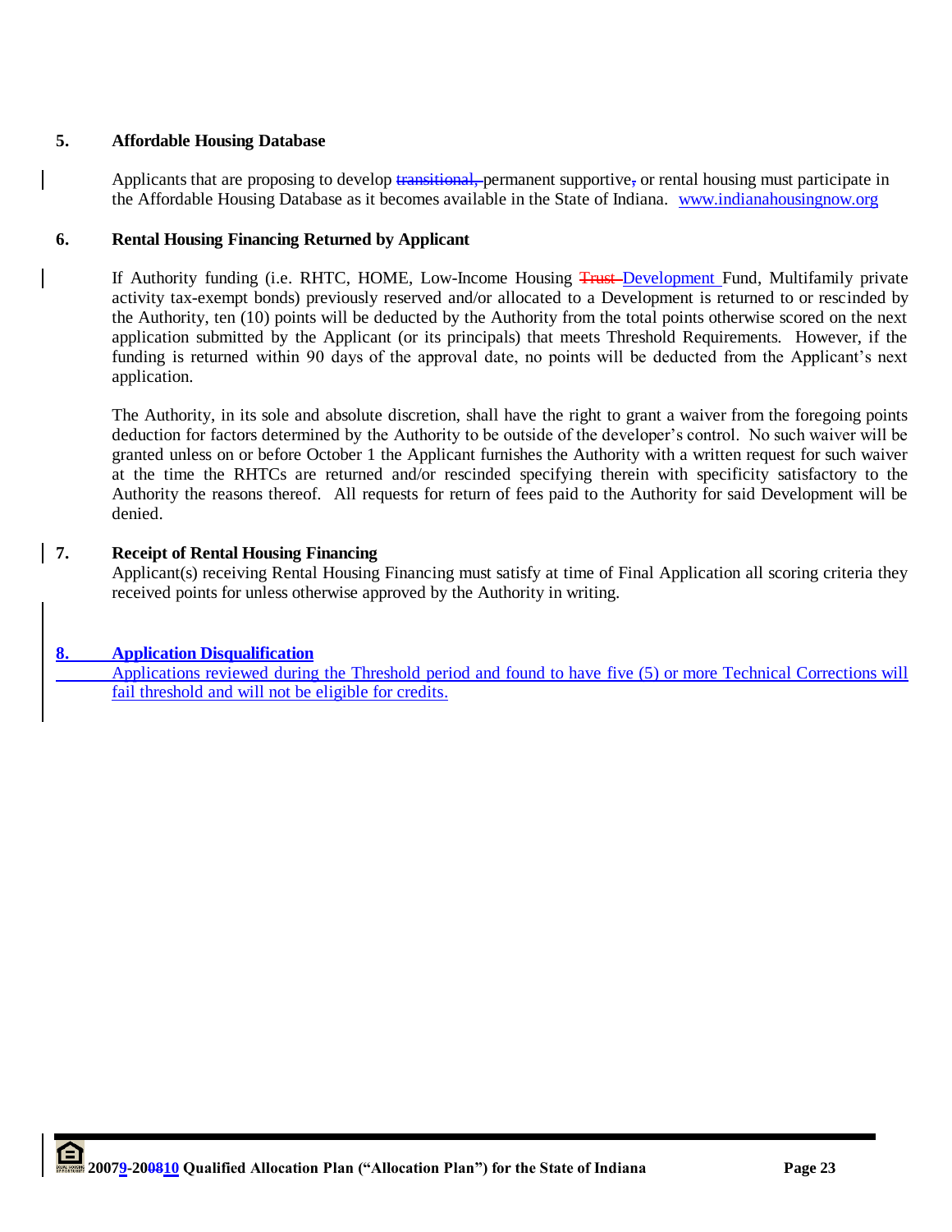## 5. Affordable Housing Database

Applicants that are proposing to develop ~~transitional,~~ permanent supportive~~,~~ or rental housing must participate in the Affordable Housing Database as it becomes available in the State of Indiana. www.indianahousingnow.org

## 6. Rental Housing Financing Returned by Applicant

If Authority funding (i.e. RHTC, HOME, Low-Income Housing ~~Trust~~ Development Fund, Multifamily private activity tax-exempt bonds) previously reserved and/or allocated to a Development is returned to or rescinded by the Authority, ten (10) points will be deducted by the Authority from the total points otherwise scored on the next application submitted by the Applicant (or its principals) that meets Threshold Requirements. However, if the funding is returned within 90 days of the approval date, no points will be deducted from the Applicant's next application.

The Authority, in its sole and absolute discretion, shall have the right to grant a waiver from the foregoing points deduction for factors determined by the Authority to be outside of the developer's control. No such waiver will be granted unless on or before October 1 the Applicant furnishes the Authority with a written request for such waiver at the time the RHTCs are returned and/or rescinded specifying therein with specificity satisfactory to the Authority the reasons thereof. All requests for return of fees paid to the Authority for said Development will be denied.

## 7. Receipt of Rental Housing Financing

Applicant(s) receiving Rental Housing Financing must satisfy at time of Final Application all scoring criteria they received points for unless otherwise approved by the Authority in writing.

## 8. Application Disqualification

Applications reviewed during the Threshold period and found to have five (5) or more Technical Corrections will fail threshold and will not be eligible for credits.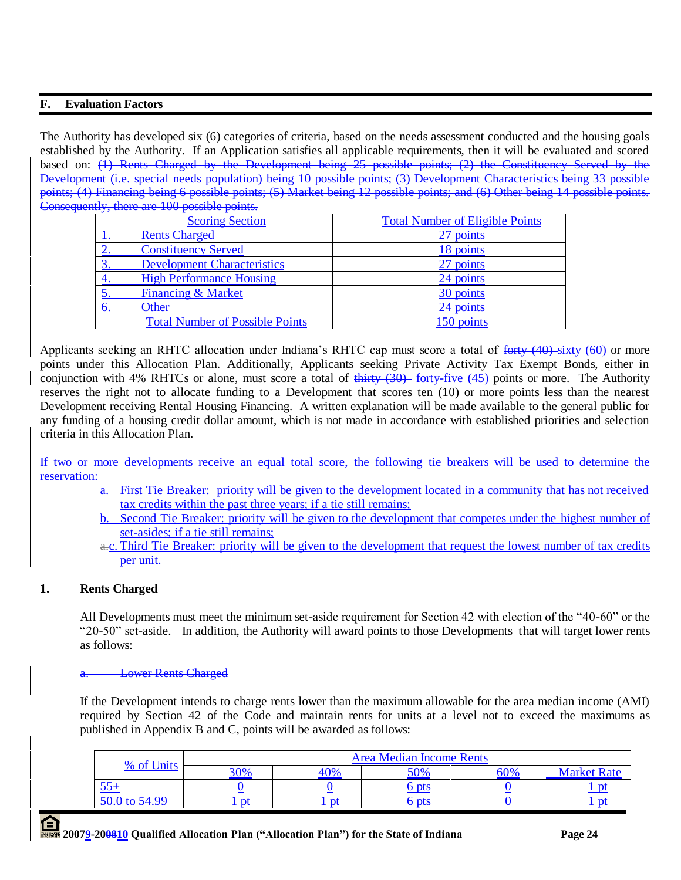## F. Evaluation Factors

The Authority has developed six (6) categories of criteria, based on the needs assessment conducted and the housing goals established by the Authority. If an Application satisfies all applicable requirements, then it will be evaluated and scored based on: ~~(1) Rents Charged by the Development being 25 possible points; (2) the Constituency Served by the Development (i.e. special needs population) being 10 possible points; (3) Development Characteristics being 33 possible points; (4) Financing being 6 possible points; (5) Market being 12 possible points; and (6) Other being 14 possible points. Consequently, there are 100 possible points.~~

| Scoring Section | Total Number of Eligible Points |
|---|---|
| 1. Rents Charged | 27 points |
| 2. Constituency Served | 18 points |
| 3. Development Characteristics | 27 points |
| 4. High Performance Housing | 24 points |
| 5. Financing & Market | 30 points |
| 6. Other | 24 points |
| Total Number of Possible Points | 150 points |

Applicants seeking an RHTC allocation under Indiana's RHTC cap must score a total of ~~forty (40)~~ sixty (60) or more points under this Allocation Plan. Additionally, Applicants seeking Private Activity Tax Exempt Bonds, either in conjunction with 4% RHTCs or alone, must score a total of ~~thirty (30)~~ forty-five (45) points or more. The Authority reserves the right not to allocate funding to a Development that scores ten (10) or more points less than the nearest Development receiving Rental Housing Financing. A written explanation will be made available to the general public for any funding of a housing credit dollar amount, which is not made in accordance with established priorities and selection criteria in this Allocation Plan.

If two or more developments receive an equal total score, the following tie breakers will be used to determine the reservation:

a. First Tie Breaker: priority will be given to the development located in a community that has not received tax credits within the past three years; if a tie still remains;

b. Second Tie Breaker: priority will be given to the development that competes under the highest number of set-asides; if a tie still remains;

~~a.~~ c. Third Tie Breaker: priority will be given to the development that request the lowest number of tax credits per unit.

### 1. Rents Charged

All Developments must meet the minimum set-aside requirement for Section 42 with election of the "40-60" or the "20-50" set-aside. In addition, the Authority will award points to those Developments that will target lower rents as follows:

~~a. Lower Rents Charged~~

If the Development intends to charge rents lower than the maximum allowable for the area median income (AMI) required by Section 42 of the Code and maintain rents for units at a level not to exceed the maximums as published in Appendix B and C, points will be awarded as follows:

| % of Units | Area Median Income Rents | | | | |
|---|---|---|---|---|---|
| | 30% | 40% | 50% | 60% | Market Rate |
| 55+ | 0 | 0 | 6 pts | 0 | 1 pt |
| 50.0 to 54.99 | 1 pt | 1 pt | 6 pts | 0 | 1 pt |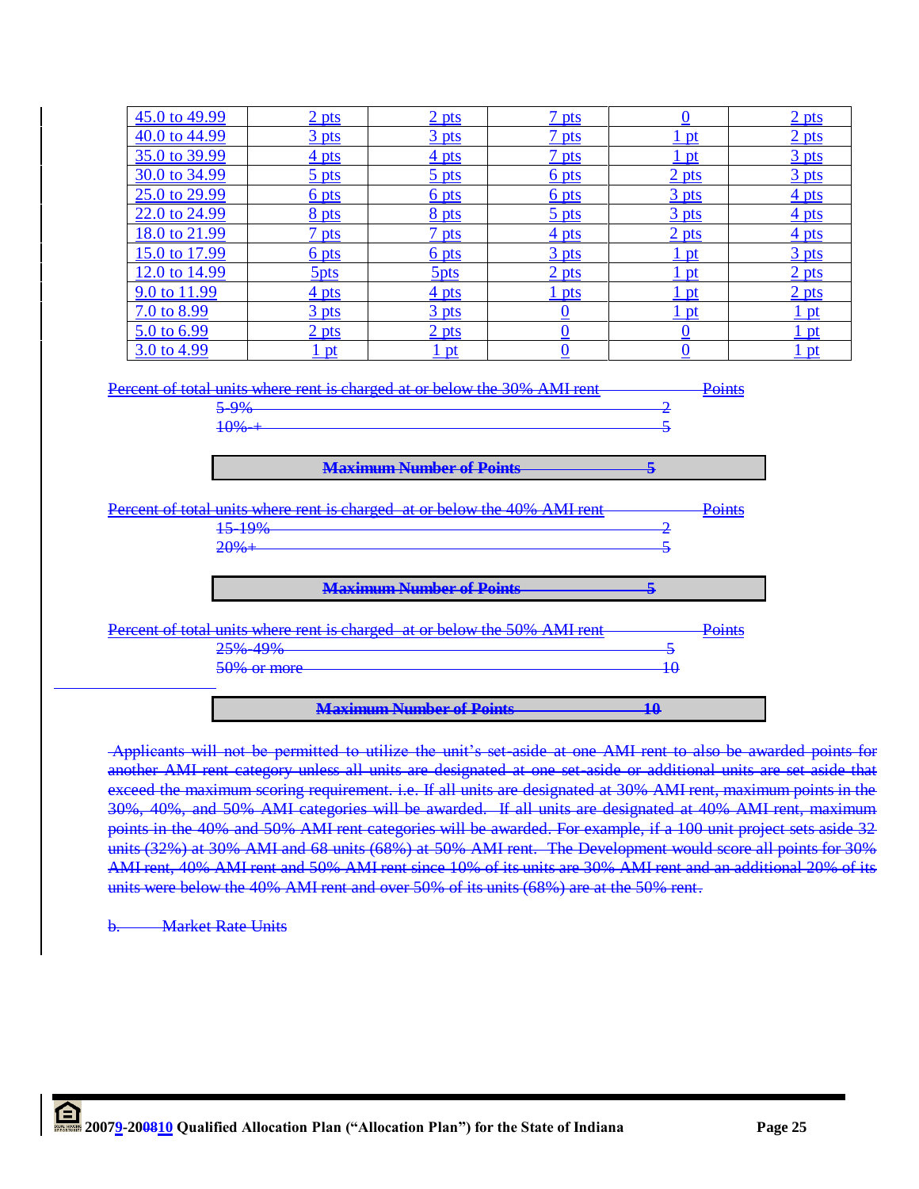| 45.0 to 49.99 | 2 pts | 2 pts | 7 pts | 0 | 2 pts |
|---|---|---|---|---|---|
| 40.0 to 44.99 | 3 pts | 3 pts | 7 pts | 1 pt | 2 pts |
| 35.0 to 39.99 | 4 pts | 4 pts | 7 pts | 1 pt | 3 pts |
| 30.0 to 34.99 | 5 pts | 5 pts | 6 pts | 2 pts | 3 pts |
| 25.0 to 29.99 | 6 pts | 6 pts | 6 pts | 3 pts | 4 pts |
| 22.0 to 24.99 | 8 pts | 8 pts | 5 pts | 3 pts | 4 pts |
| 18.0 to 21.99 | 7 pts | 7 pts | 4 pts | 2 pts | 4 pts |
| 15.0 to 17.99 | 6 pts | 6 pts | 3 pts | 1 pt | 3 pts |
| 12.0 to 14.99 | 5pts | 5pts | 2 pts | 1 pt | 2 pts |
| 9.0 to 11.99 | 4 pts | 4 pts | 1 pts | 1 pt | 2 pts |
| 7.0 to 8.99 | 3 pts | 3 pts | 0 | 1 pt | 1 pt |
| 5.0 to 6.99 | 2 pts | 2 pts | 0 | 0 | 1 pt |
| 3.0 to 4.99 | 1 pt | 1 pt | 0 | 0 | 1 pt |

~~Percent of total units where rent is charged at or below the 30% AMI rent — Points~~

| ~~Percent~~ | ~~Points~~ |
|---|---|
| ~~5-9%~~ | ~~2~~ |
| ~~10% +~~ | ~~5~~ |
| **~~Maximum Number of Points~~** | **~~5~~** |

~~Percent of total units where rent is charged at or below the 40% AMI rent — Points~~

| ~~Percent~~ | ~~Points~~ |
|---|---|
| ~~15-19%~~ | ~~2~~ |
| ~~20%+~~ | ~~5~~ |
| **~~Maximum Number of Points~~** | **~~5~~** |

~~Percent of total units where rent is charged at or below the 50% AMI rent — Points~~

| ~~Percent~~ | ~~Points~~ |
|---|---|
| ~~25%-49%~~ | ~~5~~ |
| ~~50% or more~~ | ~~10~~ |
| **~~Maximum Number of Points~~** | **~~10~~** |

~~Applicants will not be permitted to utilize the unit's set-aside at one AMI rent to also be awarded points for another AMI rent category unless all units are designated at one set-aside or additional units are set aside that exceed the maximum scoring requirement. i.e. If all units are designated at 30% AMI rent, maximum points in the 30%, 40%, and 50% AMI categories will be awarded. If all units are designated at 40% AMI rent, maximum points in the 40% and 50% AMI rent categories will be awarded. For example, if a 100 unit project sets aside 32 units (32%) at 30% AMI and 68 units (68%) at 50% AMI rent. The Development would score all points for 30% AMI rent, 40% AMI rent and 50% AMI rent since 10% of its units are 30% AMI rent and an additional 20% of its units were below the 40% AMI rent and over 50% of its units (68%) are at the 50% rent.~~

~~b. Market Rate Units~~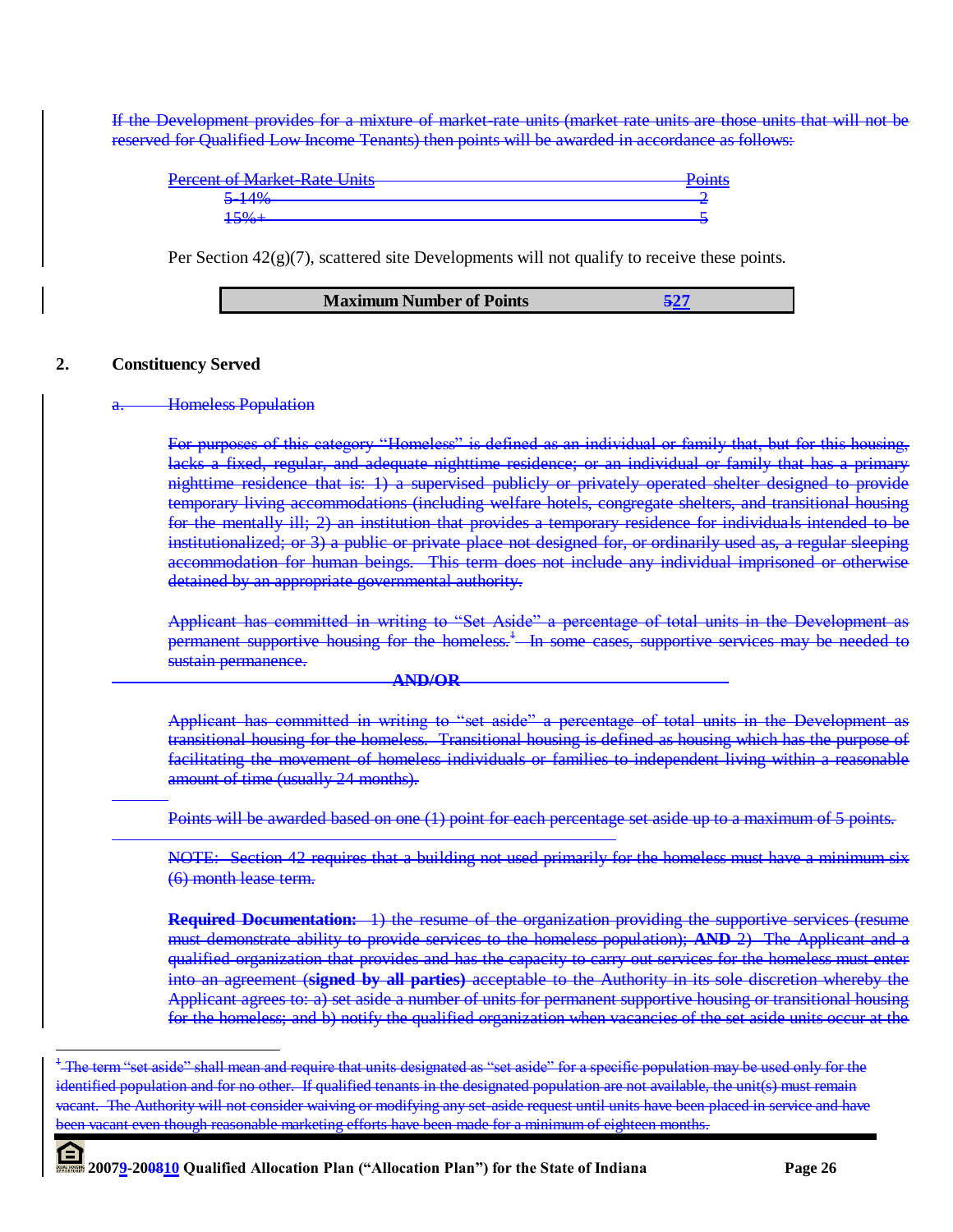~~If the Development provides for a mixture of market-rate units (market rate units are those units that will not be reserved for Qualified Low Income Tenants) then points will be awarded in accordance as follows:~~

| ~~Percent of Market-Rate Units~~ | ~~Points~~ |
| --- | --- |
| ~~5-14%~~ | ~~2~~ |
| ~~15%+~~ | ~~5~~ |

Per Section 42(g)(7), scattered site Developments will not qualify to receive these points.

| **Maximum Number of Points** | ~~5~~27 |
| --- | --- |

## 2. Constituency Served

~~a. Homeless Population~~

~~For purposes of this category "Homeless" is defined as an individual or family that, but for this housing, lacks a fixed, regular, and adequate nighttime residence; or an individual or family that has a primary nighttime residence that is: 1) a supervised publicly or privately operated shelter designed to provide temporary living accommodations (including welfare hotels, congregate shelters, and transitional housing for the mentally ill; 2) an institution that provides a temporary residence for individuals intended to be institutionalized; or 3) a public or private place not designed for, or ordinarily used as, a regular sleeping accommodation for human beings. This term does not include any individual imprisoned or otherwise detained by an appropriate governmental authority.~~

~~Applicant has committed in writing to "Set Aside" a percentage of total units in the Development as permanent supportive housing for the homeless.[1] In some cases, supportive services may be needed to sustain permanence.~~

~~**AND/OR**~~

~~Applicant has committed in writing to "set aside" a percentage of total units in the Development as transitional housing for the homeless. Transitional housing is defined as housing which has the purpose of facilitating the movement of homeless individuals or families to independent living within a reasonable amount of time (usually 24 months).~~

~~Points will be awarded based on one (1) point for each percentage set aside up to a maximum of 5 points.~~

~~NOTE: Section 42 requires that a building not used primarily for the homeless must have a minimum six (6) month lease term.~~

~~**Required Documentation:** 1) the resume of the organization providing the supportive services (resume must demonstrate ability to provide services to the homeless population); **AND** 2) The Applicant and a qualified organization that provides and has the capacity to carry out services for the homeless must enter into an agreement (**signed by all parties**) acceptable to the Authority in its sole discretion whereby the Applicant agrees to: a) set aside a number of units for permanent supportive housing or transitional housing for the homeless; and b) notify the qualified organization when vacancies of the set aside units occur at the~~

---

~~[1] The term "set aside" shall mean and require that units designated as "set aside" for a specific population may be used only for the identified population and for no other. If qualified tenants in the designated population are not available, the unit(s) must remain vacant. The Authority will not consider waiving or modifying any set-aside request until units have been placed in service and have been vacant even though reasonable marketing efforts have been made for a minimum of eighteen months.~~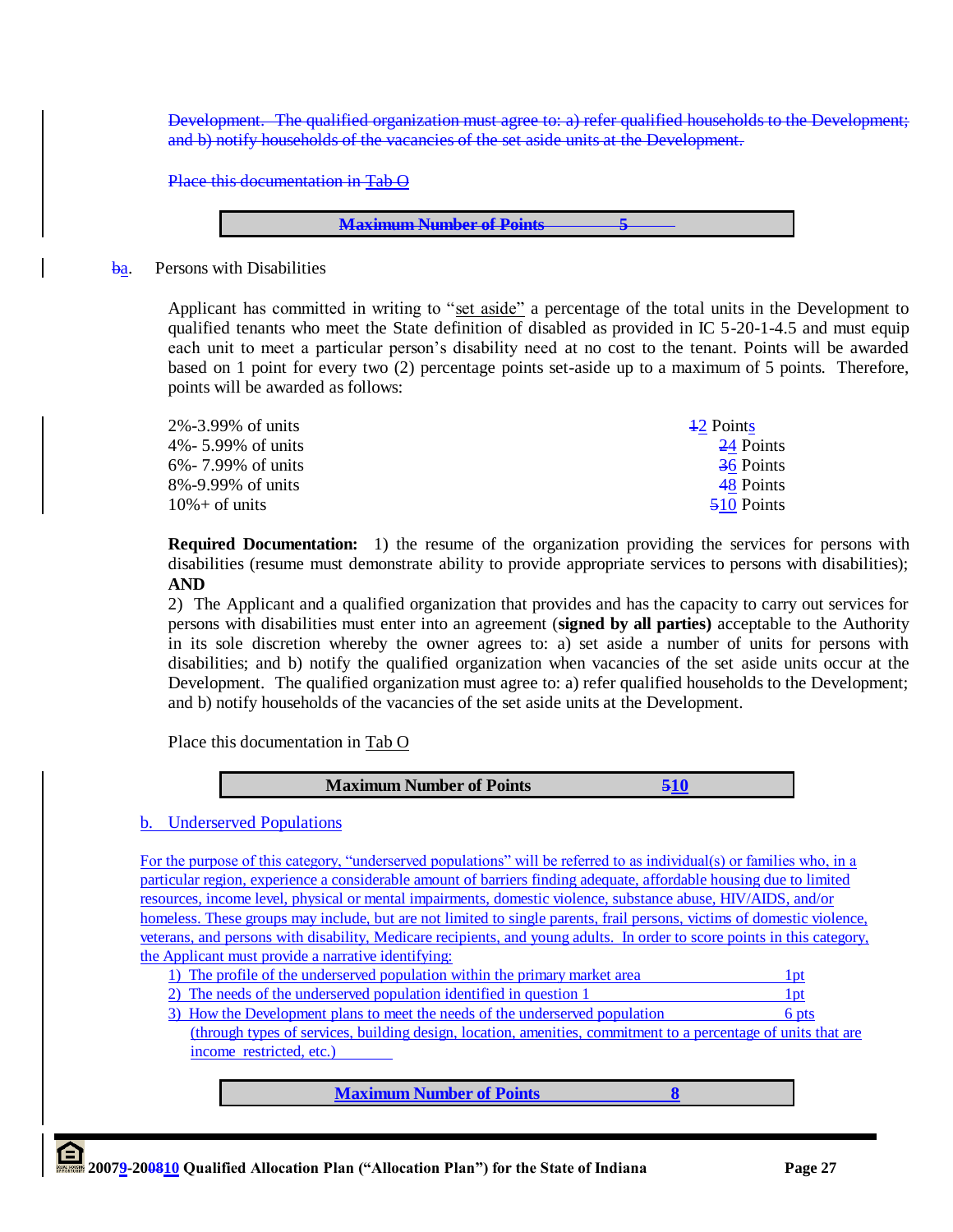~~Development. The qualified organization must agree to: a) refer qualified households to the Development; and b) notify households of the vacancies of the set aside units at the Development.~~

~~Place this documentation in Tab O~~

| ~~**Maximum Number of Points**~~ | ~~**5**~~ |
|---|---|

~~b~~a. Persons with Disabilities

Applicant has committed in writing to "set aside" a percentage of the total units in the Development to qualified tenants who meet the State definition of disabled as provided in IC 5-20-1-4.5 and must equip each unit to meet a particular person's disability need at no cost to the tenant. Points will be awarded based on 1 point for every two (2) percentage points set-aside up to a maximum of 5 points. Therefore, points will be awarded as follows:

| | |
|---|---|
| 2%-3.99% of units | ~~1~~2 Points |
| 4%- 5.99% of units | ~~2~~4 Points |
| 6%- 7.99% of units | ~~3~~6 Points |
| 8%-9.99% of units | ~~4~~8 Points |
| 10%+ of units | ~~5~~10 Points |

**Required Documentation:** 1) the resume of the organization providing the services for persons with disabilities (resume must demonstrate ability to provide appropriate services to persons with disabilities); **AND**

2) The Applicant and a qualified organization that provides and has the capacity to carry out services for persons with disabilities must enter into an agreement (**signed by all parties)** acceptable to the Authority in its sole discretion whereby the owner agrees to: a) set aside a number of units for persons with disabilities; and b) notify the qualified organization when vacancies of the set aside units occur at the Development. The qualified organization must agree to: a) refer qualified households to the Development; and b) notify households of the vacancies of the set aside units at the Development.

Place this documentation in Tab O

| **Maximum Number of Points** | **~~5~~10** |
|---|---|

b. Underserved Populations

For the purpose of this category, "underserved populations" will be referred to as individual(s) or families who, in a particular region, experience a considerable amount of barriers finding adequate, affordable housing due to limited resources, income level, physical or mental impairments, domestic violence, substance abuse, HIV/AIDS, and/or homeless. These groups may include, but are not limited to single parents, frail persons, victims of domestic violence, veterans, and persons with disability, Medicare recipients, and young adults. In order to score points in this category, the Applicant must provide a narrative identifying:

1) The profile of the underserved population within the primary market area — 1pt
2) The needs of the underserved population identified in question 1 — 1pt
3) How the Development plans to meet the needs of the underserved population — 6 pts
(through types of services, building design, location, amenities, commitment to a percentage of units that are income restricted, etc.)

| **Maximum Number of Points** | **8** |
|---|---|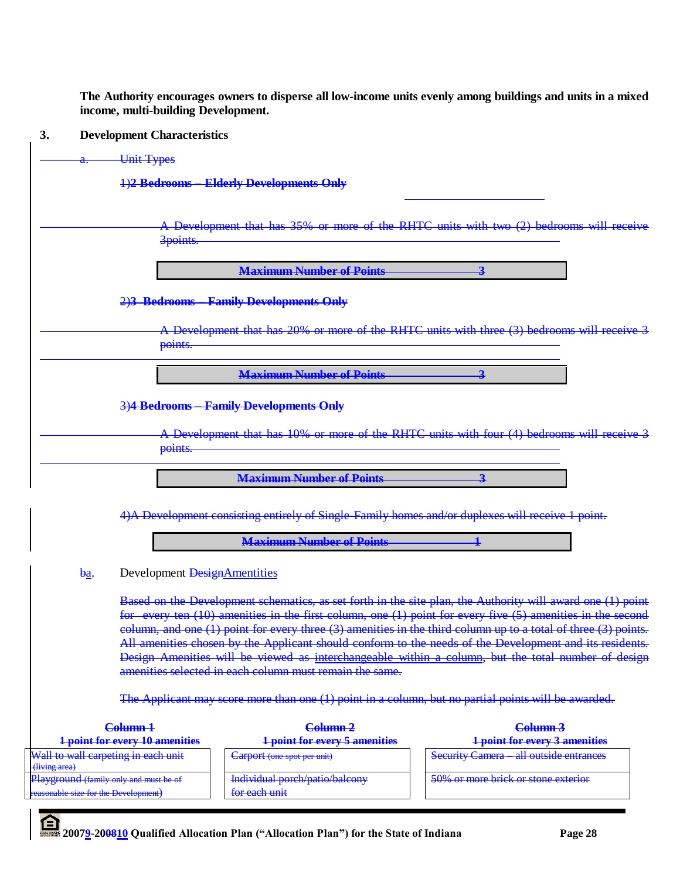**The Authority encourages owners to disperse all low-income units evenly among buildings and units in a mixed income, multi-building Development.**

**3. Development Characteristics**

~~a. Unit Types~~

~~1)**2 Bedrooms – Elderly Developments Only**~~

~~A Development that has 35% or more of the RHTC units with two (2) bedrooms will receive 3points.~~

| ~~**Maximum Number of Points**~~ | ~~**3**~~ |
|---|---|

~~2)**3 Bedrooms – Family Developments Only**~~

~~A Development that has 20% or more of the RHTC units with three (3) bedrooms will receive 3 points.~~

| ~~**Maximum Number of Points**~~ | ~~**3**~~ |
|---|---|

~~3)**4 Bedrooms – Family Developments Only**~~

~~A Development that has 10% or more of the RHTC units with four (4) bedrooms will receive 3 points.~~

| ~~**Maximum Number of Points**~~ | ~~**3**~~ |
|---|---|

~~4)A Development consisting entirely of Single-Family homes and/or duplexes will receive 1 point.~~

| ~~**Maximum Number of Points**~~ | ~~**1**~~ |
|---|---|

~~b~~a. Development ~~Design~~Amenities

~~Based on the Development schematics, as set forth in the site plan, the Authority will award one (1) point for every ten (10) amenities in the first column, one (1) point for every five (5) amenities in the second column, and one (1) point for every three (3) amenities in the third column up to a total of three (3) points. All amenities chosen by the Applicant should conform to the needs of the Development and its residents. Design Amenities will be viewed as interchangeable within a column, but the total number of design amenities selected in each column must remain the same.~~

~~The Applicant may score more than one (1) point in a column, but no partial points will be awarded.~~

| ~~**Column 1**~~<br>~~**1 point for every 10 amenities**~~ | ~~**Column 2**~~<br>~~**1 point for every 5 amenities**~~ | ~~**Column 3**~~<br>~~**1 point for every 3 amenities**~~ |
|---|---|---|
| ~~Wall to wall carpeting in each unit (living area)~~ | ~~Carport (one spot per unit)~~ | ~~Security Camera – all outside entrances~~ |
| ~~Playground (family only and must be of reasonable size for the Development)~~ | ~~Individual porch/patio/balcony for each unit~~ | ~~50% or more brick or stone exterior~~ |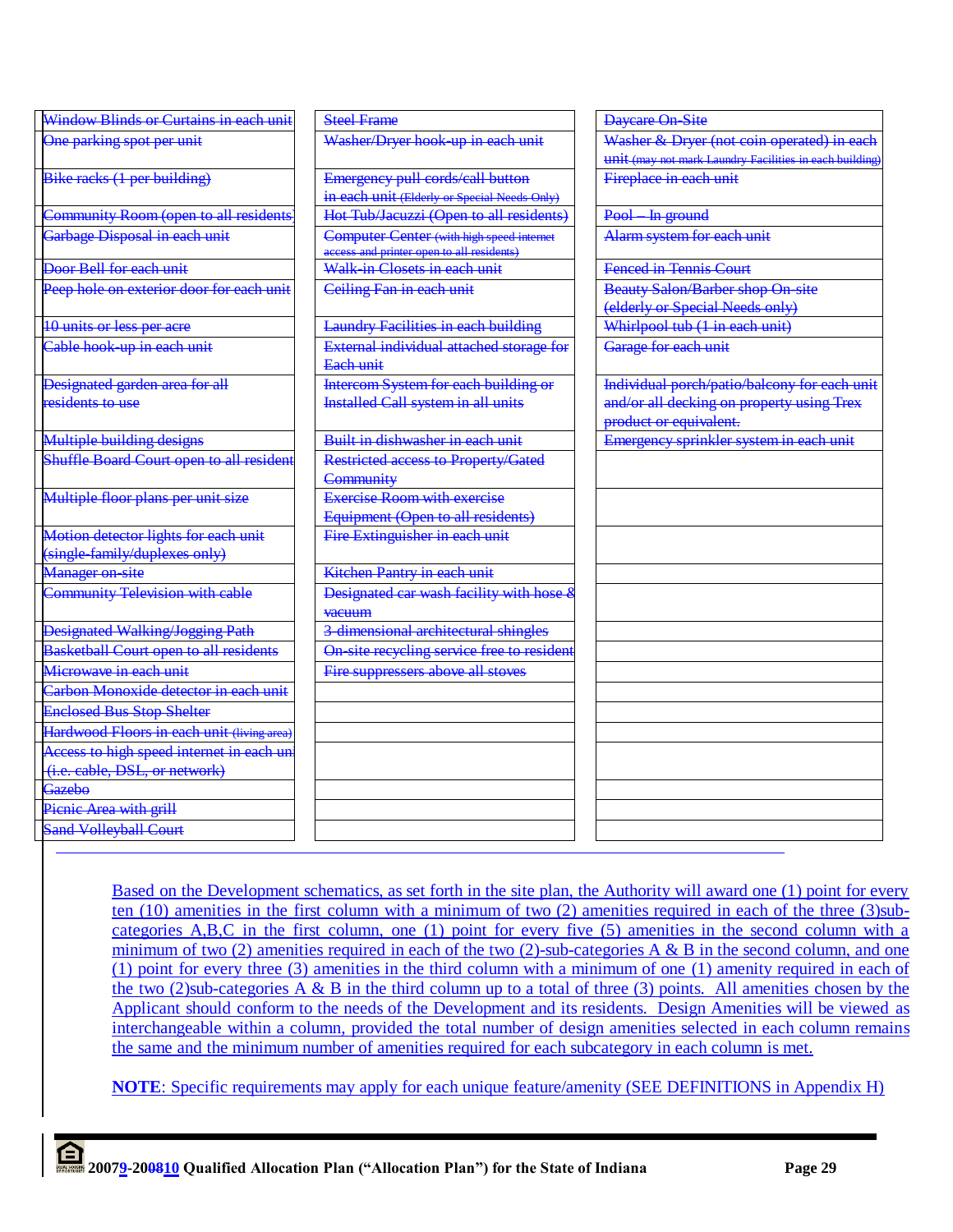| | | |
|---|---|---|
| ~~Window Blinds or Curtains in each unit~~ | ~~Steel Frame~~ | ~~Daycare On-Site~~ |
| ~~One parking spot per unit~~ | ~~Washer/Dryer hook-up in each unit~~ | ~~Washer & Dryer (not coin operated) in each unit (may not mark Laundry Facilities in each building)~~ |
| ~~Bike racks (1 per building)~~ | ~~Emergency pull cords/call button in each unit (Elderly or Special Needs Only)~~ | ~~Fireplace in each unit~~ |
| ~~Community Room (open to all residents)~~ | ~~Hot Tub/Jacuzzi (Open to all residents)~~ | ~~Pool – In ground~~ |
| ~~Garbage Disposal in each unit~~ | ~~Computer Center (with high speed internet access and printer open to all residents)~~ | ~~Alarm system for each unit~~ |
| ~~Door Bell for each unit~~ | ~~Walk-in Closets in each unit~~ | ~~Fenced in Tennis Court~~ |
| ~~Peep hole on exterior door for each unit~~ | ~~Ceiling Fan in each unit~~ | ~~Beauty Salon/Barber shop On-site (elderly or Special Needs only)~~ |
| ~~10 units or less per acre~~ | ~~Laundry Facilities in each building~~ | ~~Whirlpool tub (1 in each unit)~~ |
| ~~Cable hook-up in each unit~~ | ~~External individual attached storage for Each unit~~ | ~~Garage for each unit~~ |
| ~~Designated garden area for all residents to use~~ | ~~Intercom System for each building or Installed Call system in all units~~ | ~~Individual porch/patio/balcony for each unit and/or all decking on property using Trex product or equivalent.~~ |
| ~~Multiple building designs~~ | ~~Built in dishwasher in each unit~~ | ~~Emergency sprinkler system in each unit~~ |
| ~~Shuffle Board Court open to all resident~~ | ~~Restricted access to Property/Gated Community~~ | |
| ~~Multiple floor plans per unit size~~ | ~~Exercise Room with exercise Equipment (Open to all residents)~~ | |
| ~~Motion detector lights for each unit (single-family/duplexes only)~~ | ~~Fire Extinguisher in each unit~~ | |
| ~~Manager on-site~~ | ~~Kitchen Pantry in each unit~~ | |
| ~~Community Television with cable~~ | ~~Designated car wash facility with hose & vacuum~~ | |
| ~~Designated Walking/Jogging Path~~ | ~~3-dimensional architectural shingles~~ | |
| ~~Basketball Court open to all residents~~ | ~~On-site recycling service free to resident~~ | |
| ~~Microwave in each unit~~ | ~~Fire suppressers above all stoves~~ | |
| ~~Carbon Monoxide detector in each unit~~ | | |
| ~~Enclosed Bus Stop Shelter~~ | | |
| ~~Hardwood Floors in each unit (living area)~~ | | |
| ~~Access to high speed internet in each unit (i.e. cable, DSL, or network)~~ | | |
| ~~Gazebo~~ | | |
| ~~Picnic Area with grill~~ | | |
| ~~Sand Volleyball Court~~ | | |

Based on the Development schematics, as set forth in the site plan, the Authority will award one (1) point for every ten (10) amenities in the first column with a minimum of two (2) amenities required in each of the three (3)sub-categories A,B,C in the first column, one (1) point for every five (5) amenities in the second column with a minimum of two (2) amenities required in each of the two (2)-sub-categories A & B in the second column, and one (1) point for every three (3) amenities in the third column with a minimum of one (1) amenity required in each of the two (2)sub-categories A & B in the third column up to a total of three (3) points. All amenities chosen by the Applicant should conform to the needs of the Development and its residents. Design Amenities will be viewed as interchangeable within a column, provided the total number of design amenities selected in each column remains the same and the minimum number of amenities required for each subcategory in each column is met.

**NOTE**: Specific requirements may apply for each unique feature/amenity (SEE DEFINITIONS in Appendix H)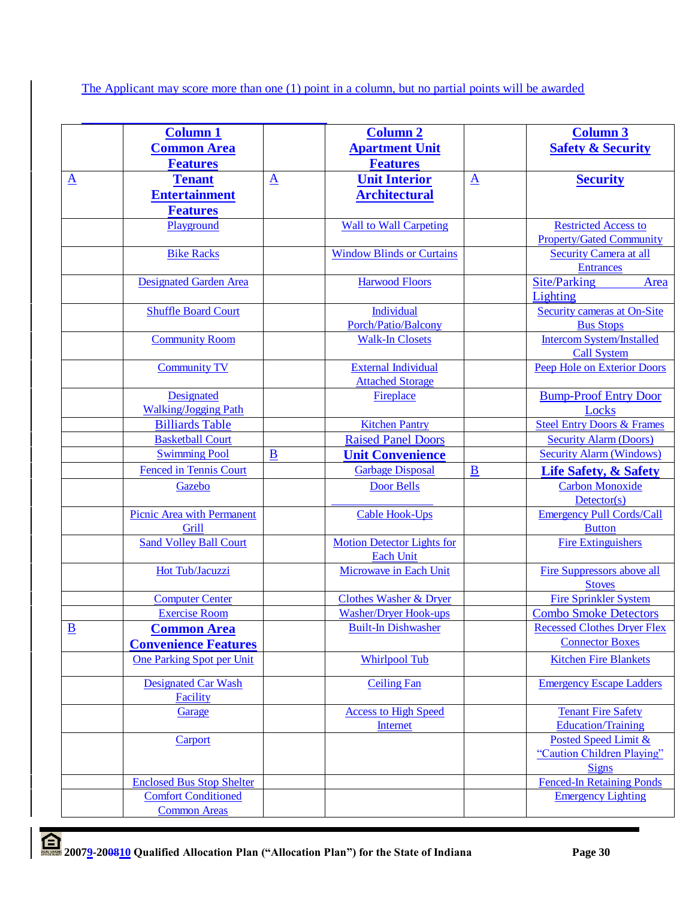The Applicant may score more than one (1) point in a column, but no partial points will be awarded

| | **Column 1 Common Area Features** | | **Column 2 Apartment Unit Features** | | **Column 3 Safety & Security** |
|---|---|---|---|---|---|
| A | **Tenant Entertainment Features** | A | **Unit Interior Architectural** | A | **Security** |
| | Playground | | Wall to Wall Carpeting | | Restricted Access to Property/Gated Community |
| | Bike Racks | | Window Blinds or Curtains | | Security Camera at all Entrances |
| | Designated Garden Area | | Harwood Floors | | Site/Parking Area Lighting |
| | Shuffle Board Court | | Individual Porch/Patio/Balcony | | Security cameras at On-Site Bus Stops |
| | Community Room | | Walk-In Closets | | Intercom System/Installed Call System |
| | Community TV | | External Individual Attached Storage | | Peep Hole on Exterior Doors |
| | Designated Walking/Jogging Path | | Fireplace | | Bump-Proof Entry Door Locks |
| | Billiards Table | | Kitchen Pantry | | Steel Entry Doors & Frames |
| | Basketball Court | | Raised Panel Doors | | Security Alarm (Doors) |
| | Swimming Pool | B | **Unit Convenience** | | Security Alarm (Windows) |
| | Fenced in Tennis Court | | Garbage Disposal | B | **Life Safety, & Safety** |
| | Gazebo | | Door Bells | | Carbon Monoxide Detector(s) |
| | Picnic Area with Permanent Grill | | Cable Hook-Ups | | Emergency Pull Cords/Call Button |
| | Sand Volley Ball Court | | Motion Detector Lights for Each Unit | | Fire Extinguishers |
| | Hot Tub/Jacuzzi | | Microwave in Each Unit | | Fire Suppressors above all Stoves |
| | Computer Center | | Clothes Washer & Dryer | | Fire Sprinkler System |
| | Exercise Room | | Washer/Dryer Hook-ups | | Combo Smoke Detectors |
| B | **Common Area Convenience Features** | | Built-In Dishwasher | | Recessed Clothes Dryer Flex Connector Boxes |
| | One Parking Spot per Unit | | Whirlpool Tub | | Kitchen Fire Blankets |
| | Designated Car Wash Facility | | Ceiling Fan | | Emergency Escape Ladders |
| | Garage | | Access to High Speed Internet | | Tenant Fire Safety Education/Training |
| | Carport | | | | Posted Speed Limit & "Caution Children Playing" Signs |
| | Enclosed Bus Stop Shelter | | | | Fenced-In Retaining Ponds |
| | Comfort Conditioned Common Areas | | | | Emergency Lighting |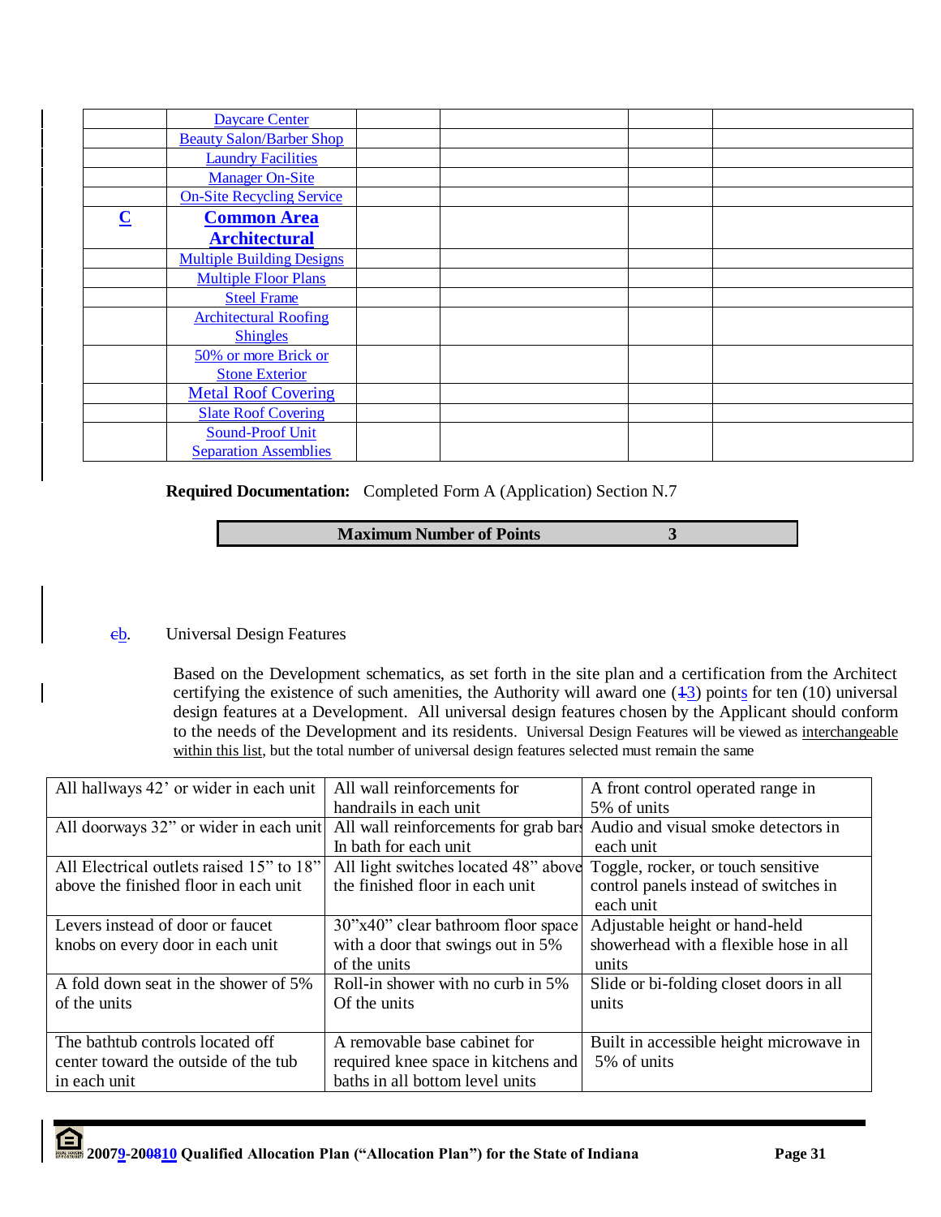| | Daycare Center | | | | |
|---|---|---|---|---|---|
| | Beauty Salon/Barber Shop | | | | |
| | Laundry Facilities | | | | |
| | Manager On-Site | | | | |
| | On-Site Recycling Service | | | | |
| **C** | **Common Area Architectural** | | | | |
| | Multiple Building Designs | | | | |
| | Multiple Floor Plans | | | | |
| | Steel Frame | | | | |
| | Architectural Roofing Shingles | | | | |
| | 50% or more Brick or Stone Exterior | | | | |
| | Metal Roof Covering | | | | |
| | Slate Roof Covering | | | | |
| | Sound-Proof Unit Separation Assemblies | | | | |

**Required Documentation:** Completed Form A (Application) Section N.7

| **Maximum Number of Points** | **3** |
|---|---|

~~c~~b. Universal Design Features

Based on the Development schematics, as set forth in the site plan and a certification from the Architect certifying the existence of such amenities, the Authority will award one (~~1~~3) points for ten (10) universal design features at a Development. All universal design features chosen by the Applicant should conform to the needs of the Development and its residents. Universal Design Features will be viewed as interchangeable within this list, but the total number of universal design features selected must remain the same

| | | |
|---|---|---|
| All hallways 42' or wider in each unit | All wall reinforcements for handrails in each unit | A front control operated range in 5% of units |
| All doorways 32" or wider in each unit | All wall reinforcements for grab bars In bath for each unit | Audio and visual smoke detectors in each unit |
| All Electrical outlets raised 15" to 18" above the finished floor in each unit | All light switches located 48" above the finished floor in each unit | Toggle, rocker, or touch sensitive control panels instead of switches in each unit |
| Levers instead of door or faucet knobs on every door in each unit | 30"x40" clear bathroom floor space with a door that swings out in 5% of the units | Adjustable height or hand-held showerhead with a flexible hose in all units |
| A fold down seat in the shower of 5% of the units | Roll-in shower with no curb in 5% Of the units | Slide or bi-folding closet doors in all units |
| The bathtub controls located off center toward the outside of the tub in each unit | A removable base cabinet for required knee space in kitchens and baths in all bottom level units | Built in accessible height microwave in 5% of units |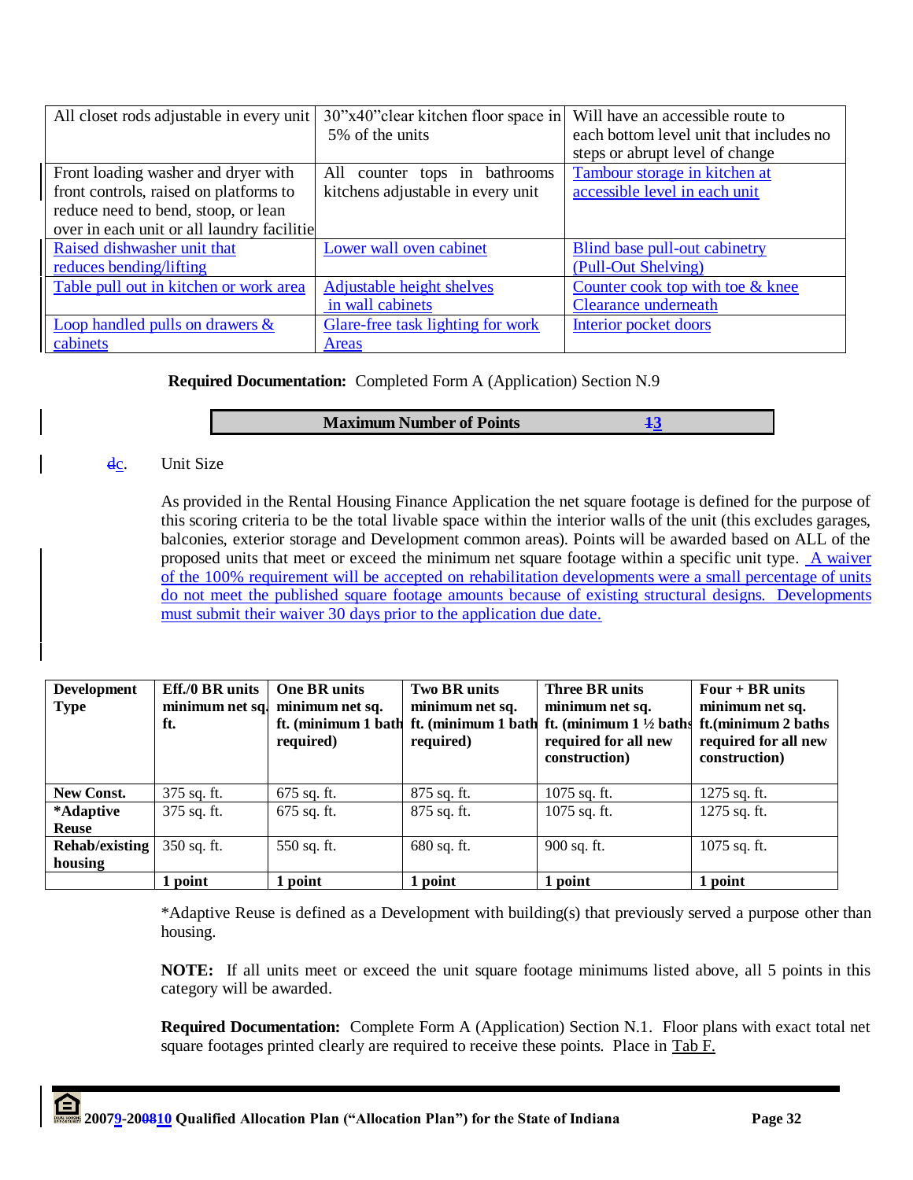| All closet rods adjustable in every unit | 30"x40"clear kitchen floor space in 5% of the units | Will have an accessible route to each bottom level unit that includes no steps or abrupt level of change |
|---|---|---|
| Front loading washer and dryer with front controls, raised on platforms to reduce need to bend, stoop, or lean over in each unit or all laundry facilitie | All counter tops in bathrooms kitchens adjustable in every unit | Tambour storage in kitchen at accessible level in each unit |
| Raised dishwasher unit that reduces bending/lifting | Lower wall oven cabinet | Blind base pull-out cabinetry (Pull-Out Shelving) |
| Table pull out in kitchen or work area | Adjustable height shelves in wall cabinets | Counter cook top with toe & knee Clearance underneath |
| Loop handled pulls on drawers & cabinets | Glare-free task lighting for work Areas | Interior pocket doors |

**Required Documentation:** Completed Form A (Application) Section N.9

| **Maximum Number of Points** | ~~1~~3 |
|---|---|

~~d~~c. Unit Size

As provided in the Rental Housing Finance Application the net square footage is defined for the purpose of this scoring criteria to be the total livable space within the interior walls of the unit (this excludes garages, balconies, exterior storage and Development common areas). Points will be awarded based on ALL of the proposed units that meet or exceed the minimum net square footage within a specific unit type. A waiver of the 100% requirement will be accepted on rehabilitation developments were a small percentage of units do not meet the published square footage amounts because of existing structural designs. Developments must submit their waiver 30 days prior to the application due date.

| **Development Type** | **Eff./0 BR units minimum net sq. ft.** | **One BR units minimum net sq. ft. (minimum 1 bath required)** | **Two BR units minimum net sq. ft. (minimum 1 bath required)** | **Three BR units minimum net sq. ft. (minimum 1 ½ baths required for all new construction)** | **Four + BR units minimum net sq. ft.(minimum 2 baths required for all new construction)** |
|---|---|---|---|---|---|
| **New Const.** | 375 sq. ft. | 675 sq. ft. | 875 sq. ft. | 1075 sq. ft. | 1275 sq. ft. |
| ***Adaptive Reuse** | 375 sq. ft. | 675 sq. ft. | 875 sq. ft. | 1075 sq. ft. | 1275 sq. ft. |
| **Rehab/existing housing** | 350 sq. ft. | 550 sq. ft. | 680 sq. ft. | 900 sq. ft. | 1075 sq. ft. |
| | **1 point** | **1 point** | **1 point** | **1 point** | **1 point** |

*Adaptive Reuse is defined as a Development with building(s) that previously served a purpose other than housing.

**NOTE:** If all units meet or exceed the unit square footage minimums listed above, all 5 points in this category will be awarded.

**Required Documentation:** Complete Form A (Application) Section N.1. Floor plans with exact total net square footages printed clearly are required to receive these points. Place in Tab F.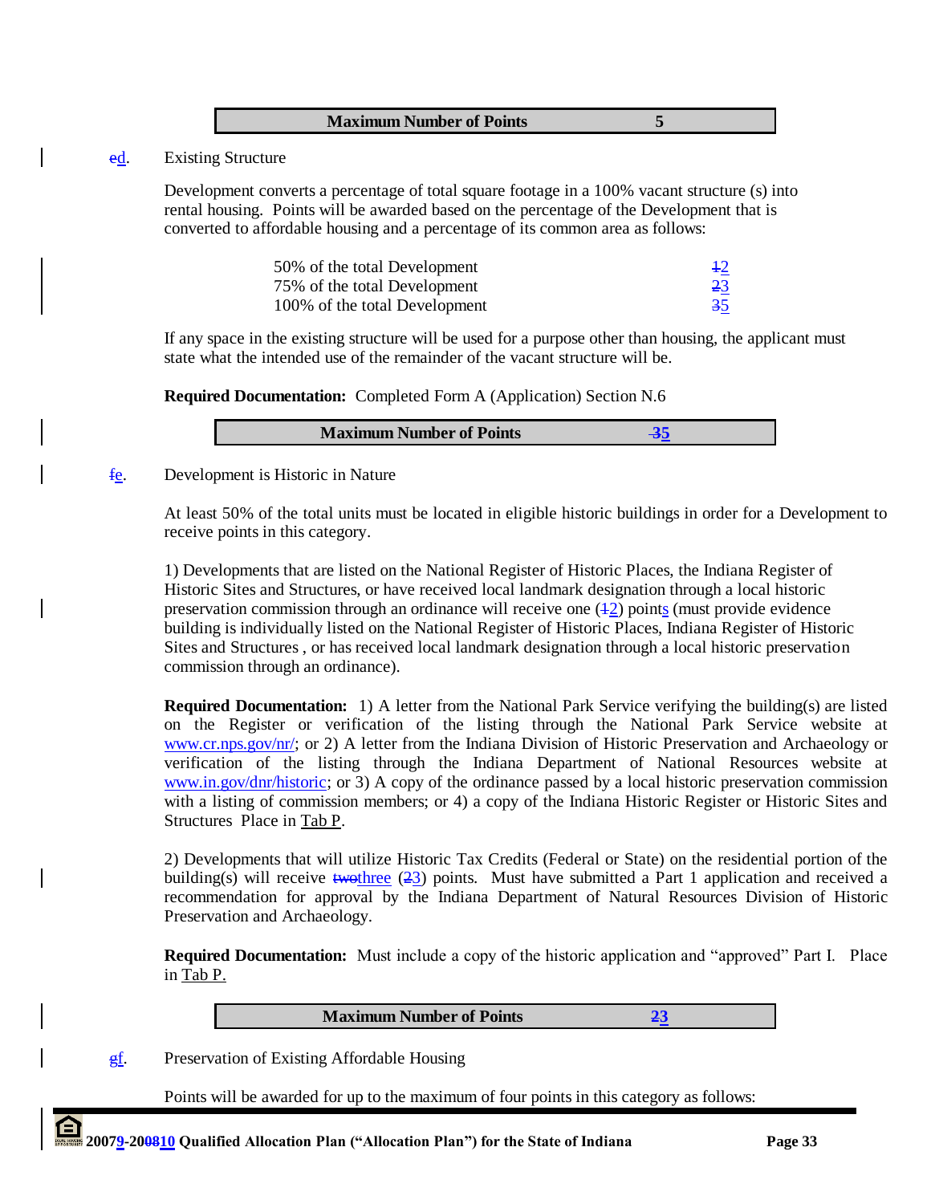| Maximum Number of Points | 5 |
|---|---|

ed. Existing Structure

Development converts a percentage of total square footage in a 100% vacant structure (s) into rental housing. Points will be awarded based on the percentage of the Development that is converted to affordable housing and a percentage of its common area as follows:

| | |
|---|---|
| 50% of the total Development | 12 |
| 75% of the total Development | 23 |
| 100% of the total Development | 35 |

If any space in the existing structure will be used for a purpose other than housing, the applicant must state what the intended use of the remainder of the vacant structure will be.

**Required Documentation:** Completed Form A (Application) Section N.6

| Maximum Number of Points | 35 |
|---|---|

fe. Development is Historic in Nature

At least 50% of the total units must be located in eligible historic buildings in order for a Development to receive points in this category.

1) Developments that are listed on the National Register of Historic Places, the Indiana Register of Historic Sites and Structures, or have received local landmark designation through a local historic preservation commission through an ordinance will receive one (12) points (must provide evidence building is individually listed on the National Register of Historic Places, Indiana Register of Historic Sites and Structures , or has received local landmark designation through a local historic preservation commission through an ordinance).

**Required Documentation:** 1) A letter from the National Park Service verifying the building(s) are listed on the Register or verification of the listing through the National Park Service website at www.cr.nps.gov/nr/; or 2) A letter from the Indiana Division of Historic Preservation and Archaeology or verification of the listing through the Indiana Department of National Resources website at www.in.gov/dnr/historic; or 3) A copy of the ordinance passed by a local historic preservation commission with a listing of commission members; or 4) a copy of the Indiana Historic Register or Historic Sites and Structures Place in Tab P.

2) Developments that will utilize Historic Tax Credits (Federal or State) on the residential portion of the building(s) will receive twothree (23) points. Must have submitted a Part 1 application and received a recommendation for approval by the Indiana Department of Natural Resources Division of Historic Preservation and Archaeology.

**Required Documentation:** Must include a copy of the historic application and "approved" Part I. Place in Tab P.

| Maximum Number of Points | 23 |
|---|---|

gf. Preservation of Existing Affordable Housing

Points will be awarded for up to the maximum of four points in this category as follows: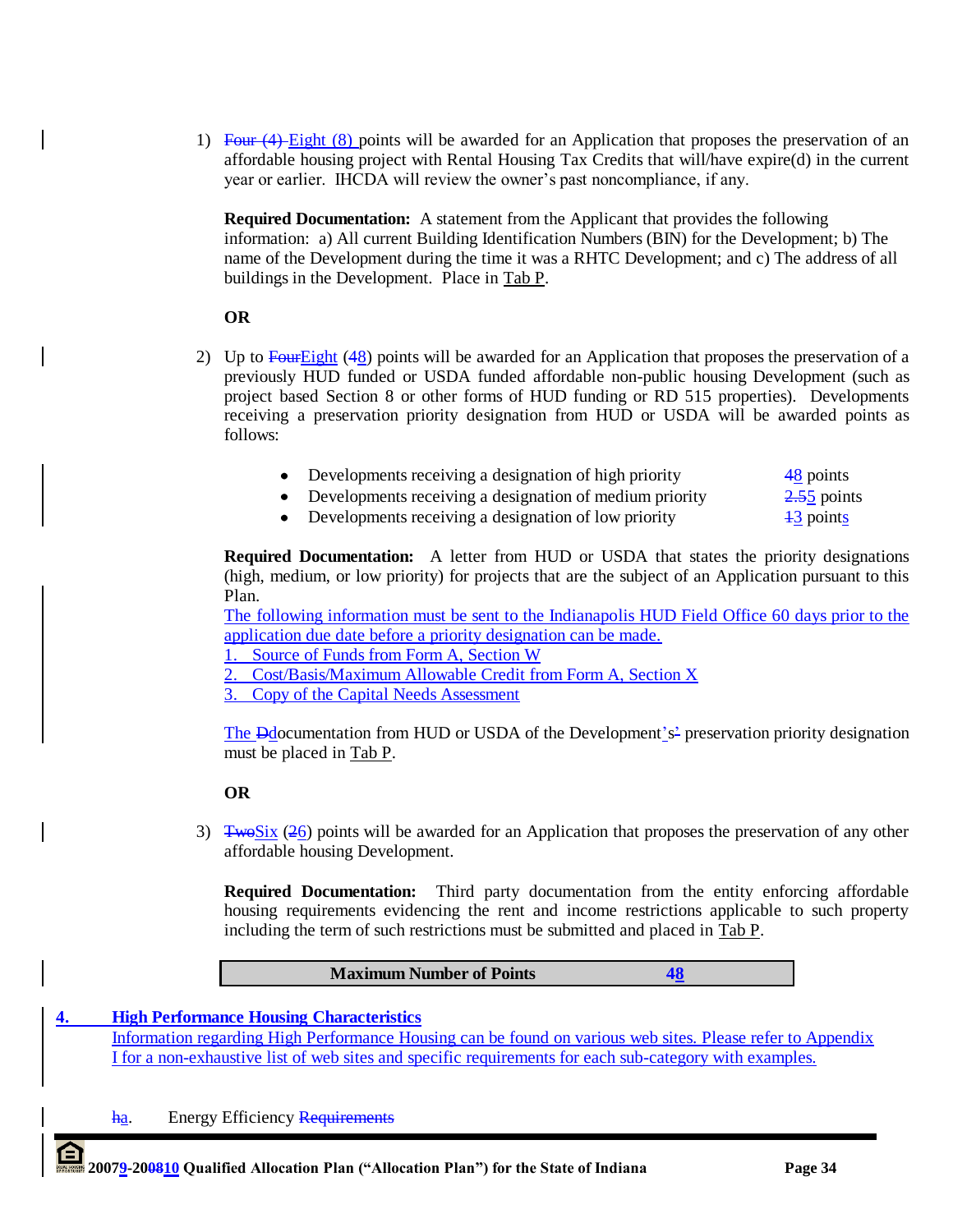1) ~~Four (4)~~ Eight (8) points will be awarded for an Application that proposes the preservation of an affordable housing project with Rental Housing Tax Credits that will/have expire(d) in the current year or earlier. IHCDA will review the owner's past noncompliance, if any.

**Required Documentation:** A statement from the Applicant that provides the following information: a) All current Building Identification Numbers (BIN) for the Development; b) The name of the Development during the time it was a RHTC Development; and c) The address of all buildings in the Development. Place in Tab P.

**OR**

2) Up to ~~Four~~Eight (~~4~~8) points will be awarded for an Application that proposes the preservation of a previously HUD funded or USDA funded affordable non-public housing Development (such as project based Section 8 or other forms of HUD funding or RD 515 properties). Developments receiving a preservation priority designation from HUD or USDA will be awarded points as follows:

- Developments receiving a designation of high priority — ~~4~~8 points
- Developments receiving a designation of medium priority — ~~2.5~~5 points
- Developments receiving a designation of low priority — ~~1~~3 points

**Required Documentation:** A letter from HUD or USDA that states the priority designations (high, medium, or low priority) for projects that are the subject of an Application pursuant to this Plan.
The following information must be sent to the Indianapolis HUD Field Office 60 days prior to the application due date before a priority designation can be made.
1. Source of Funds from Form A, Section W
2. Cost/Basis/Maximum Allowable Credit from Form A, Section X
3. Copy of the Capital Needs Assessment

The ~~D~~documentation from HUD or USDA of the Development's~~s'~~ preservation priority designation must be placed in Tab P.

**OR**

3) ~~Two~~Six (~~2~~6) points will be awarded for an Application that proposes the preservation of any other affordable housing Development.

**Required Documentation:** Third party documentation from the entity enforcing affordable housing requirements evidencing the rent and income restrictions applicable to such property including the term of such restrictions must be submitted and placed in Tab P.

| **Maximum Number of Points** | **~~4~~8** |
|---|---|

**4. High Performance Housing Characteristics**

Information regarding High Performance Housing can be found on various web sites. Please refer to Appendix I for a non-exhaustive list of web sites and specific requirements for each sub-category with examples.

~~h~~a. Energy Efficiency ~~Requirements~~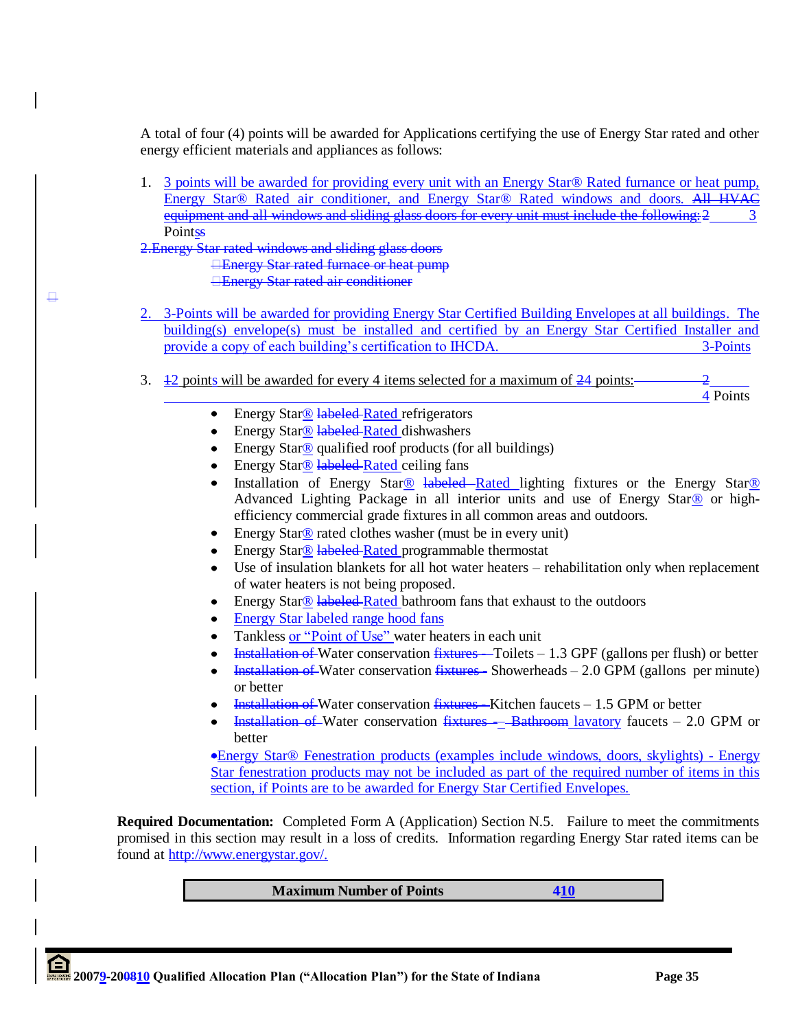A total of four (4) points will be awarded for Applications certifying the use of Energy Star rated and other energy efficient materials and appliances as follows:

1. 3 points will be awarded for providing every unit with an Energy Star® Rated furnance or heat pump, Energy Star® Rated air conditioner, and Energy Star® Rated windows and doors. ~~All HVAC equipment and all windows and sliding glass doors for every unit must include the following: 2~~ 3 Points~~s~~

~~2. Energy Star rated windows and sliding glass doors~~

~~Energy Star rated furnace or heat pump~~

~~Energy Star rated air conditioner~~

2. 3-Points will be awarded for providing Energy Star Certified Building Envelopes at all buildings. The building(s) envelope(s) must be installed and certified by an Energy Star Certified Installer and provide a copy of each building's certification to IHCDA. 3-Points

3. ~~1~~2 points will be awarded for every 4 items selected for a maximum of ~~2~~4 points: ~~2~~ 4 Points
   - Energy Star® ~~labeled~~ Rated refrigerators
   - Energy Star® ~~labeled~~ Rated dishwashers
   - Energy Star® qualified roof products (for all buildings)
   - Energy Star® ~~labeled~~ Rated ceiling fans
   - Installation of Energy Star® ~~labeled~~ Rated lighting fixtures or the Energy Star® Advanced Lighting Package in all interior units and use of Energy Star® or high-efficiency commercial grade fixtures in all common areas and outdoors.
   - Energy Star® rated clothes washer (must be in every unit)
   - Energy Star® ~~labeled~~ Rated programmable thermostat
   - Use of insulation blankets for all hot water heaters – rehabilitation only when replacement of water heaters is not being proposed.
   - Energy Star® ~~labeled~~ Rated bathroom fans that exhaust to the outdoors
   - Energy Star labeled range hood fans
   - Tankless or "Point of Use" water heaters in each unit
   - ~~Installation of~~ Water conservation ~~fixtures -~~ Toilets – 1.3 GPF (gallons per flush) or better
   - ~~Installation of~~ Water conservation ~~fixtures -~~ Showerheads – 2.0 GPM (gallons per minute) or better
   - ~~Installation of~~ Water conservation ~~fixtures -~~ Kitchen faucets – 1.5 GPM or better
   - ~~Installation of~~ Water conservation ~~fixtures -~~ – ~~Bathroom~~ lavatory faucets – 2.0 GPM or better
   - Energy Star® Fenestration products (examples include windows, doors, skylights) - Energy Star fenestration products may not be included as part of the required number of items in this section, if Points are to be awarded for Energy Star Certified Envelopes.

**Required Documentation:** Completed Form A (Application) Section N.5. Failure to meet the commitments promised in this section may result in a loss of credits. Information regarding Energy Star rated items can be found at http://www.energystar.gov/.

| **Maximum Number of Points** | **~~4~~10** |
|---|---|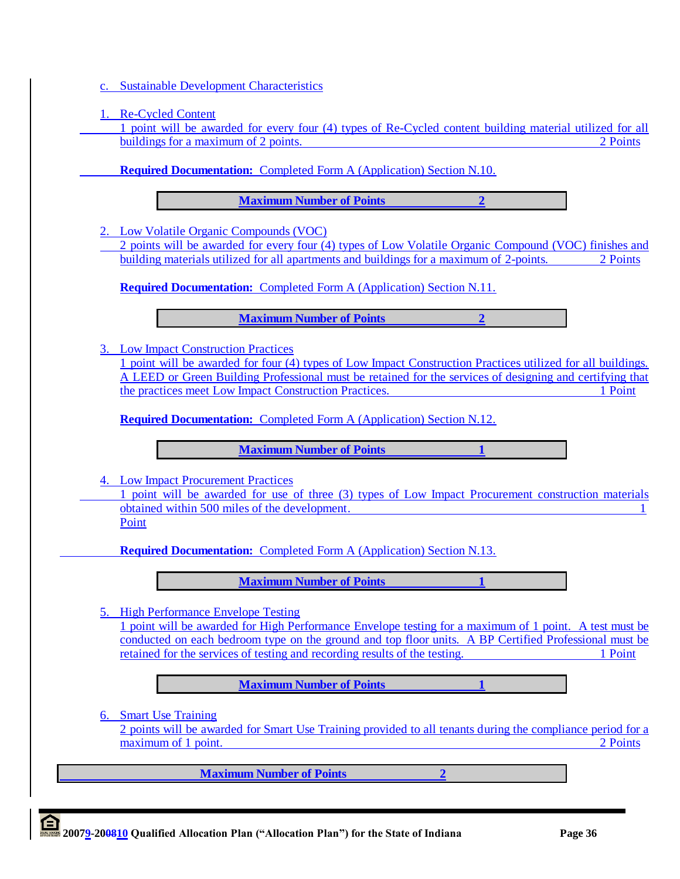c. Sustainable Development Characteristics

1. Re-Cycled Content

1 point will be awarded for every four (4) types of Re-Cycled content building material utilized for all buildings for a maximum of 2 points. 2 Points

**Required Documentation:** Completed Form A (Application) Section N.10.

| **Maximum Number of Points** | **2** |
|---|---|

2. Low Volatile Organic Compounds (VOC)

2 points will be awarded for every four (4) types of Low Volatile Organic Compound (VOC) finishes and building materials utilized for all apartments and buildings for a maximum of 2-points. 2 Points

**Required Documentation:** Completed Form A (Application) Section N.11.

| **Maximum Number of Points** | **2** |
|---|---|

3. Low Impact Construction Practices

1 point will be awarded for four (4) types of Low Impact Construction Practices utilized for all buildings. A LEED or Green Building Professional must be retained for the services of designing and certifying that the practices meet Low Impact Construction Practices. 1 Point

**Required Documentation:** Completed Form A (Application) Section N.12.

| **Maximum Number of Points** | **1** |
|---|---|

4. Low Impact Procurement Practices

1 point will be awarded for use of three (3) types of Low Impact Procurement construction materials obtained within 500 miles of the development. 1 Point

**Required Documentation:** Completed Form A (Application) Section N.13.

| **Maximum Number of Points** | **1** |
|---|---|

5. High Performance Envelope Testing

1 point will be awarded for High Performance Envelope testing for a maximum of 1 point. A test must be conducted on each bedroom type on the ground and top floor units. A BP Certified Professional must be retained for the services of testing and recording results of the testing. 1 Point

| **Maximum Number of Points** | **1** |
|---|---|

6. Smart Use Training

2 points will be awarded for Smart Use Training provided to all tenants during the compliance period for a maximum of 1 point. 2 Points

| **Maximum Number of Points** | **2** |
|---|---|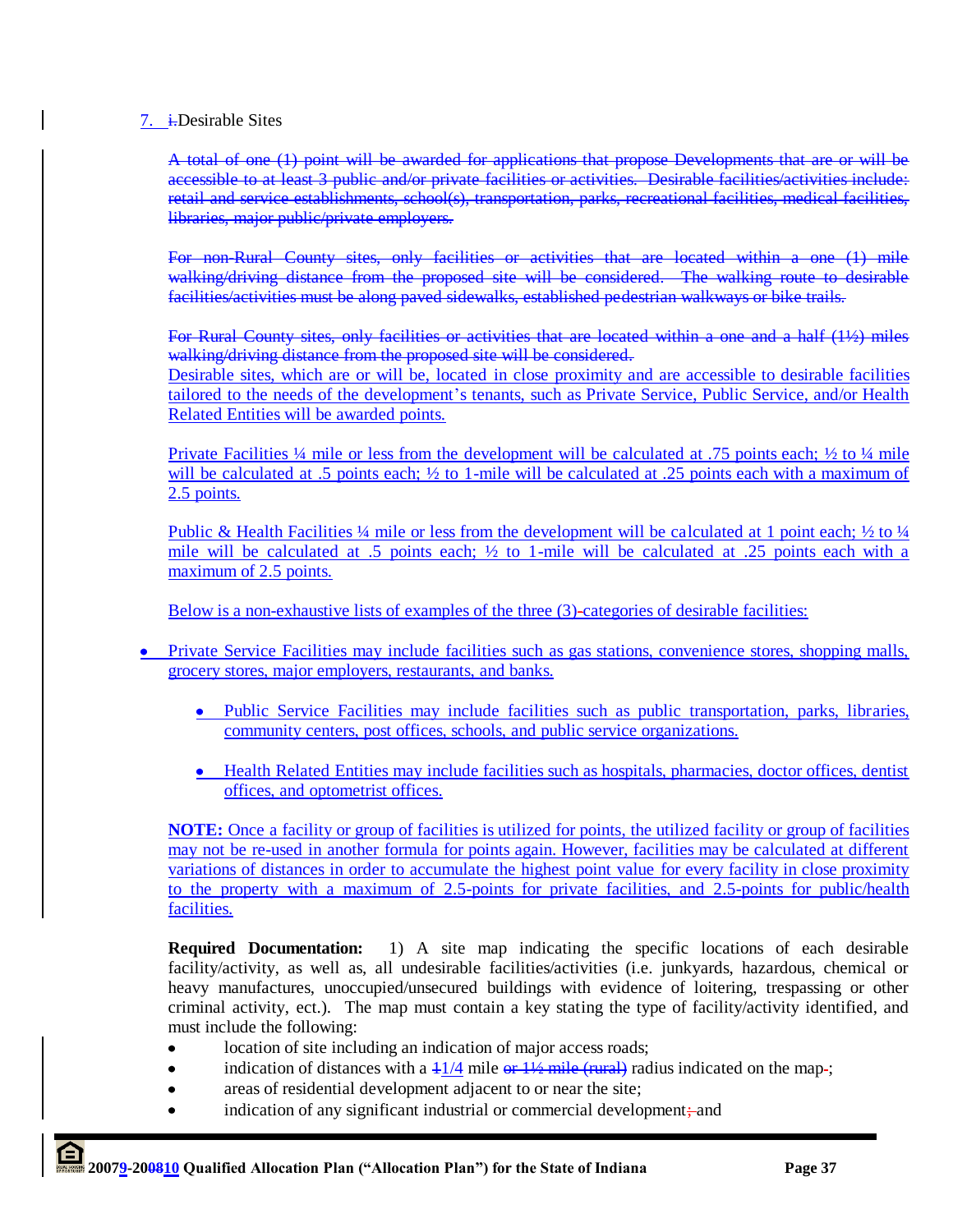7. ~~i.~~Desirable Sites

~~A total of one (1) point will be awarded for applications that propose Developments that are or will be accessible to at least 3 public and/or private facilities or activities. Desirable facilities/activities include: retail and service establishments, school(s), transportation, parks, recreational facilities, medical facilities, libraries, major public/private employers.~~

~~For non-Rural County sites, only facilities or activities that are located within a one (1) mile walking/driving distance from the proposed site will be considered. The walking route to desirable facilities/activities must be along paved sidewalks, established pedestrian walkways or bike trails.~~

~~For Rural County sites, only facilities or activities that are located within a one and a half (1½) miles walking/driving distance from the proposed site will be considered.~~
Desirable sites, which are or will be, located in close proximity and are accessible to desirable facilities tailored to the needs of the development's tenants, such as Private Service, Public Service, and/or Health Related Entities will be awarded points.

Private Facilities ¼ mile or less from the development will be calculated at .75 points each; ½ to ¼ mile will be calculated at .5 points each; ½ to 1-mile will be calculated at .25 points each with a maximum of 2.5 points.

Public & Health Facilities ¼ mile or less from the development will be calculated at 1 point each; ½ to ¼ mile will be calculated at .5 points each; ½ to 1-mile will be calculated at .25 points each with a maximum of 2.5 points.

Below is a non-exhaustive lists of examples of the three (3)~~-~~categories of desirable facilities:

- Private Service Facilities may include facilities such as gas stations, convenience stores, shopping malls, grocery stores, major employers, restaurants, and banks.
  - Public Service Facilities may include facilities such as public transportation, parks, libraries, community centers, post offices, schools, and public service organizations.
  - Health Related Entities may include facilities such as hospitals, pharmacies, doctor offices, dentist offices, and optometrist offices.

**NOTE:** Once a facility or group of facilities is utilized for points, the utilized facility or group of facilities may not be re-used in another formula for points again. However, facilities may be calculated at different variations of distances in order to accumulate the highest point value for every facility in close proximity to the property with a maximum of 2.5-points for private facilities, and 2.5-points for public/health facilities.

**Required Documentation:** 1) A site map indicating the specific locations of each desirable facility/activity, as well as, all undesirable facilities/activities (i.e. junkyards, hazardous, chemical or heavy manufactures, unoccupied/unsecured buildings with evidence of loitering, trespassing or other criminal activity, ect.). The map must contain a key stating the type of facility/activity identified, and must include the following:

- location of site including an indication of major access roads;
- indication of distances with a ~~1~~1/4 mile ~~or 1½ mile (rural)~~ radius indicated on the map~~-~~;
- areas of residential development adjacent to or near the site;
- indication of any significant industrial or commercial development~~;~~ and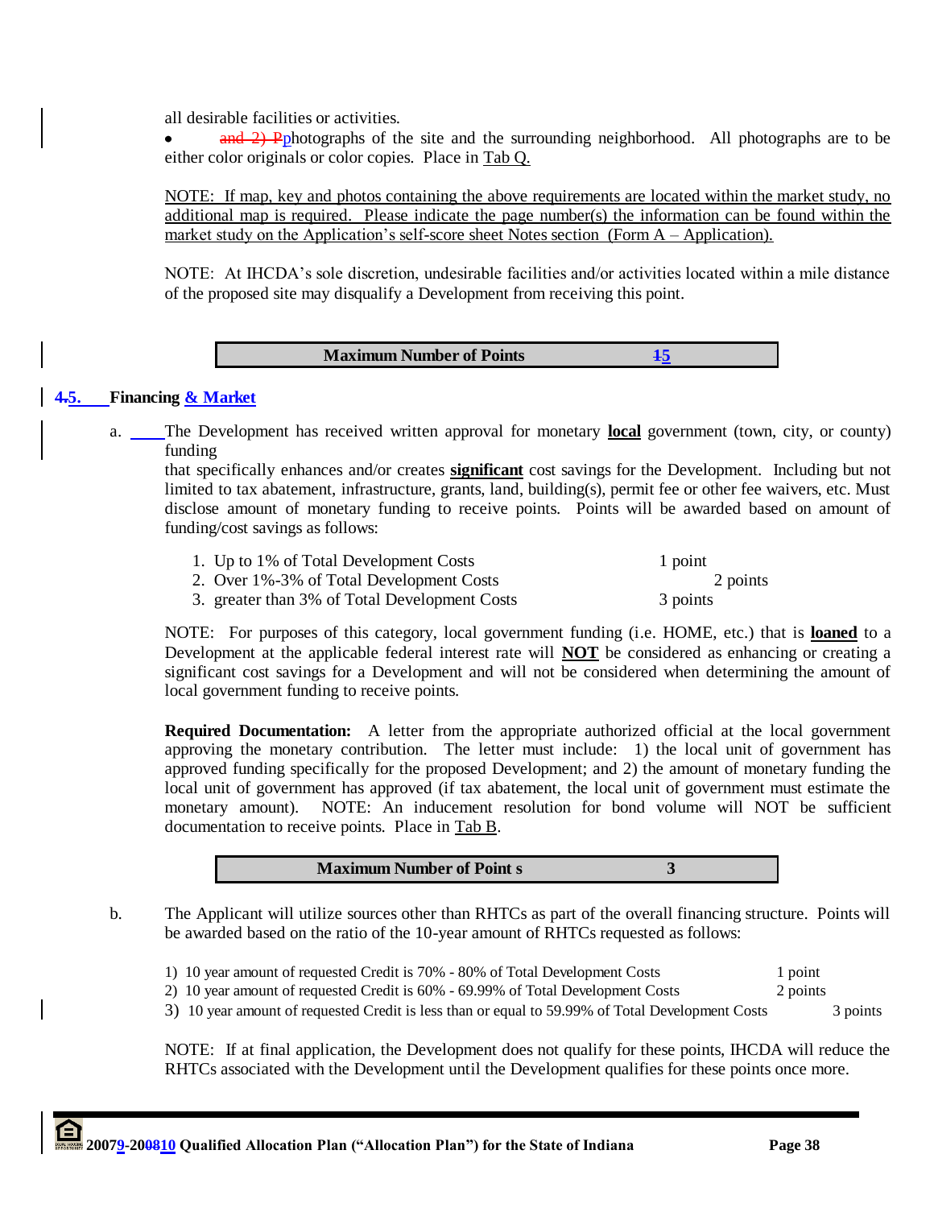all desirable facilities or activities.

- ~~and 2) P~~photographs of the site and the surrounding neighborhood. All photographs are to be either color originals or color copies. Place in Tab Q.

NOTE: If map, key and photos containing the above requirements are located within the market study, no additional map is required. Please indicate the page number(s) the information can be found within the market study on the Application's self-score sheet Notes section (Form A – Application).

NOTE: At IHCDA's sole discretion, undesirable facilities and/or activities located within a mile distance of the proposed site may disqualify a Development from receiving this point.

| **Maximum Number of Points** | **~~1~~5** |
|---|---|

## ~~4.~~5. Financing & Market

a. The Development has received written approval for monetary **local** government (town, city, or county) funding that specifically enhances and/or creates **significant** cost savings for the Development. Including but not limited to tax abatement, infrastructure, grants, land, building(s), permit fee or other fee waivers, etc. Must disclose amount of monetary funding to receive points. Points will be awarded based on amount of funding/cost savings as follows:

| | |
|---|---|
| 1. Up to 1% of Total Development Costs | 1 point |
| 2. Over 1%-3% of Total Development Costs | 2 points |
| 3. greater than 3% of Total Development Costs | 3 points |

NOTE: For purposes of this category, local government funding (i.e. HOME, etc.) that is **loaned** to a Development at the applicable federal interest rate will **NOT** be considered as enhancing or creating a significant cost savings for a Development and will not be considered when determining the amount of local government funding to receive points.

**Required Documentation:** A letter from the appropriate authorized official at the local government approving the monetary contribution. The letter must include: 1) the local unit of government has approved funding specifically for the proposed Development; and 2) the amount of monetary funding the local unit of government has approved (if tax abatement, the local unit of government must estimate the monetary amount). NOTE: An inducement resolution for bond volume will NOT be sufficient documentation to receive points. Place in Tab B.

| **Maximum Number of Point s** | **3** |
|---|---|

b. The Applicant will utilize sources other than RHTCs as part of the overall financing structure. Points will be awarded based on the ratio of the 10-year amount of RHTCs requested as follows:

| | |
|---|---|
| 1) 10 year amount of requested Credit is 70% - 80% of Total Development Costs | 1 point |
| 2) 10 year amount of requested Credit is 60% - 69.99% of Total Development Costs | 2 points |
| 3) 10 year amount of requested Credit is less than or equal to 59.99% of Total Development Costs | 3 points |

NOTE: If at final application, the Development does not qualify for these points, IHCDA will reduce the RHTCs associated with the Development until the Development qualifies for these points once more.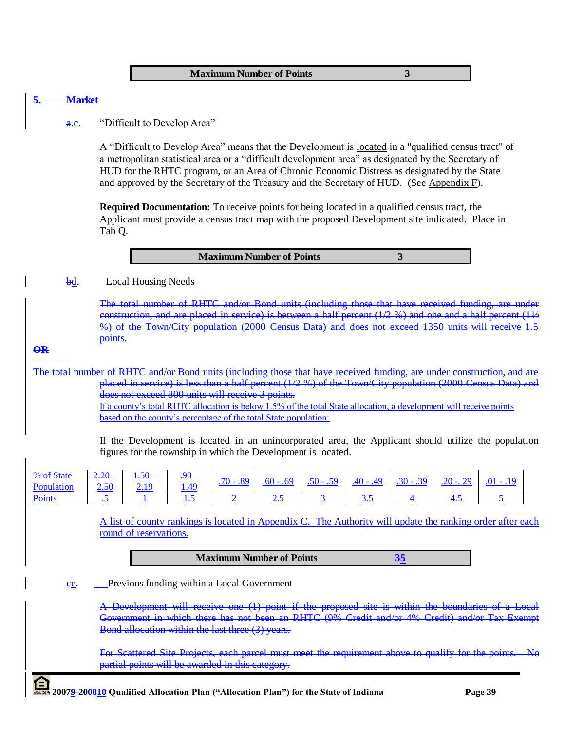| Maximum Number of Points | 3 |
|---|---|

~~5. Market~~

~~a~~.c. "Difficult to Develop Area"

A "Difficult to Develop Area" means that the Development is located in a "qualified census tract" of a metropolitan statistical area or a "difficult development area" as designated by the Secretary of HUD for the RHTC program, or an Area of Chronic Economic Distress as designated by the State and approved by the Secretary of the Treasury and the Secretary of HUD. (See Appendix F).

**Required Documentation:** To receive points for being located in a qualified census tract, the Applicant must provide a census tract map with the proposed Development site indicated. Place in Tab Q.

| Maximum Number of Points | 3 |
|---|---|

~~b~~d. Local Housing Needs

~~The total number of RHTC and/or Bond units (including those that have received funding, are under construction, and are placed in service) is between a half percent (1/2 %) and one and a half percent (1½ %) of the Town/City population (2000 Census Data) and does not exceed 1350 units will receive 1.5 points.~~

~~OR~~

~~The total number of RHTC and/or Bond units (including those that have received funding, are under construction, and are placed in service) is less than a half percent (1/2 %) of the Town/City population (2000 Census Data) and does not exceed 800 units will receive 3 points.~~

If a county's total RHTC allocation is below 1.5% of the total State allocation, a development will receive points based on the county's percentage of the total State population:

If the Development is located in an unincorporated area, the Applicant should utilize the population figures for the township in which the Development is located.

| % of State Population | 2.20 – 2.50 | 1.50 – 2.19 | .90 – 1.49 | .70 - .89 | .60 - .69 | .50 - .59 | .40 - .49 | .30 - .39 | .20 -. 29 | .01 - .19 |
|---|---|---|---|---|---|---|---|---|---|---|
| Points | .5 | 1 | 1.5 | 2 | 2.5 | 3 | 3.5 | 4 | 4.5 | 5 |

A list of county rankings is located in Appendix C. The Authority will update the ranking order after each round of reservations.

| Maximum Number of Points | ~~3~~5 |
|---|---|

~~c~~e. Previous funding within a Local Government

~~A Development will receive one (1) point if the proposed site is within the boundaries of a Local Government in which there has not been an RHTC (9% Credit and/or 4% Credit) and/or Tax Exempt Bond allocation within the last three (3) years.~~

~~For Scattered Site Projects, each parcel must meet the requirement above to qualify for the points. No partial points will be awarded in this category.~~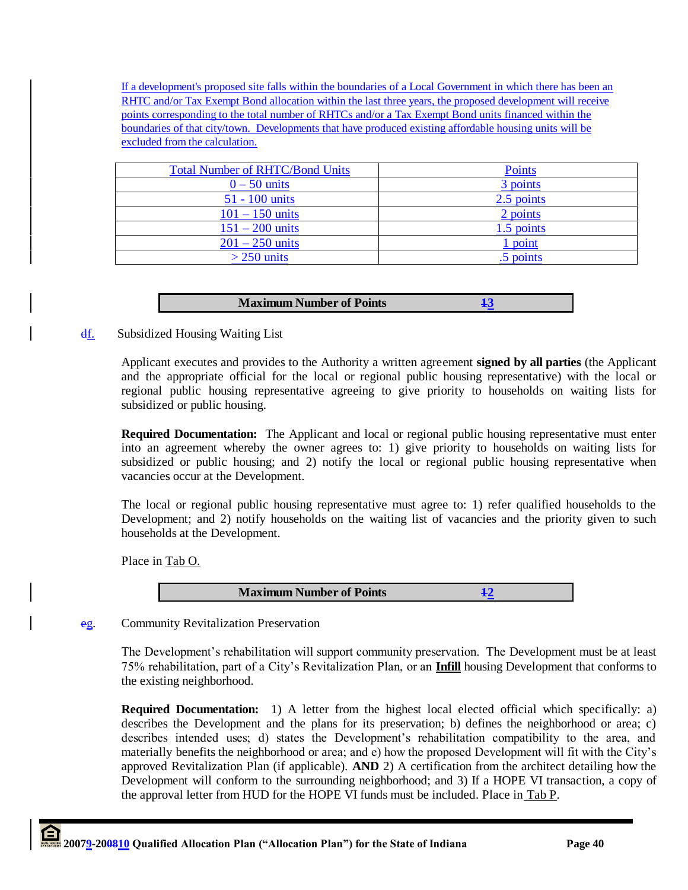If a development's proposed site falls within the boundaries of a Local Government in which there has been an RHTC and/or Tax Exempt Bond allocation within the last three years, the proposed development will receive points corresponding to the total number of RHTCs and/or a Tax Exempt Bond units financed within the boundaries of that city/town. Developments that have produced existing affordable housing units will be excluded from the calculation.

| Total Number of RHTC/Bond Units | Points |
|---|---|
| 0 – 50 units | 3 points |
| 51 - 100 units | 2.5 points |
| 101 – 150 units | 2 points |
| 151 – 200 units | 1.5 points |
| 201 – 250 units | 1 point |
| > 250 units | .5 points |

| Maximum Number of Points | 13 |
|---|---|

df. Subsidized Housing Waiting List

Applicant executes and provides to the Authority a written agreement **signed by all parties** (the Applicant and the appropriate official for the local or regional public housing representative) with the local or regional public housing representative agreeing to give priority to households on waiting lists for subsidized or public housing.

**Required Documentation:** The Applicant and local or regional public housing representative must enter into an agreement whereby the owner agrees to: 1) give priority to households on waiting lists for subsidized or public housing; and 2) notify the local or regional public housing representative when vacancies occur at the Development.

The local or regional public housing representative must agree to: 1) refer qualified households to the Development; and 2) notify households on the waiting list of vacancies and the priority given to such households at the Development.

Place in Tab O.

| Maximum Number of Points | 12 |
|---|---|

eg. Community Revitalization Preservation

The Development's rehabilitation will support community preservation. The Development must be at least 75% rehabilitation, part of a City's Revitalization Plan, or an **Infill** housing Development that conforms to the existing neighborhood.

**Required Documentation:** 1) A letter from the highest local elected official which specifically: a) describes the Development and the plans for its preservation; b) defines the neighborhood or area; c) describes intended uses; d) states the Development's rehabilitation compatibility to the area, and materially benefits the neighborhood or area; and e) how the proposed Development will fit with the City's approved Revitalization Plan (if applicable). **AND** 2) A certification from the architect detailing how the Development will conform to the surrounding neighborhood; and 3) If a HOPE VI transaction, a copy of the approval letter from HUD for the HOPE VI funds must be included. Place in Tab P.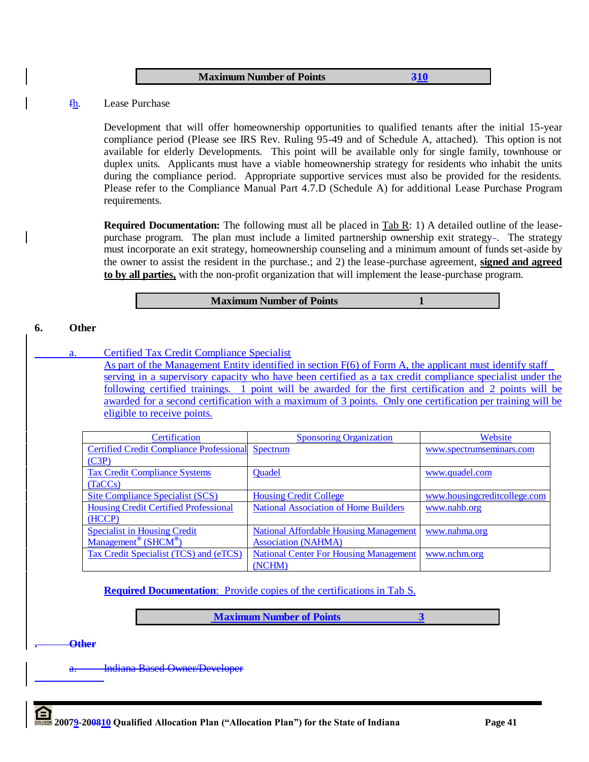| Maximum Number of Points | 310 |
|---|---|

fh. Lease Purchase

Development that will offer homeownership opportunities to qualified tenants after the initial 15-year compliance period (Please see IRS Rev. Ruling 95-49 and of Schedule A, attached). This option is not available for elderly Developments. This point will be available only for single family, townhouse or duplex units. Applicants must have a viable homeownership strategy for residents who inhabit the units during the compliance period. Appropriate supportive services must also be provided for the residents. Please refer to the Compliance Manual Part 4.7.D (Schedule A) for additional Lease Purchase Program requirements.

**Required Documentation:** The following must all be placed in Tab R: 1) A detailed outline of the lease-purchase program. The plan must include a limited partnership ownership exit strategy-. The strategy must incorporate an exit strategy, homeownership counseling and a minimum amount of funds set-aside by the owner to assist the resident in the purchase.; and 2) the lease-purchase agreement, **signed and agreed to by all parties,** with the non-profit organization that will implement the lease-purchase program.

| Maximum Number of Points | 1 |
|---|---|

## 6. Other

a. Certified Tax Credit Compliance Specialist

As part of the Management Entity identified in section F(6) of Form A, the applicant must identify staff serving in a supervisory capacity who have been certified as a tax credit compliance specialist under the following certified trainings. 1 point will be awarded for the first certification and 2 points will be awarded for a second certification with a maximum of 3 points. Only one certification per training will be eligible to receive points.

| Certification | Sponsoring Organization | Website |
|---|---|---|
| Certified Credit Compliance Professional (C3P) | Spectrum | www.spectrumseminars.com |
| Tax Credit Compliance Systems (TaCCs) | Quadel | www.quadel.com |
| Site Compliance Specialist (SCS) | Housing Credit College | www.housingcreditcollege.com |
| Housing Credit Certified Professional (HCCP) | National Association of Home Builders | www.nahb.org |
| Specialist in Housing Credit Management® (SHCM®) | National Affordable Housing Management Association (NAHMA) | www.nahma.org |
| Tax Credit Specialist (TCS) and (eTCS) | National Center For Housing Management (NCHM) | www.nchm.org |

**Required Documentation**: Provide copies of the certifications in Tab S.

| **Maximum Number of Points** | **3** |
|---|---|

~~**Other**~~

~~a. Indiana Based Owner/Developer~~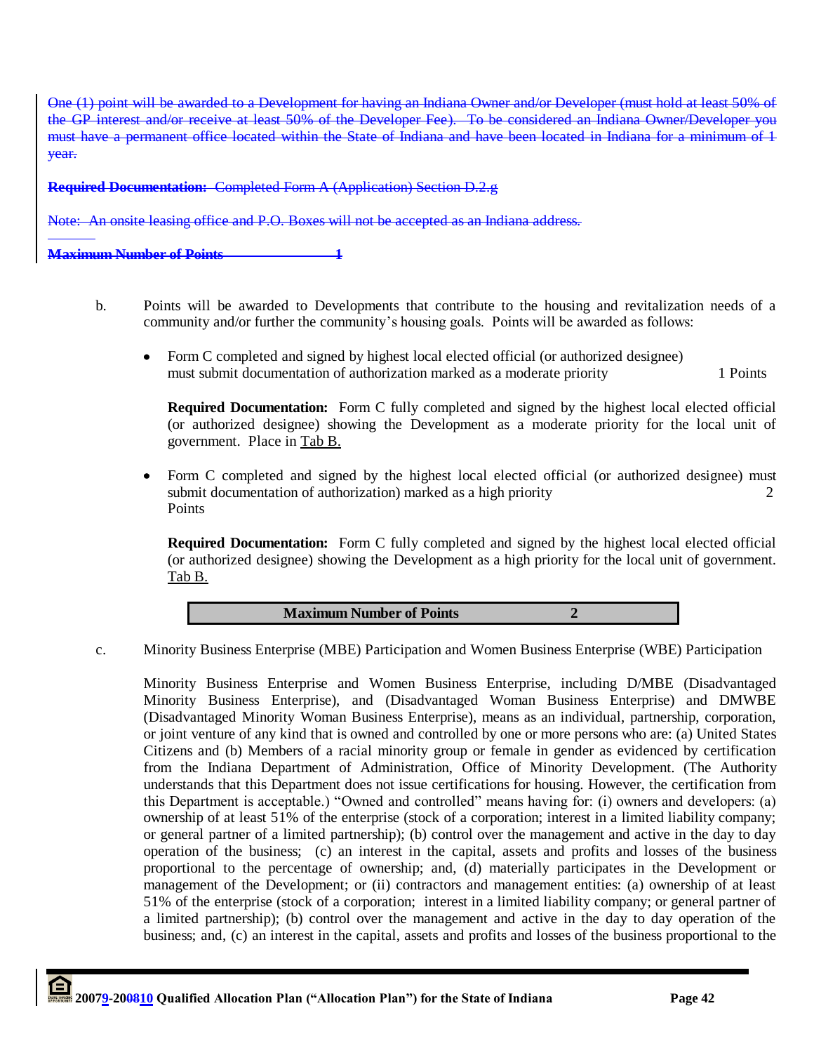~~One (1) point will be awarded to a Development for having an Indiana Owner and/or Developer (must hold at least 50% of the GP interest and/or receive at least 50% of the Developer Fee). To be considered an Indiana Owner/Developer you must have a permanent office located within the State of Indiana and have been located in Indiana for a minimum of 1 year.~~

~~**Required Documentation:** Completed Form A (Application) Section D.2.g~~

~~Note: An onsite leasing office and P.O. Boxes will not be accepted as an Indiana address.~~

~~**Maximum Number of Points 1**~~

b. Points will be awarded to Developments that contribute to the housing and revitalization needs of a community and/or further the community's housing goals. Points will be awarded as follows:

- Form C completed and signed by highest local elected official (or authorized designee) must submit documentation of authorization marked as a moderate priority — 1 Points

  **Required Documentation:** Form C fully completed and signed by the highest local elected official (or authorized designee) showing the Development as a moderate priority for the local unit of government. Place in Tab B.

- Form C completed and signed by the highest local elected official (or authorized designee) must submit documentation of authorization) marked as a high priority — 2 Points

  **Required Documentation:** Form C fully completed and signed by the highest local elected official (or authorized designee) showing the Development as a high priority for the local unit of government. Tab B.

| **Maximum Number of Points** | **2** |
|---|---|

c. Minority Business Enterprise (MBE) Participation and Women Business Enterprise (WBE) Participation

Minority Business Enterprise and Women Business Enterprise, including D/MBE (Disadvantaged Minority Business Enterprise), and (Disadvantaged Woman Business Enterprise) and DMWBE (Disadvantaged Minority Woman Business Enterprise), means as an individual, partnership, corporation, or joint venture of any kind that is owned and controlled by one or more persons who are: (a) United States Citizens and (b) Members of a racial minority group or female in gender as evidenced by certification from the Indiana Department of Administration, Office of Minority Development. (The Authority understands that this Department does not issue certifications for housing. However, the certification from this Department is acceptable.) "Owned and controlled" means having for: (i) owners and developers: (a) ownership of at least 51% of the enterprise (stock of a corporation; interest in a limited liability company; or general partner of a limited partnership); (b) control over the management and active in the day to day operation of the business; (c) an interest in the capital, assets and profits and losses of the business proportional to the percentage of ownership; and, (d) materially participates in the Development or management of the Development; or (ii) contractors and management entities: (a) ownership of at least 51% of the enterprise (stock of a corporation; interest in a limited liability company; or general partner of a limited partnership); (b) control over the management and active in the day to day operation of the business; and, (c) an interest in the capital, assets and profits and losses of the business proportional to the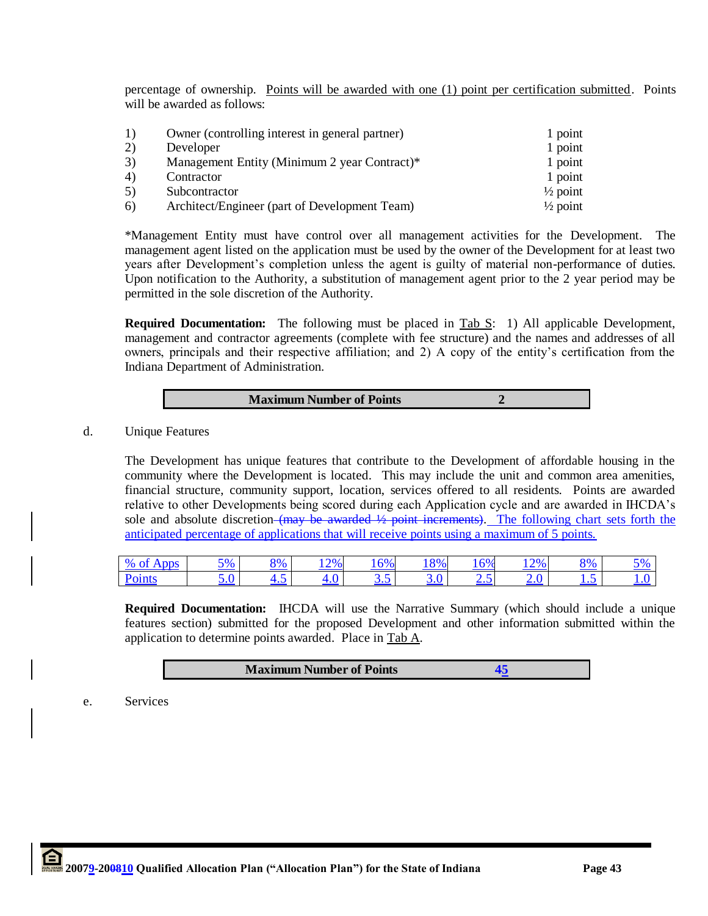percentage of ownership. Points will be awarded with one (1) point per certification submitted. Points will be awarded as follows:

| | | |
|---|---|---|
| 1) | Owner (controlling interest in general partner) | 1 point |
| 2) | Developer | 1 point |
| 3) | Management Entity (Minimum 2 year Contract)* | 1 point |
| 4) | Contractor | 1 point |
| 5) | Subcontractor | ½ point |
| 6) | Architect/Engineer (part of Development Team) | ½ point |

*Management Entity must have control over all management activities for the Development. The management agent listed on the application must be used by the owner of the Development for at least two years after Development's completion unless the agent is guilty of material non-performance of duties. Upon notification to the Authority, a substitution of management agent prior to the 2 year period may be permitted in the sole discretion of the Authority.

**Required Documentation:** The following must be placed in Tab S: 1) All applicable Development, management and contractor agreements (complete with fee structure) and the names and addresses of all owners, principals and their respective affiliation; and 2) A copy of the entity's certification from the Indiana Department of Administration.

| **Maximum Number of Points** | **2** |
|---|---|

d. Unique Features

The Development has unique features that contribute to the Development of affordable housing in the community where the Development is located. This may include the unit and common area amenities, financial structure, community support, location, services offered to all residents. Points are awarded relative to other Developments being scored during each Application cycle and are awarded in IHCDA's sole and absolute discretion ~~(may be awarded ½ point increments)~~. The following chart sets forth the anticipated percentage of applications that will receive points using a maximum of 5 points.

| % of Apps | 5% | 8% | 12% | 16% | 18% | 16% | 12% | 8% | 5% |
|---|---|---|---|---|---|---|---|---|---|
| Points | 5.0 | 4.5 | 4.0 | 3.5 | 3.0 | 2.5 | 2.0 | 1.5 | 1.0 |

**Required Documentation:** IHCDA will use the Narrative Summary (which should include a unique features section) submitted for the proposed Development and other information submitted within the application to determine points awarded. Place in Tab A.

| **Maximum Number of Points** | **~~4~~5** |
|---|---|

e. Services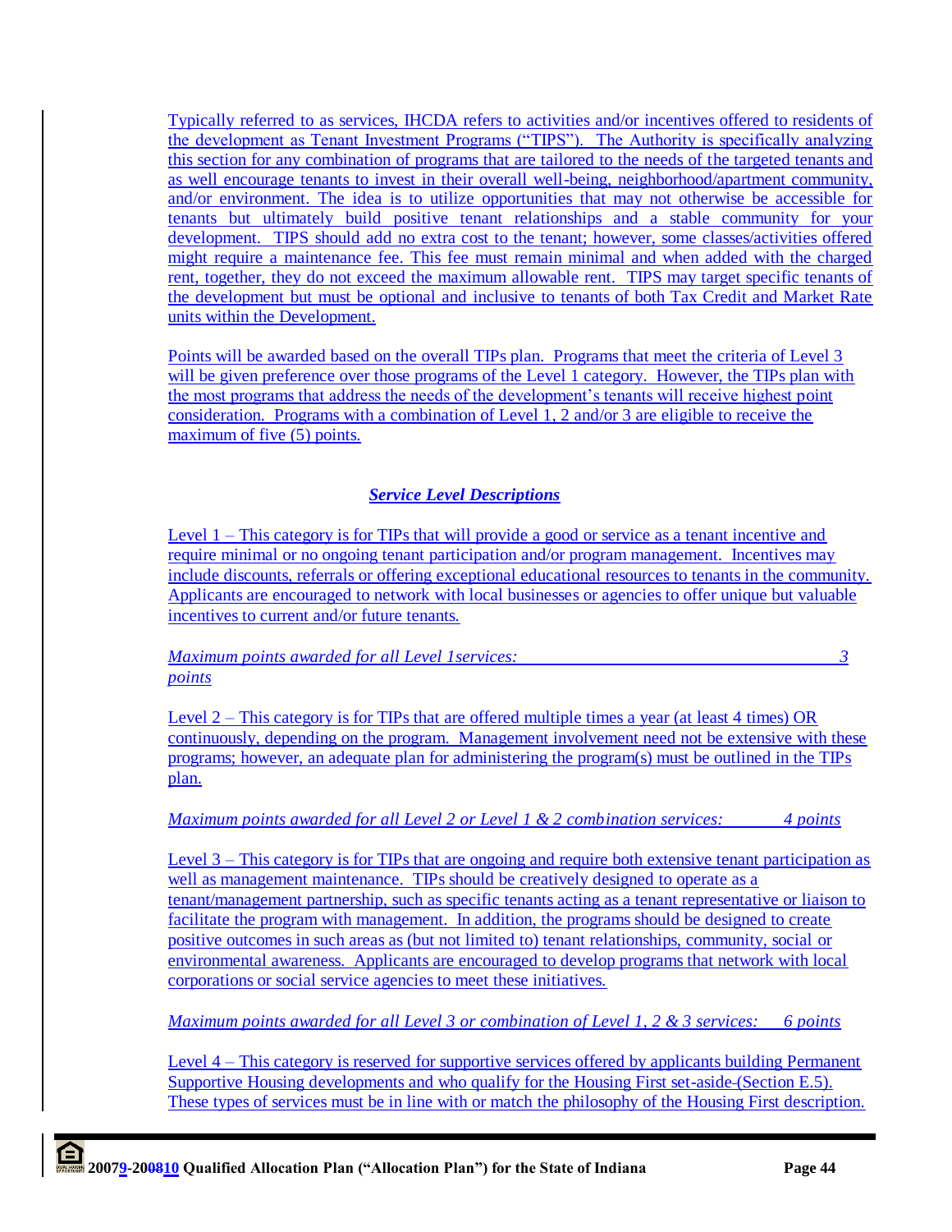Typically referred to as services, IHCDA refers to activities and/or incentives offered to residents of the development as Tenant Investment Programs ("TIPS"). The Authority is specifically analyzing this section for any combination of programs that are tailored to the needs of the targeted tenants and as well encourage tenants to invest in their overall well-being, neighborhood/apartment community, and/or environment. The idea is to utilize opportunities that may not otherwise be accessible for tenants but ultimately build positive tenant relationships and a stable community for your development. TIPS should add no extra cost to the tenant; however, some classes/activities offered might require a maintenance fee. This fee must remain minimal and when added with the charged rent, together, they do not exceed the maximum allowable rent. TIPS may target specific tenants of the development but must be optional and inclusive to tenants of both Tax Credit and Market Rate units within the Development.

Points will be awarded based on the overall TIPs plan. Programs that meet the criteria of Level 3 will be given preference over those programs of the Level 1 category. However, the TIPs plan with the most programs that address the needs of the development's tenants will receive highest point consideration. Programs with a combination of Level 1, 2 and/or 3 are eligible to receive the maximum of five (5) points.

### ***Service Level Descriptions***

Level 1 – This category is for TIPs that will provide a good or service as a tenant incentive and require minimal or no ongoing tenant participation and/or program management. Incentives may include discounts, referrals or offering exceptional educational resources to tenants in the community. Applicants are encouraged to network with local businesses or agencies to offer unique but valuable incentives to current and/or future tenants.

*Maximum points awarded for all Level 1services: 3 points*

Level 2 – This category is for TIPs that are offered multiple times a year (at least 4 times) OR continuously, depending on the program. Management involvement need not be extensive with these programs; however, an adequate plan for administering the program(s) must be outlined in the TIPs plan.

*Maximum points awarded for all Level 2 or Level 1 & 2 combination services: 4 points*

Level 3 – This category is for TIPs that are ongoing and require both extensive tenant participation as well as management maintenance. TIPs should be creatively designed to operate as a tenant/management partnership, such as specific tenants acting as a tenant representative or liaison to facilitate the program with management. In addition, the programs should be designed to create positive outcomes in such areas as (but not limited to) tenant relationships, community, social or environmental awareness. Applicants are encouraged to develop programs that network with local corporations or social service agencies to meet these initiatives.

*Maximum points awarded for all Level 3 or combination of Level 1, 2 & 3 services: 6 points*

Level 4 – This category is reserved for supportive services offered by applicants building Permanent Supportive Housing developments and who qualify for the Housing First set-aside (Section E.5). These types of services must be in line with or match the philosophy of the Housing First description.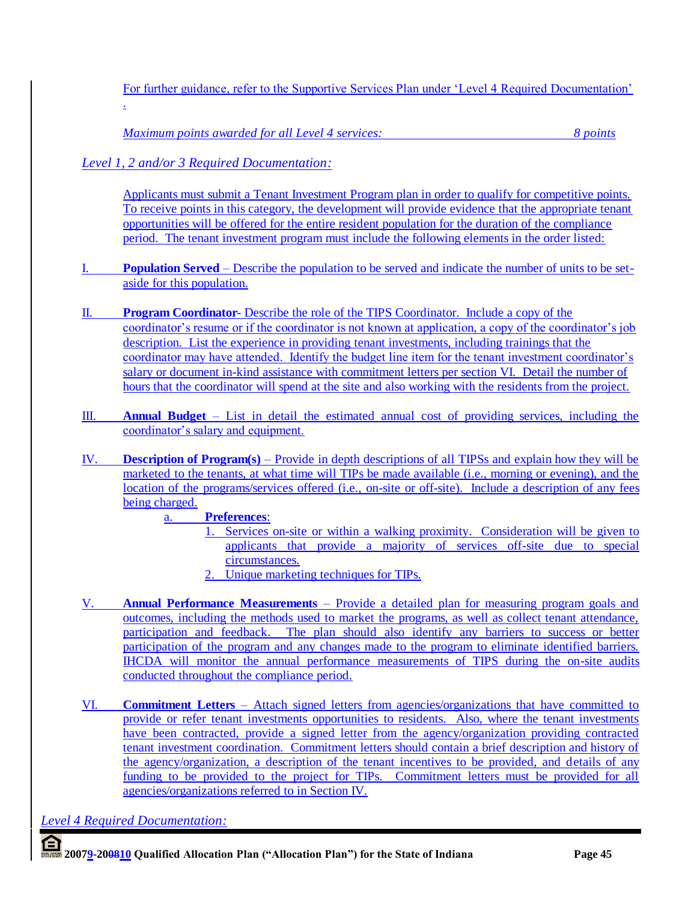For further guidance, refer to the Supportive Services Plan under 'Level 4 Required Documentation'.

*Maximum points awarded for all Level 4 services: 8 points*

*Level 1, 2 and/or 3 Required Documentation:*

Applicants must submit a Tenant Investment Program plan in order to qualify for competitive points. To receive points in this category, the development will provide evidence that the appropriate tenant opportunities will be offered for the entire resident population for the duration of the compliance period. The tenant investment program must include the following elements in the order listed:

I. **Population Served** – Describe the population to be served and indicate the number of units to be set-aside for this population.

II. **Program Coordinator**- Describe the role of the TIPS Coordinator. Include a copy of the coordinator's resume or if the coordinator is not known at application, a copy of the coordinator's job description. List the experience in providing tenant investments, including trainings that the coordinator may have attended. Identify the budget line item for the tenant investment coordinator's salary or document in-kind assistance with commitment letters per section VI. Detail the number of hours that the coordinator will spend at the site and also working with the residents from the project.

III. **Annual Budget** – List in detail the estimated annual cost of providing services, including the coordinator's salary and equipment.

IV. **Description of Program(s)** – Provide in depth descriptions of all TIPSs and explain how they will be marketed to the tenants, at what time will TIPs be made available (i.e., morning or evening), and the location of the programs/services offered (i.e., on-site or off-site). Include a description of any fees being charged.

   a. **Preferences**:
      1. Services on-site or within a walking proximity. Consideration will be given to applicants that provide a majority of services off-site due to special circumstances.
      2. Unique marketing techniques for TIPs.

V. **Annual Performance Measurements** – Provide a detailed plan for measuring program goals and outcomes, including the methods used to market the programs, as well as collect tenant attendance, participation and feedback. The plan should also identify any barriers to success or better participation of the program and any changes made to the program to eliminate identified barriers. IHCDA will monitor the annual performance measurements of TIPS during the on-site audits conducted throughout the compliance period.

VI. **Commitment Letters** – Attach signed letters from agencies/organizations that have committed to provide or refer tenant investments opportunities to residents. Also, where the tenant investments have been contracted, provide a signed letter from the agency/organization providing contracted tenant investment coordination. Commitment letters should contain a brief description and history of the agency/organization, a description of the tenant incentives to be provided, and details of any funding to be provided to the project for TIPs. Commitment letters must be provided for all agencies/organizations referred to in Section IV.

*Level 4 Required Documentation:*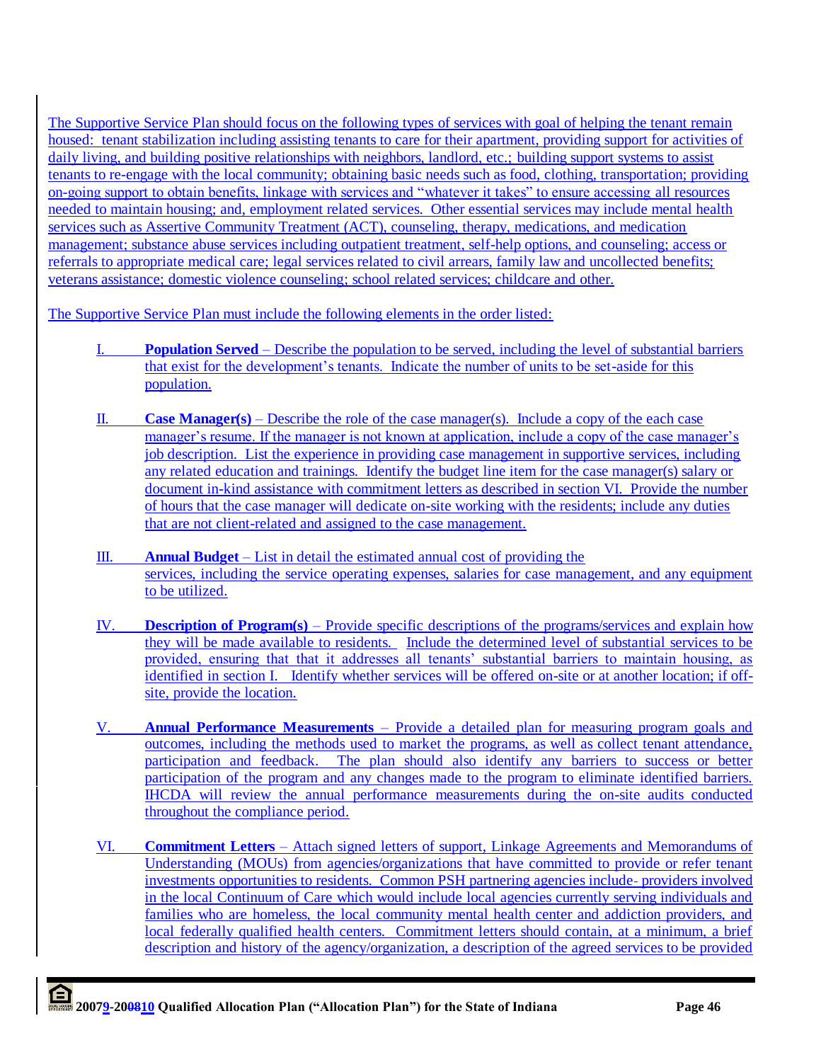The Supportive Service Plan should focus on the following types of services with goal of helping the tenant remain housed: tenant stabilization including assisting tenants to care for their apartment, providing support for activities of daily living, and building positive relationships with neighbors, landlord, etc.; building support systems to assist tenants to re-engage with the local community; obtaining basic needs such as food, clothing, transportation; providing on-going support to obtain benefits, linkage with services and "whatever it takes" to ensure accessing all resources needed to maintain housing; and, employment related services. Other essential services may include mental health services such as Assertive Community Treatment (ACT), counseling, therapy, medications, and medication management; substance abuse services including outpatient treatment, self-help options, and counseling; access or referrals to appropriate medical care; legal services related to civil arrears, family law and uncollected benefits; veterans assistance; domestic violence counseling; school related services; childcare and other.

The Supportive Service Plan must include the following elements in the order listed:

I. **Population Served** – Describe the population to be served, including the level of substantial barriers that exist for the development's tenants. Indicate the number of units to be set-aside for this population.

II. **Case Manager(s)** – Describe the role of the case manager(s). Include a copy of the each case manager's resume. If the manager is not known at application, include a copy of the case manager's job description. List the experience in providing case management in supportive services, including any related education and trainings. Identify the budget line item for the case manager(s) salary or document in-kind assistance with commitment letters as described in section VI. Provide the number of hours that the case manager will dedicate on-site working with the residents; include any duties that are not client-related and assigned to the case management.

III. **Annual Budget** – List in detail the estimated annual cost of providing the services, including the service operating expenses, salaries for case management, and any equipment to be utilized.

IV. **Description of Program(s)** – Provide specific descriptions of the programs/services and explain how they will be made available to residents. Include the determined level of substantial services to be provided, ensuring that that it addresses all tenants' substantial barriers to maintain housing, as identified in section I. Identify whether services will be offered on-site or at another location; if off-site, provide the location.

V. **Annual Performance Measurements** – Provide a detailed plan for measuring program goals and outcomes, including the methods used to market the programs, as well as collect tenant attendance, participation and feedback. The plan should also identify any barriers to success or better participation of the program and any changes made to the program to eliminate identified barriers. IHCDA will review the annual performance measurements during the on-site audits conducted throughout the compliance period.

VI. **Commitment Letters** – Attach signed letters of support, Linkage Agreements and Memorandums of Understanding (MOUs) from agencies/organizations that have committed to provide or refer tenant investments opportunities to residents. Common PSH partnering agencies include- providers involved in the local Continuum of Care which would include local agencies currently serving individuals and families who are homeless, the local community mental health center and addiction providers, and local federally qualified health centers. Commitment letters should contain, at a minimum, a brief description and history of the agency/organization, a description of the agreed services to be provided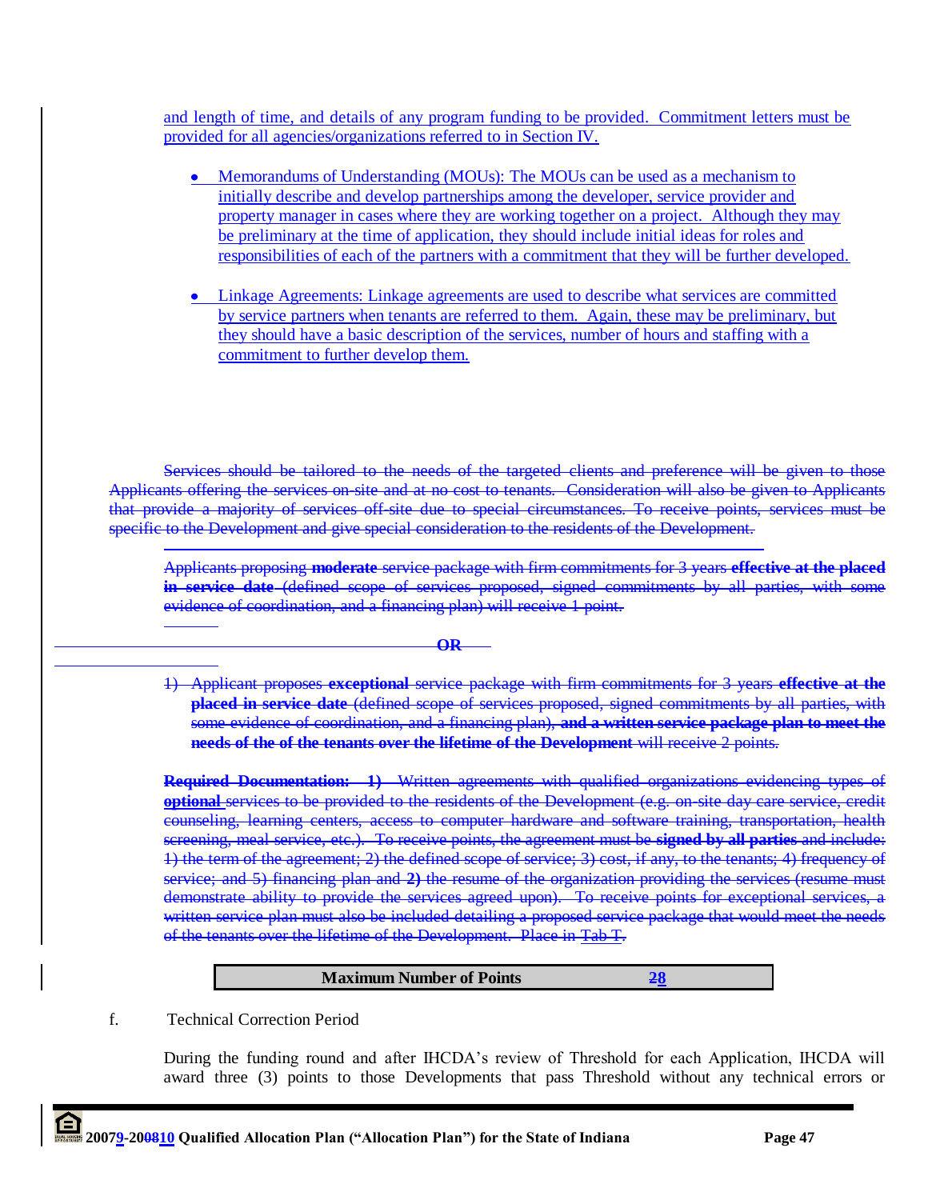and length of time, and details of any program funding to be provided. Commitment letters must be provided for all agencies/organizations referred to in Section IV.

- Memorandums of Understanding (MOUs): The MOUs can be used as a mechanism to initially describe and develop partnerships among the developer, service provider and property manager in cases where they are working together on a project. Although they may be preliminary at the time of application, they should include initial ideas for roles and responsibilities of each of the partners with a commitment that they will be further developed.

- Linkage Agreements: Linkage agreements are used to describe what services are committed by service partners when tenants are referred to them. Again, these may be preliminary, but they should have a basic description of the services, number of hours and staffing with a commitment to further develop them.

~~Services should be tailored to the needs of the targeted clients and preference will be given to those Applicants offering the services on-site and at no cost to tenants. Consideration will also be given to Applicants that provide a majority of services off-site due to special circumstances. To receive points, services must be specific to the Development and give special consideration to the residents of the Development.~~

~~Applicants proposing **moderate** service package with firm commitments for 3 years **effective at the placed in service date** (defined scope of services proposed, signed commitments by all parties, with some evidence of coordination, and a financing plan) will receive 1 point.~~

~~**OR**~~

~~1) Applicant proposes **exceptional** service package with firm commitments for 3 years **effective at the placed in service date** (defined scope of services proposed, signed commitments by all parties, with some evidence of coordination, and a financing plan), **and a written service package plan to meet the needs of the of the tenants over the lifetime of the Development** will receive 2 points.~~

~~**Required Documentation: 1)** Written agreements with qualified organizations evidencing types of **optional** services to be provided to the residents of the Development (e.g. on-site day care service, credit counseling, learning centers, access to computer hardware and software training, transportation, health screening, meal service, etc.). To receive points, the agreement must be **signed by all parties** and include: 1) the term of the agreement; 2) the defined scope of service; 3) cost, if any, to the tenants; 4) frequency of service; and 5) financing plan and **2)** the resume of the organization providing the services (resume must demonstrate ability to provide the services agreed upon). To receive points for exceptional services, a written service plan must also be included detailing a proposed service package that would meet the needs of the tenants over the lifetime of the Development. Place in Tab T.~~

| **Maximum Number of Points** | ~~2~~8 |
|---|---|

f. Technical Correction Period

During the funding round and after IHCDA's review of Threshold for each Application, IHCDA will award three (3) points to those Developments that pass Threshold without any technical errors or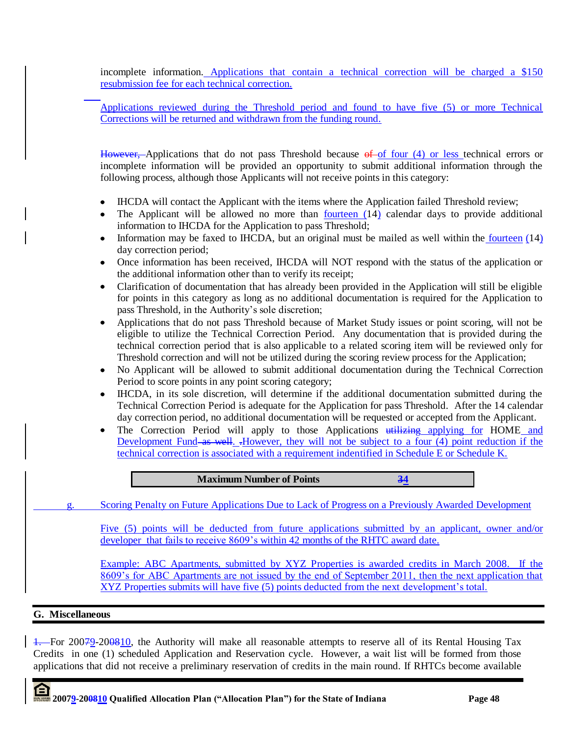incomplete information. Applications that contain a technical correction will be charged a $150 resubmission fee for each technical correction.

Applications reviewed during the Threshold period and found to have five (5) or more Technical Corrections will be returned and withdrawn from the funding round.

However, Applications that do not pass Threshold because of of four (4) or less technical errors or incomplete information will be provided an opportunity to submit additional information through the following process, although those Applicants will not receive points in this category:

- IHCDA will contact the Applicant with the items where the Application failed Threshold review;
- The Applicant will be allowed no more than fourteen (14) calendar days to provide additional information to IHCDA for the Application to pass Threshold;
- Information may be faxed to IHCDA, but an original must be mailed as well within the fourteen (14) day correction period;
- Once information has been received, IHCDA will NOT respond with the status of the application or the additional information other than to verify its receipt;
- Clarification of documentation that has already been provided in the Application will still be eligible for points in this category as long as no additional documentation is required for the Application to pass Threshold, in the Authority's sole discretion;
- Applications that do not pass Threshold because of Market Study issues or point scoring, will not be eligible to utilize the Technical Correction Period. Any documentation that is provided during the technical correction period that is also applicable to a related scoring item will be reviewed only for Threshold correction and will not be utilized during the scoring review process for the Application;
- No Applicant will be allowed to submit additional documentation during the Technical Correction Period to score points in any point scoring category;
- IHCDA, in its sole discretion, will determine if the additional documentation submitted during the Technical Correction Period is adequate for the Application for pass Threshold. After the 14 calendar day correction period, no additional documentation will be requested or accepted from the Applicant.
- The Correction Period will apply to those Applications utilizing applying for HOME and Development Fund as well. .However, they will not be subject to a four (4) point reduction if the technical correction is associated with a requirement indentified in Schedule E or Schedule K.

| Maximum Number of Points | 34 |
|---|---|

g. Scoring Penalty on Future Applications Due to Lack of Progress on a Previously Awarded Development

Five (5) points will be deducted from future applications submitted by an applicant, owner and/or developer that fails to receive 8609's within 42 months of the RHTC award date.

Example: ABC Apartments, submitted by XYZ Properties is awarded credits in March 2008. If the 8609's for ABC Apartments are not issued by the end of September 2011, then the next application that XYZ Properties submits will have five (5) points deducted from the next development's total.

## G. Miscellaneous

1. For 20079-200810, the Authority will make all reasonable attempts to reserve all of its Rental Housing Tax Credits in one (1) scheduled Application and Reservation cycle. However, a wait list will be formed from those applications that did not receive a preliminary reservation of credits in the main round. If RHTCs become available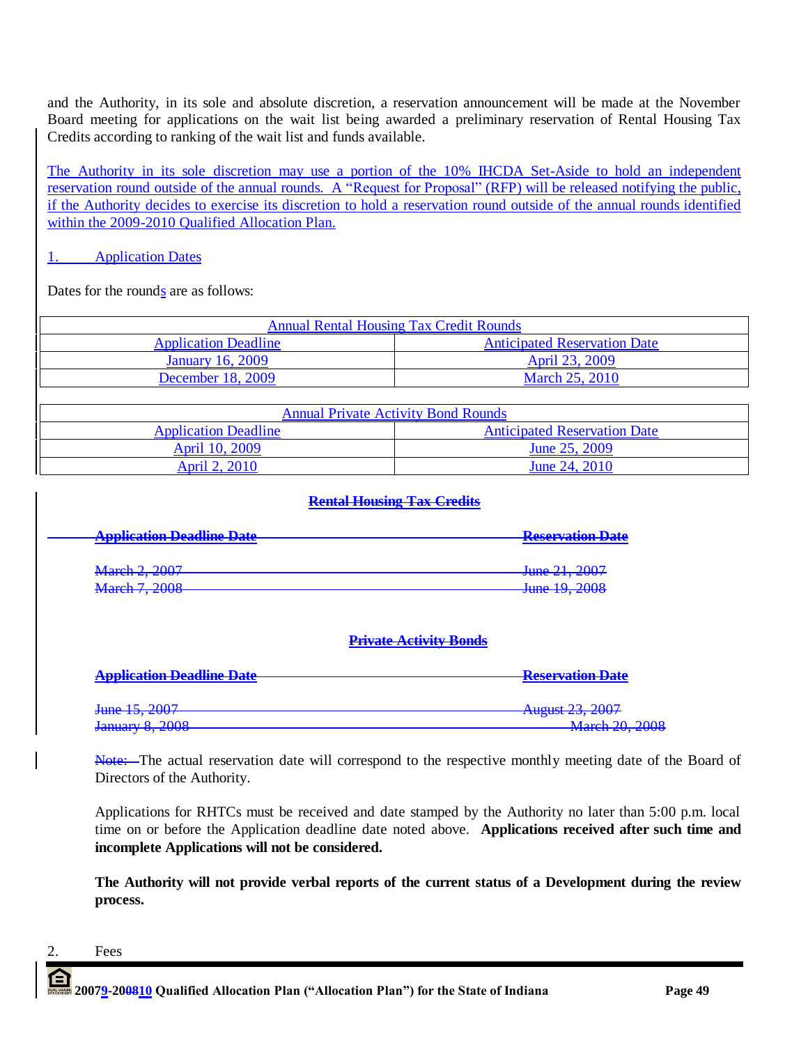and the Authority, in its sole and absolute discretion, a reservation announcement will be made at the November Board meeting for applications on the wait list being awarded a preliminary reservation of Rental Housing Tax Credits according to ranking of the wait list and funds available.

The Authority in its sole discretion may use a portion of the 10% IHCDA Set-Aside to hold an independent reservation round outside of the annual rounds. A "Request for Proposal" (RFP) will be released notifying the public, if the Authority decides to exercise its discretion to hold a reservation round outside of the annual rounds identified within the 2009-2010 Qualified Allocation Plan.

1. Application Dates

Dates for the rounds are as follows:

| Annual Rental Housing Tax Credit Rounds | |
|---|---|
| Application Deadline | Anticipated Reservation Date |
| January 16, 2009 | April 23, 2009 |
| December 18, 2009 | March 25, 2010 |

| Annual Private Activity Bond Rounds | |
|---|---|
| Application Deadline | Anticipated Reservation Date |
| April 10, 2009 | June 25, 2009 |
| April 2, 2010 | June 24, 2010 |

~~**Rental Housing Tax Credits**~~

| ~~Application Deadline Date~~ | ~~Reservation Date~~ |
|---|---|
| ~~March 2, 2007~~ | ~~June 21, 2007~~ |
| ~~March 7, 2008~~ | ~~June 19, 2008~~ |

~~**Private Activity Bonds**~~

| ~~Application Deadline Date~~ | ~~Reservation Date~~ |
|---|---|
| ~~June 15, 2007~~ | ~~August 23, 2007~~ |
| ~~January 8, 2008~~ | ~~March 20, 2008~~ |

~~Note:~~ The actual reservation date will correspond to the respective monthly meeting date of the Board of Directors of the Authority.

Applications for RHTCs must be received and date stamped by the Authority no later than 5:00 p.m. local time on or before the Application deadline date noted above. **Applications received after such time and incomplete Applications will not be considered.**

**The Authority will not provide verbal reports of the current status of a Development during the review process.**

2. Fees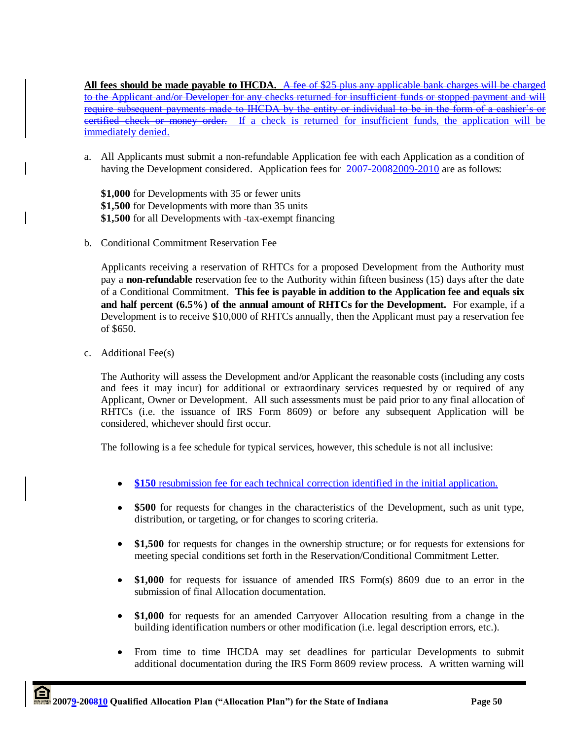**All fees should be made payable to IHCDA.** ~~A fee of $25 plus any applicable bank charges will be charged to the Applicant and/or Developer for any checks returned for insufficient funds or stopped payment and will require subsequent payments made to IHCDA by the entity or individual to be in the form of a cashier's or certified check or money order.~~ If a check is returned for insufficient funds, the application will be immediately denied.

a. All Applicants must submit a non-refundable Application fee with each Application as a condition of having the Development considered. Application fees for ~~2007-2008~~2009-2010 are as follows:

   **$1,000** for Developments with 35 or fewer units
   **$1,500** for Developments with more than 35 units
   **$1,500** for all Developments with tax-exempt financing

b. Conditional Commitment Reservation Fee

   Applicants receiving a reservation of RHTCs for a proposed Development from the Authority must pay a **non-refundable** reservation fee to the Authority within fifteen business (15) days after the date of a Conditional Commitment. **This fee is payable in addition to the Application fee and equals six and half percent (6.5%) of the annual amount of RHTCs for the Development.** For example, if a Development is to receive $10,000 of RHTCs annually, then the Applicant must pay a reservation fee of $650.

c. Additional Fee(s)

   The Authority will assess the Development and/or Applicant the reasonable costs (including any costs and fees it may incur) for additional or extraordinary services requested by or required of any Applicant, Owner or Development. All such assessments must be paid prior to any final allocation of RHTCs (i.e. the issuance of IRS Form 8609) or before any subsequent Application will be considered, whichever should first occur.

   The following is a fee schedule for typical services, however, this schedule is not all inclusive:

   - **$150** resubmission fee for each technical correction identified in the initial application.
   - **$500** for requests for changes in the characteristics of the Development, such as unit type, distribution, or targeting, or for changes to scoring criteria.
   - **$1,500** for requests for changes in the ownership structure; or for requests for extensions for meeting special conditions set forth in the Reservation/Conditional Commitment Letter.
   - **$1,000** for requests for issuance of amended IRS Form(s) 8609 due to an error in the submission of final Allocation documentation.
   - **$1,000** for requests for an amended Carryover Allocation resulting from a change in the building identification numbers or other modification (i.e. legal description errors, etc.).
   - From time to time IHCDA may set deadlines for particular Developments to submit additional documentation during the IRS Form 8609 review process. A written warning will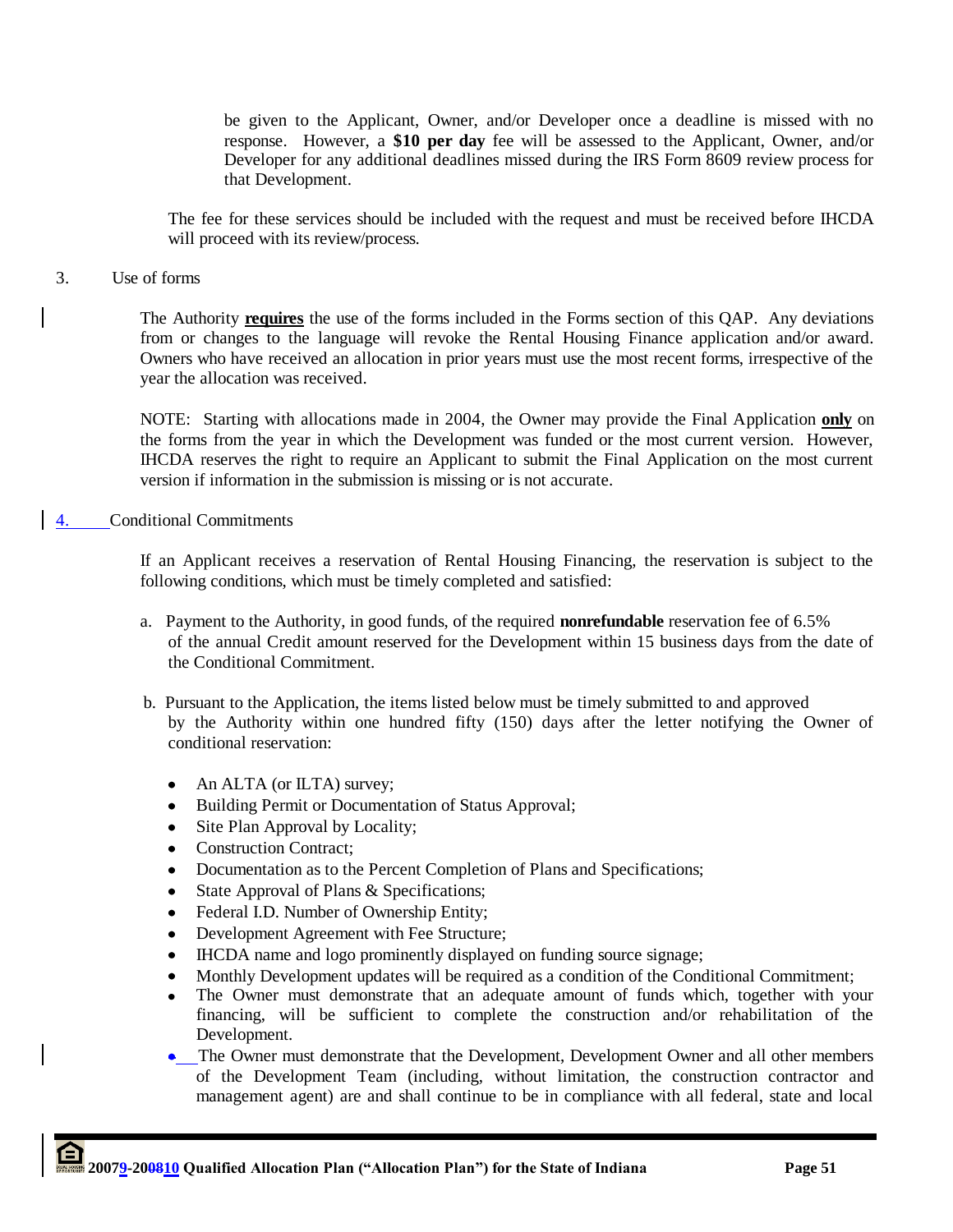be given to the Applicant, Owner, and/or Developer once a deadline is missed with no response. However, a **$10 per day** fee will be assessed to the Applicant, Owner, and/or Developer for any additional deadlines missed during the IRS Form 8609 review process for that Development.

The fee for these services should be included with the request and must be received before IHCDA will proceed with its review/process.

3. Use of forms

The Authority **requires** the use of the forms included in the Forms section of this QAP. Any deviations from or changes to the language will revoke the Rental Housing Finance application and/or award. Owners who have received an allocation in prior years must use the most recent forms, irrespective of the year the allocation was received.

NOTE: Starting with allocations made in 2004, the Owner may provide the Final Application **only** on the forms from the year in which the Development was funded or the most current version. However, IHCDA reserves the right to require an Applicant to submit the Final Application on the most current version if information in the submission is missing or is not accurate.

4. Conditional Commitments

If an Applicant receives a reservation of Rental Housing Financing, the reservation is subject to the following conditions, which must be timely completed and satisfied:

a. Payment to the Authority, in good funds, of the required **nonrefundable** reservation fee of 6.5% of the annual Credit amount reserved for the Development within 15 business days from the date of the Conditional Commitment.

b. Pursuant to the Application, the items listed below must be timely submitted to and approved by the Authority within one hundred fifty (150) days after the letter notifying the Owner of conditional reservation:

- An ALTA (or ILTA) survey;
- Building Permit or Documentation of Status Approval;
- Site Plan Approval by Locality;
- Construction Contract;
- Documentation as to the Percent Completion of Plans and Specifications;
- State Approval of Plans & Specifications;
- Federal I.D. Number of Ownership Entity;
- Development Agreement with Fee Structure;
- IHCDA name and logo prominently displayed on funding source signage;
- Monthly Development updates will be required as a condition of the Conditional Commitment;
- The Owner must demonstrate that an adequate amount of funds which, together with your financing, will be sufficient to complete the construction and/or rehabilitation of the Development.
- The Owner must demonstrate that the Development, Development Owner and all other members of the Development Team (including, without limitation, the construction contractor and management agent) are and shall continue to be in compliance with all federal, state and local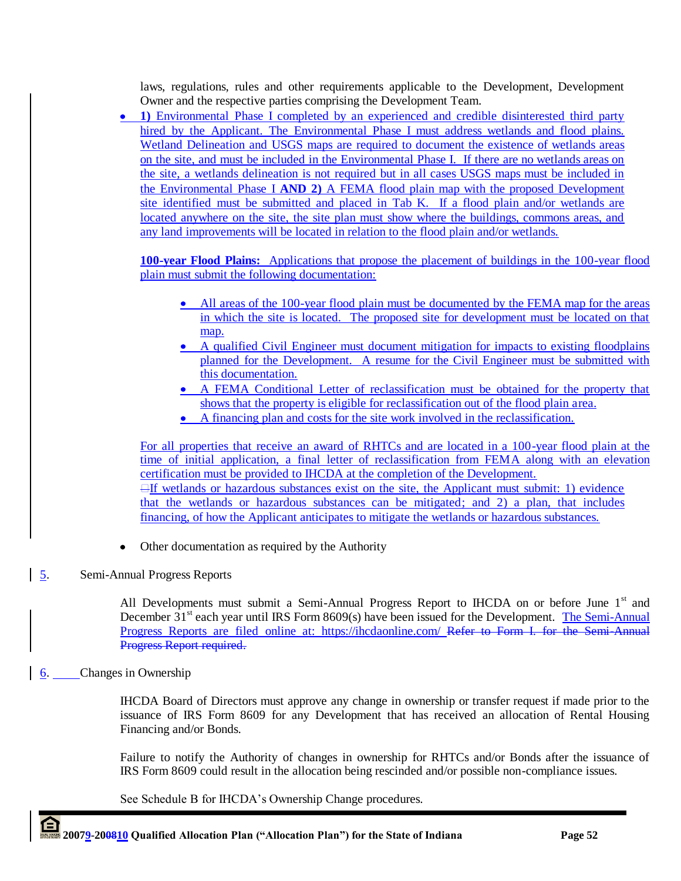laws, regulations, rules and other requirements applicable to the Development, Development Owner and the respective parties comprising the Development Team.

- **1)** Environmental Phase I completed by an experienced and credible disinterested third party hired by the Applicant. The Environmental Phase I must address wetlands and flood plains. Wetland Delineation and USGS maps are required to document the existence of wetlands areas on the site, and must be included in the Environmental Phase I. If there are no wetlands areas on the site, a wetlands delineation is not required but in all cases USGS maps must be included in the Environmental Phase I **AND 2)** A FEMA flood plain map with the proposed Development site identified must be submitted and placed in Tab K. If a flood plain and/or wetlands are located anywhere on the site, the site plan must show where the buildings, commons areas, and any land improvements will be located in relation to the flood plain and/or wetlands.

  **100-year Flood Plains:** Applications that propose the placement of buildings in the 100-year flood plain must submit the following documentation:

  - All areas of the 100-year flood plain must be documented by the FEMA map for the areas in which the site is located. The proposed site for development must be located on that map.
  - A qualified Civil Engineer must document mitigation for impacts to existing floodplains planned for the Development. A resume for the Civil Engineer must be submitted with this documentation.
  - A FEMA Conditional Letter of reclassification must be obtained for the property that shows that the property is eligible for reclassification out of the flood plain area.
  - A financing plan and costs for the site work involved in the reclassification.

  For all properties that receive an award of RHTCs and are located in a 100-year flood plain at the time of initial application, a final letter of reclassification from FEMA along with an elevation certification must be provided to IHCDA at the completion of the Development.

  If wetlands or hazardous substances exist on the site, the Applicant must submit: 1) evidence that the wetlands or hazardous substances can be mitigated; and 2) a plan, that includes financing, of how the Applicant anticipates to mitigate the wetlands or hazardous substances.

- Other documentation as required by the Authority

5. Semi-Annual Progress Reports

All Developments must submit a Semi-Annual Progress Report to IHCDA on or before June 1st and December 31st each year until IRS Form 8609(s) have been issued for the Development. The Semi-Annual Progress Reports are filed online at: https://ihcdaonline.com/ ~~Refer to Form I. for the Semi-Annual Progress Report required.~~

6. Changes in Ownership

IHCDA Board of Directors must approve any change in ownership or transfer request if made prior to the issuance of IRS Form 8609 for any Development that has received an allocation of Rental Housing Financing and/or Bonds.

Failure to notify the Authority of changes in ownership for RHTCs and/or Bonds after the issuance of IRS Form 8609 could result in the allocation being rescinded and/or possible non-compliance issues.

See Schedule B for IHCDA's Ownership Change procedures.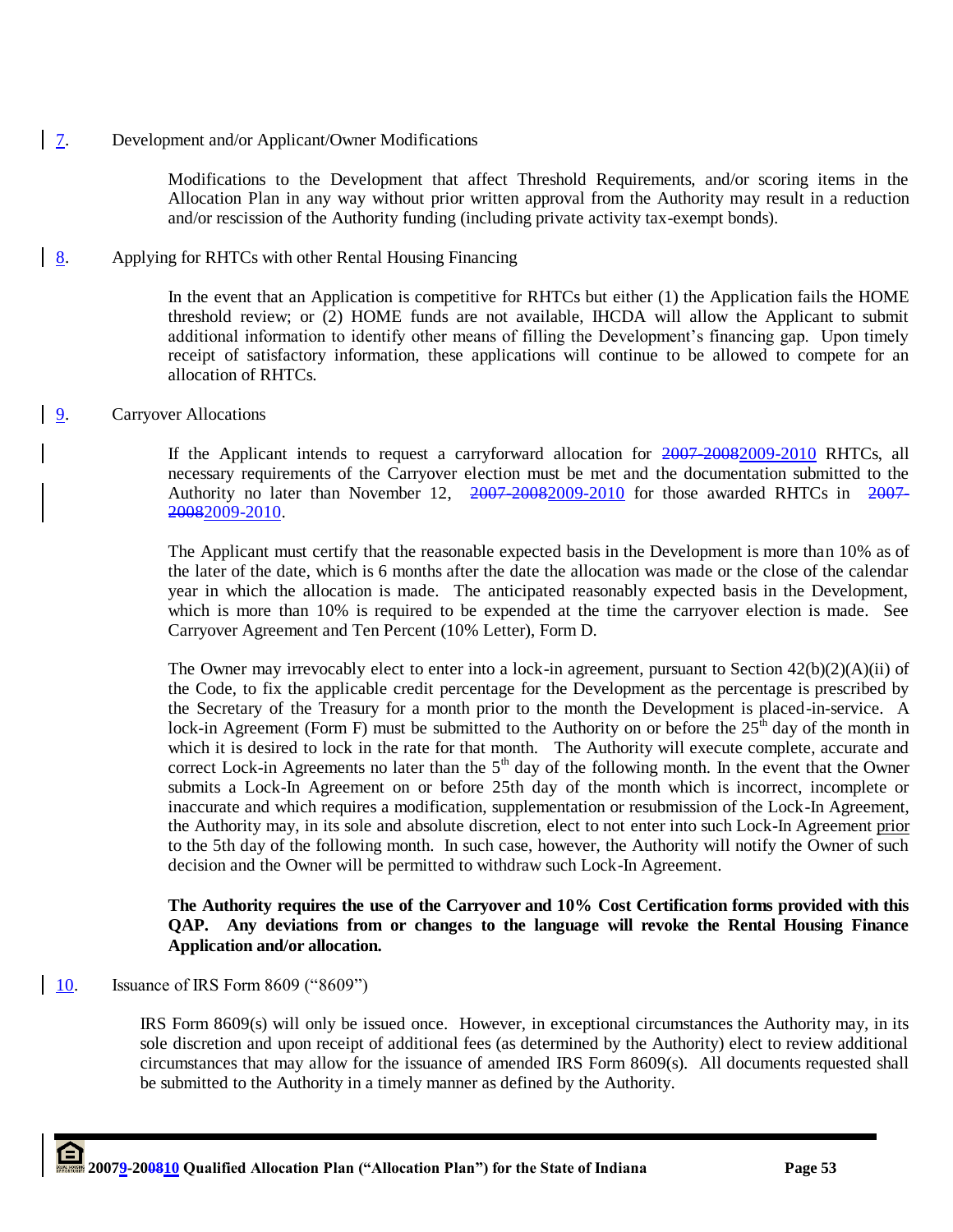7. Development and/or Applicant/Owner Modifications

Modifications to the Development that affect Threshold Requirements, and/or scoring items in the Allocation Plan in any way without prior written approval from the Authority may result in a reduction and/or rescission of the Authority funding (including private activity tax-exempt bonds).

8. Applying for RHTCs with other Rental Housing Financing

In the event that an Application is competitive for RHTCs but either (1) the Application fails the HOME threshold review; or (2) HOME funds are not available, IHCDA will allow the Applicant to submit additional information to identify other means of filling the Development's financing gap. Upon timely receipt of satisfactory information, these applications will continue to be allowed to compete for an allocation of RHTCs.

9. Carryover Allocations

If the Applicant intends to request a carryforward allocation for ~~2007-2008~~2009-2010 RHTCs, all necessary requirements of the Carryover election must be met and the documentation submitted to the Authority no later than November 12, ~~2007-2008~~2009-2010 for those awarded RHTCs in ~~2007-2008~~2009-2010.

The Applicant must certify that the reasonable expected basis in the Development is more than 10% as of the later of the date, which is 6 months after the date the allocation was made or the close of the calendar year in which the allocation is made. The anticipated reasonably expected basis in the Development, which is more than 10% is required to be expended at the time the carryover election is made. See Carryover Agreement and Ten Percent (10% Letter), Form D.

The Owner may irrevocably elect to enter into a lock-in agreement, pursuant to Section 42(b)(2)(A)(ii) of the Code, to fix the applicable credit percentage for the Development as the percentage is prescribed by the Secretary of the Treasury for a month prior to the month the Development is placed-in-service. A lock-in Agreement (Form F) must be submitted to the Authority on or before the 25th day of the month in which it is desired to lock in the rate for that month. The Authority will execute complete, accurate and correct Lock-in Agreements no later than the 5th day of the following month. In the event that the Owner submits a Lock-In Agreement on or before 25th day of the month which is incorrect, incomplete or inaccurate and which requires a modification, supplementation or resubmission of the Lock-In Agreement, the Authority may, in its sole and absolute discretion, elect to not enter into such Lock-In Agreement prior to the 5th day of the following month. In such case, however, the Authority will notify the Owner of such decision and the Owner will be permitted to withdraw such Lock-In Agreement.

**The Authority requires the use of the Carryover and 10% Cost Certification forms provided with this QAP. Any deviations from or changes to the language will revoke the Rental Housing Finance Application and/or allocation.**

10. Issuance of IRS Form 8609 ("8609")

IRS Form 8609(s) will only be issued once. However, in exceptional circumstances the Authority may, in its sole discretion and upon receipt of additional fees (as determined by the Authority) elect to review additional circumstances that may allow for the issuance of amended IRS Form 8609(s). All documents requested shall be submitted to the Authority in a timely manner as defined by the Authority.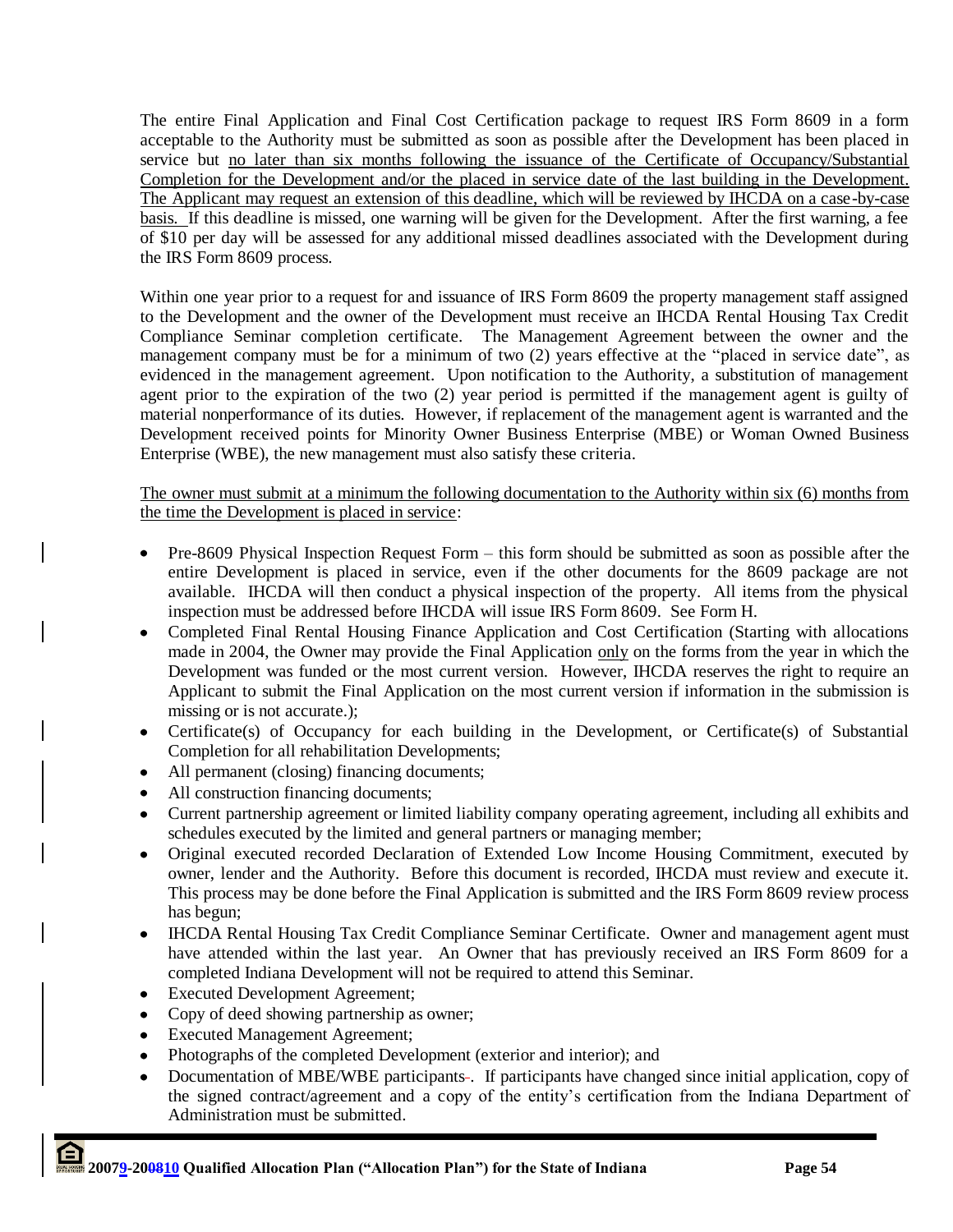The entire Final Application and Final Cost Certification package to request IRS Form 8609 in a form acceptable to the Authority must be submitted as soon as possible after the Development has been placed in service but no later than six months following the issuance of the Certificate of Occupancy/Substantial Completion for the Development and/or the placed in service date of the last building in the Development. The Applicant may request an extension of this deadline, which will be reviewed by IHCDA on a case-by-case basis. If this deadline is missed, one warning will be given for the Development. After the first warning, a fee of $10 per day will be assessed for any additional missed deadlines associated with the Development during the IRS Form 8609 process.

Within one year prior to a request for and issuance of IRS Form 8609 the property management staff assigned to the Development and the owner of the Development must receive an IHCDA Rental Housing Tax Credit Compliance Seminar completion certificate. The Management Agreement between the owner and the management company must be for a minimum of two (2) years effective at the "placed in service date", as evidenced in the management agreement. Upon notification to the Authority, a substitution of management agent prior to the expiration of the two (2) year period is permitted if the management agent is guilty of material nonperformance of its duties. However, if replacement of the management agent is warranted and the Development received points for Minority Owner Business Enterprise (MBE) or Woman Owned Business Enterprise (WBE), the new management must also satisfy these criteria.

The owner must submit at a minimum the following documentation to the Authority within six (6) months from the time the Development is placed in service:

- Pre-8609 Physical Inspection Request Form – this form should be submitted as soon as possible after the entire Development is placed in service, even if the other documents for the 8609 package are not available. IHCDA will then conduct a physical inspection of the property. All items from the physical inspection must be addressed before IHCDA will issue IRS Form 8609. See Form H.
- Completed Final Rental Housing Finance Application and Cost Certification (Starting with allocations made in 2004, the Owner may provide the Final Application only on the forms from the year in which the Development was funded or the most current version. However, IHCDA reserves the right to require an Applicant to submit the Final Application on the most current version if information in the submission is missing or is not accurate.);
- Certificate(s) of Occupancy for each building in the Development, or Certificate(s) of Substantial Completion for all rehabilitation Developments;
- All permanent (closing) financing documents;
- All construction financing documents;
- Current partnership agreement or limited liability company operating agreement, including all exhibits and schedules executed by the limited and general partners or managing member;
- Original executed recorded Declaration of Extended Low Income Housing Commitment, executed by owner, lender and the Authority. Before this document is recorded, IHCDA must review and execute it. This process may be done before the Final Application is submitted and the IRS Form 8609 review process has begun;
- IHCDA Rental Housing Tax Credit Compliance Seminar Certificate. Owner and management agent must have attended within the last year. An Owner that has previously received an IRS Form 8609 for a completed Indiana Development will not be required to attend this Seminar.
- Executed Development Agreement;
- Copy of deed showing partnership as owner;
- Executed Management Agreement;
- Photographs of the completed Development (exterior and interior); and
- Documentation of MBE/WBE participants. If participants have changed since initial application, copy of the signed contract/agreement and a copy of the entity's certification from the Indiana Department of Administration must be submitted.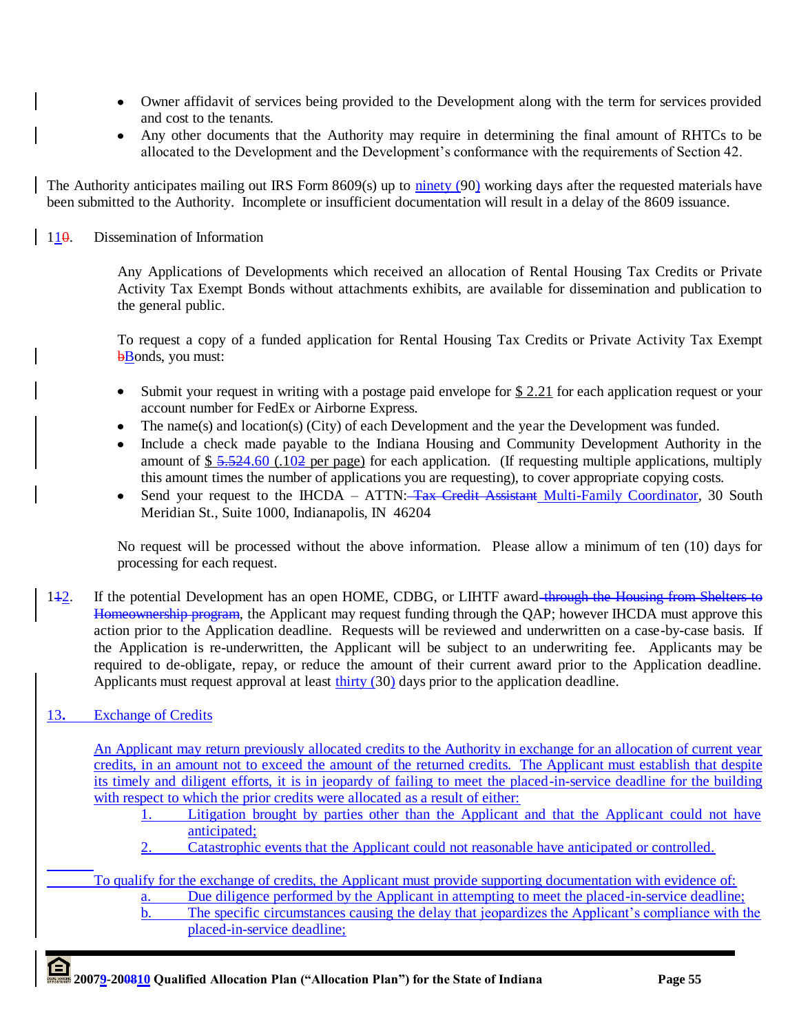- Owner affidavit of services being provided to the Development along with the term for services provided and cost to the tenants.
- Any other documents that the Authority may require in determining the final amount of RHTCs to be allocated to the Development and the Development's conformance with the requirements of Section 42.

The Authority anticipates mailing out IRS Form 8609(s) up to ninety (90) working days after the requested materials have been submitted to the Authority. Incomplete or insufficient documentation will result in a delay of the 8609 issuance.

11. Dissemination of Information

Any Applications of Developments which received an allocation of Rental Housing Tax Credits or Private Activity Tax Exempt Bonds without attachments exhibits, are available for dissemination and publication to the general public.

To request a copy of a funded application for Rental Housing Tax Credits or Private Activity Tax Exempt Bonds, you must:

- Submit your request in writing with a postage paid envelope for $ 2.21 for each application request or your account number for FedEx or Airborne Express.
- The name(s) and location(s) (City) of each Development and the year the Development was funded.
- Include a check made payable to the Indiana Housing and Community Development Authority in the amount of $ 4.60 (.10 per page) for each application. (If requesting multiple applications, multiply this amount times the number of applications you are requesting), to cover appropriate copying costs.
- Send your request to the IHCDA – ATTN: Multi-Family Coordinator, 30 South Meridian St., Suite 1000, Indianapolis, IN 46204

No request will be processed without the above information. Please allow a minimum of ten (10) days for processing for each request.

12. If the potential Development has an open HOME, CDBG, or LIHTF award, the Applicant may request funding through the QAP; however IHCDA must approve this action prior to the Application deadline. Requests will be reviewed and underwritten on a case-by-case basis. If the Application is re-underwritten, the Applicant will be subject to an underwriting fee. Applicants may be required to de-obligate, repay, or reduce the amount of their current award prior to the Application deadline. Applicants must request approval at least thirty (30) days prior to the application deadline.

13. Exchange of Credits

An Applicant may return previously allocated credits to the Authority in exchange for an allocation of current year credits, in an amount not to exceed the amount of the returned credits. The Applicant must establish that despite its timely and diligent efforts, it is in jeopardy of failing to meet the placed-in-service deadline for the building with respect to which the prior credits were allocated as a result of either:

1. Litigation brought by parties other than the Applicant and that the Applicant could not have anticipated;
2. Catastrophic events that the Applicant could not reasonable have anticipated or controlled.

To qualify for the exchange of credits, the Applicant must provide supporting documentation with evidence of:

a. Due diligence performed by the Applicant in attempting to meet the placed-in-service deadline;
b. The specific circumstances causing the delay that jeopardizes the Applicant's compliance with the placed-in-service deadline;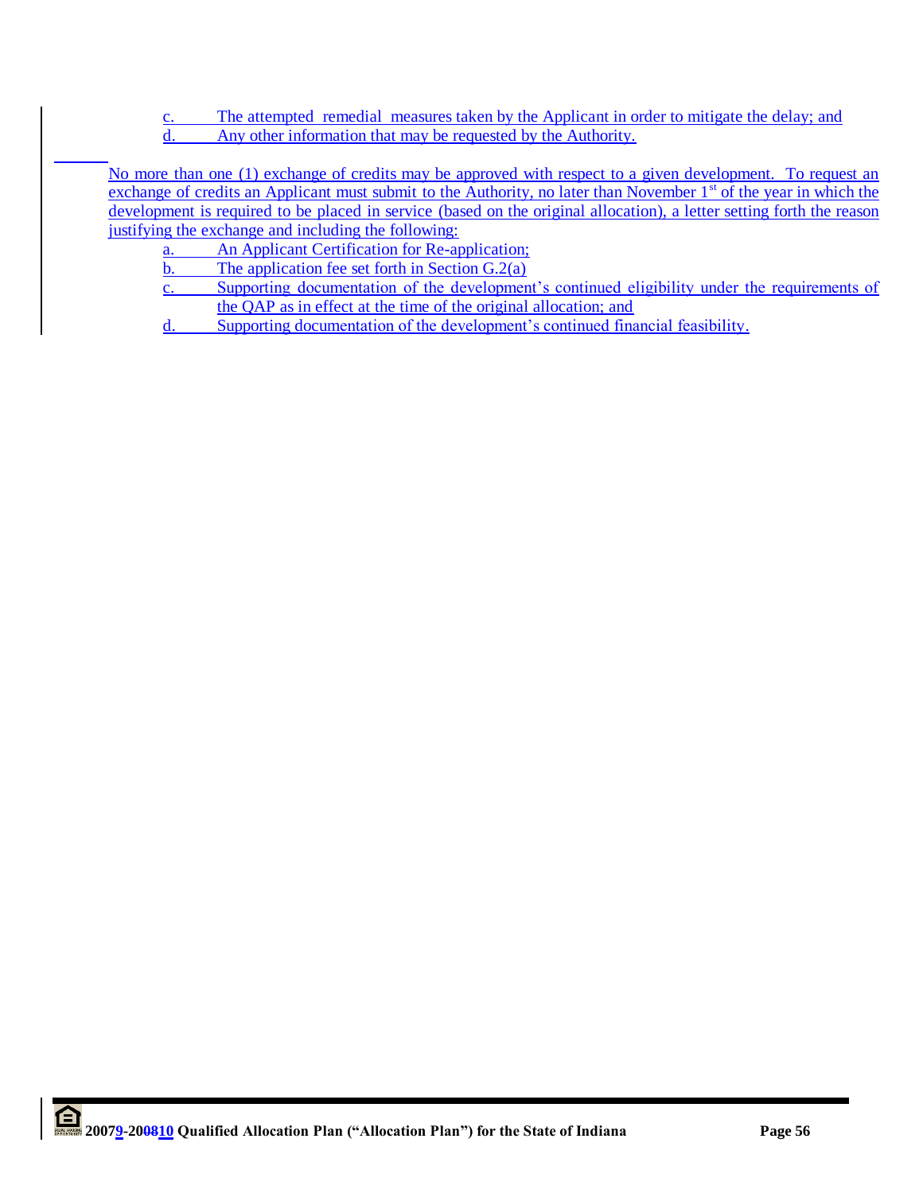c. The attempted remedial measures taken by the Applicant in order to mitigate the delay; and

d. Any other information that may be requested by the Authority.

No more than one (1) exchange of credits may be approved with respect to a given development. To request an exchange of credits an Applicant must submit to the Authority, no later than November 1st of the year in which the development is required to be placed in service (based on the original allocation), a letter setting forth the reason justifying the exchange and including the following:

a. An Applicant Certification for Re-application;

b. The application fee set forth in Section G.2(a)

c. Supporting documentation of the development's continued eligibility under the requirements of the QAP as in effect at the time of the original allocation; and

d. Supporting documentation of the development's continued financial feasibility.